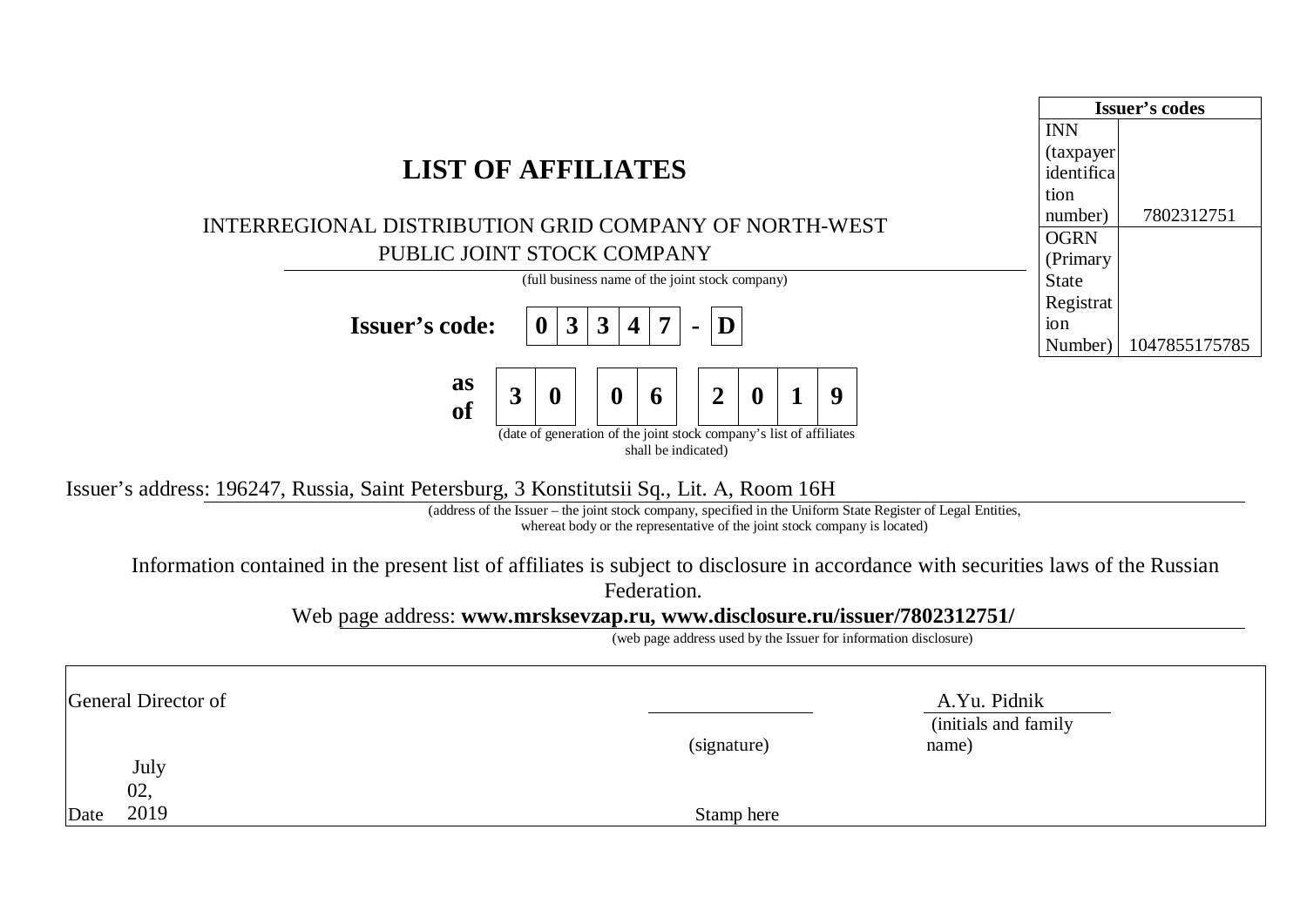| Issuer's codes | |
|---|---|
| INN (taxpayer identification number) | 7802312751 |
| OGRN (Primary State Registration Number) | 1047855175785 |

# LIST OF AFFILIATES

INTERREGIONAL DISTRIBUTION GRID COMPANY OF NORTH-WEST PUBLIC JOINT STOCK COMPANY

(full business name of the joint stock company)

**Issuer's code:** | **0** | **3** | **3** | **4** | **7** | - | **D** |

**as of** | **3** | **0** | | **0** | **6** | | **2** | **0** | **1** | **9** |

(date of generation of the joint stock company's list of affiliates shall be indicated)

Issuer's address: 196247, Russia, Saint Petersburg, 3 Konstitutsii Sq., Lit. A, Room 16H

(address of the Issuer – the joint stock company, specified in the Uniform State Register of Legal Entities, whereat body or the representative of the joint stock company is located)

Information contained in the present list of affiliates is subject to disclosure in accordance with securities laws of the Russian Federation.

Web page address: **www.mrsksevzap.ru, www.disclosure.ru/issuer/7802312751/**

(web page address used by the Issuer for information disclosure)

| General Director of | | A.Yu. Pidnik |
|---|---|---|
| | (signature) | (initials and family name) |
| Date July 02, 2019 | Stamp here | |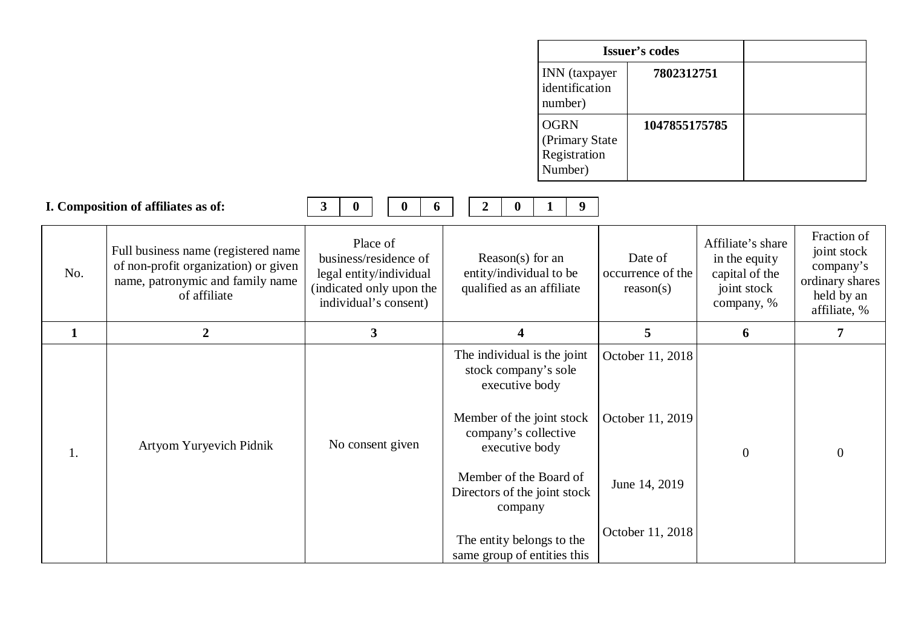| Issuer's codes | | |
|---|---|---|
| INN (taxpayer identification number) | **7802312751** | |
| OGRN (Primary State Registration Number) | **1047855175785** | |

**I. Composition of affiliates as of:** | **3** | **0** | | **0** | **6** | | **2** | **0** | **1** | **9** |

| No. | Full business name (registered name of non-profit organization) or given name, patronymic and family name of affiliate | Place of business/residence of legal entity/individual (indicated only upon the individual's consent) | Reason(s) for an entity/individual to be qualified as an affiliate | Date of occurrence of the reason(s) | Affiliate's share in the equity capital of the joint stock company, % | Fraction of joint stock company's ordinary shares held by an affiliate, % |
|---|---|---|---|---|---|---|
| **1** | **2** | **3** | **4** | **5** | **6** | **7** |
| 1. | Artyom Yuryevich Pidnik | No consent given | The individual is the joint stock company's sole executive body<br><br>Member of the joint stock company's collective executive body<br><br>Member of the Board of Directors of the joint stock company<br><br>The entity belongs to the same group of entities this | October 11, 2018<br><br>October 11, 2019<br><br>June 14, 2019<br><br>October 11, 2018 | 0 | 0 |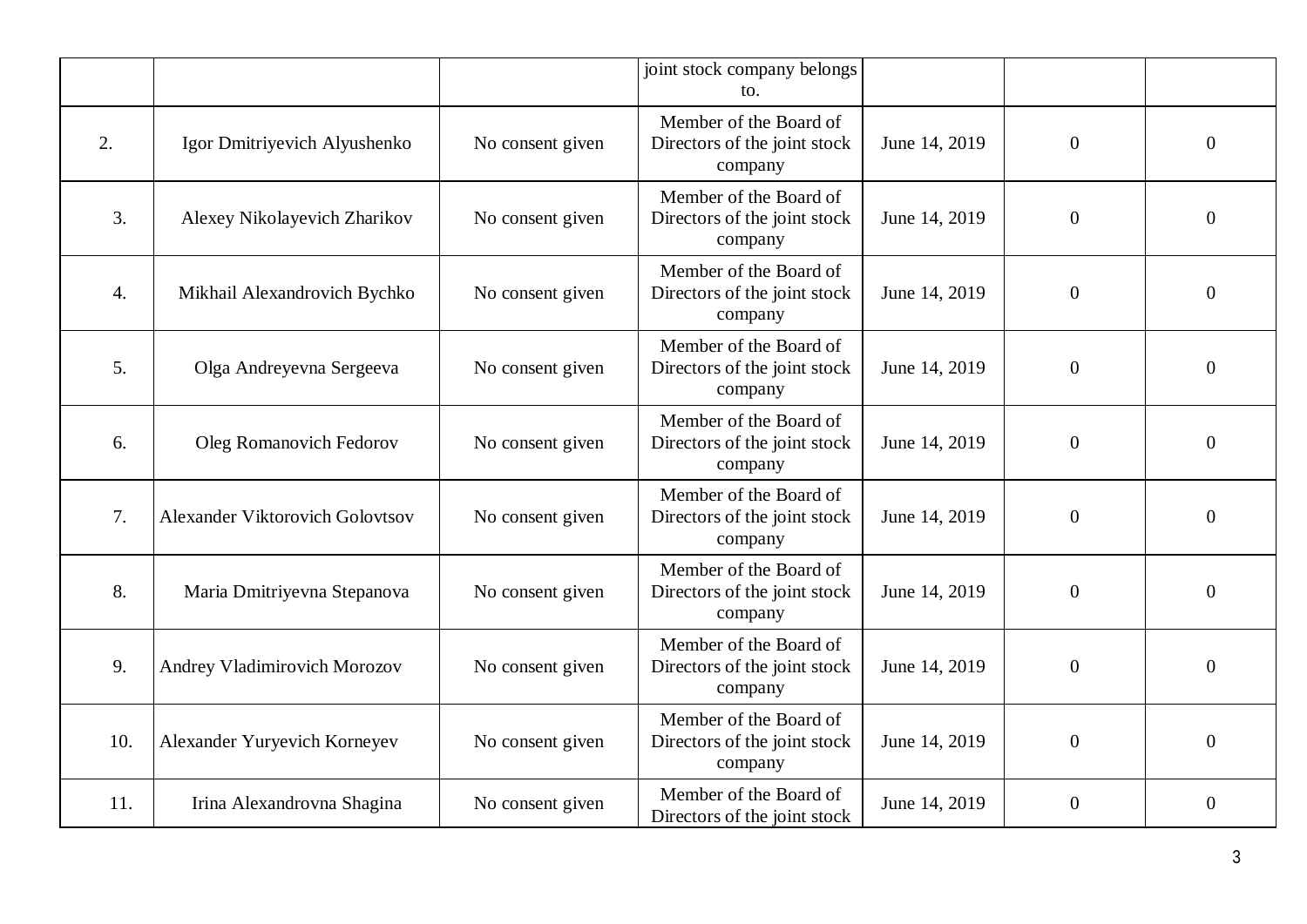| | | | | | | |
|---|---|---|---|---|---|---|
| | | | joint stock company belongs to. | | | |
| 2. | Igor Dmitriyevich Alyushenko | No consent given | Member of the Board of Directors of the joint stock company | June 14, 2019 | 0 | 0 |
| 3. | Alexey Nikolayevich Zharikov | No consent given | Member of the Board of Directors of the joint stock company | June 14, 2019 | 0 | 0 |
| 4. | Mikhail Alexandrovich Bychko | No consent given | Member of the Board of Directors of the joint stock company | June 14, 2019 | 0 | 0 |
| 5. | Olga Andreyevna Sergeeva | No consent given | Member of the Board of Directors of the joint stock company | June 14, 2019 | 0 | 0 |
| 6. | Oleg Romanovich Fedorov | No consent given | Member of the Board of Directors of the joint stock company | June 14, 2019 | 0 | 0 |
| 7. | Alexander Viktorovich Golovtsov | No consent given | Member of the Board of Directors of the joint stock company | June 14, 2019 | 0 | 0 |
| 8. | Maria Dmitriyevna Stepanova | No consent given | Member of the Board of Directors of the joint stock company | June 14, 2019 | 0 | 0 |
| 9. | Andrey Vladimirovich Morozov | No consent given | Member of the Board of Directors of the joint stock company | June 14, 2019 | 0 | 0 |
| 10. | Alexander Yuryevich Korneyev | No consent given | Member of the Board of Directors of the joint stock company | June 14, 2019 | 0 | 0 |
| 11. | Irina Alexandrovna Shagina | No consent given | Member of the Board of Directors of the joint stock | June 14, 2019 | 0 | 0 |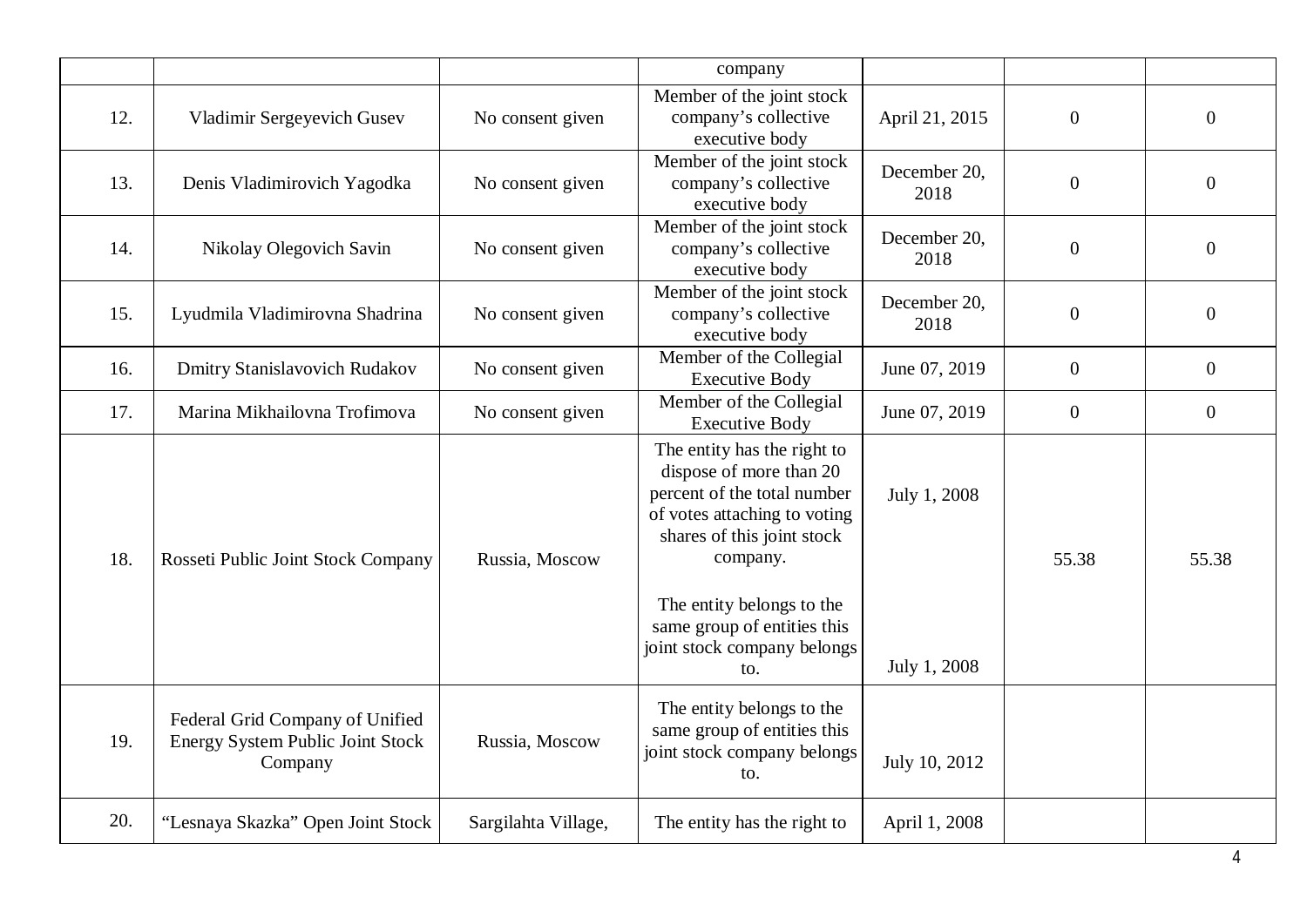| | | | | | | |
|---|---|---|---|---|---|---|
| | | | company | | | |
| 12. | Vladimir Sergeyevich Gusev | No consent given | Member of the joint stock company's collective executive body | April 21, 2015 | 0 | 0 |
| 13. | Denis Vladimirovich Yagodka | No consent given | Member of the joint stock company's collective executive body | December 20, 2018 | 0 | 0 |
| 14. | Nikolay Olegovich Savin | No consent given | Member of the joint stock company's collective executive body | December 20, 2018 | 0 | 0 |
| 15. | Lyudmila Vladimirovna Shadrina | No consent given | Member of the joint stock company's collective executive body | December 20, 2018 | 0 | 0 |
| 16. | Dmitry Stanislavovich Rudakov | No consent given | Member of the Collegial Executive Body | June 07, 2019 | 0 | 0 |
| 17. | Marina Mikhailovna Trofimova | No consent given | Member of the Collegial Executive Body | June 07, 2019 | 0 | 0 |
| 18. | Rosseti Public Joint Stock Company | Russia, Moscow | The entity has the right to dispose of more than 20 percent of the total number of votes attaching to voting shares of this joint stock company.<br><br>The entity belongs to the same group of entities this joint stock company belongs to. | July 1, 2008<br><br>July 1, 2008 | 55.38 | 55.38 |
| 19. | Federal Grid Company of Unified Energy System Public Joint Stock Company | Russia, Moscow | The entity belongs to the same group of entities this joint stock company belongs to. | July 10, 2012 | | |
| 20. | "Lesnaya Skazka" Open Joint Stock | Sargilahta Village, | The entity has the right to | April 1, 2008 | | |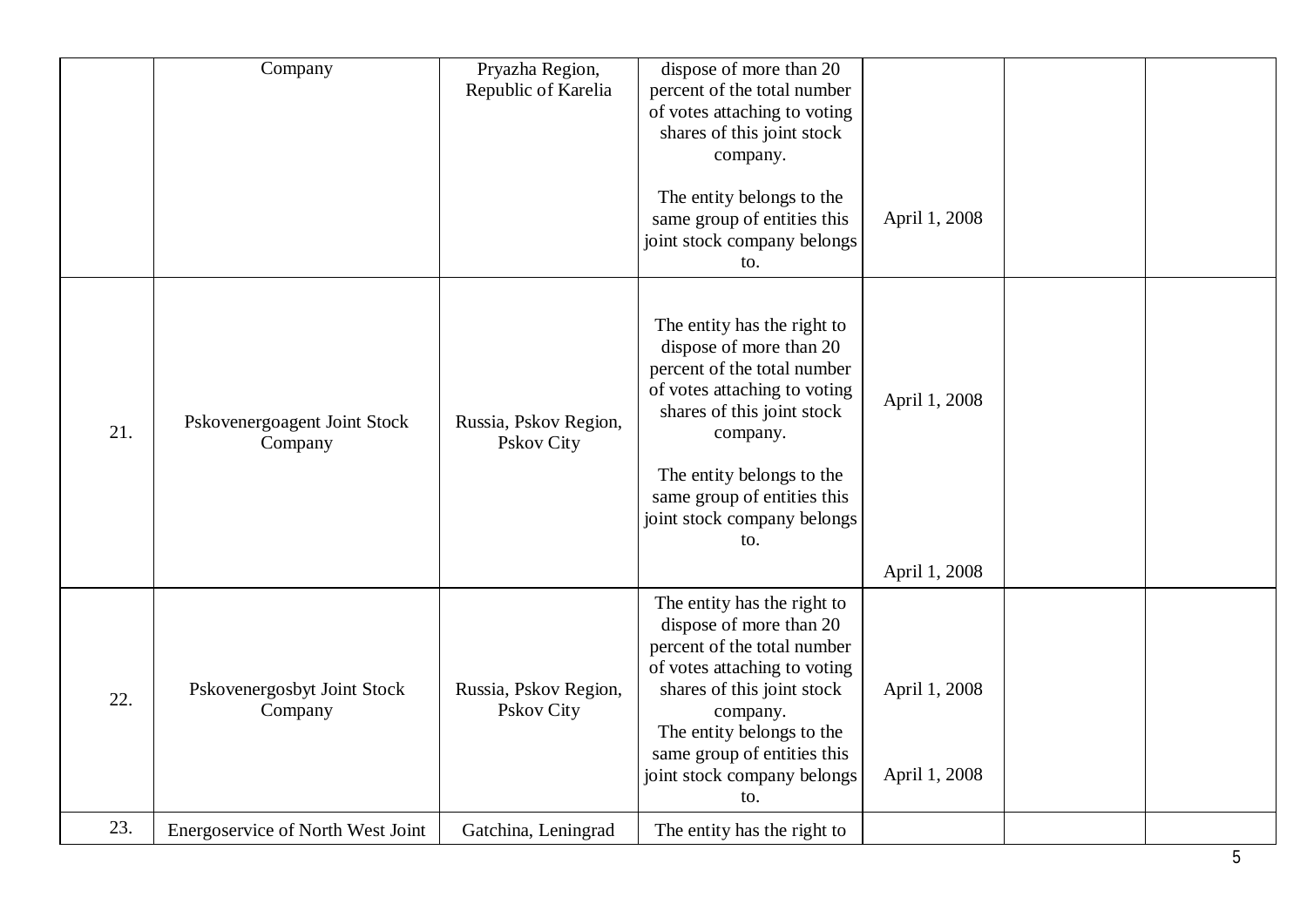| | | | | | | |
|---|---|---|---|---|---|---|
| | Company | Pryazha Region, Republic of Karelia | dispose of more than 20 percent of the total number of votes attaching to voting shares of this joint stock company.<br><br>The entity belongs to the same group of entities this joint stock company belongs to. | April 1, 2008 | | |
| 21. | Pskovenergoagent Joint Stock Company | Russia, Pskov Region, Pskov City | The entity has the right to dispose of more than 20 percent of the total number of votes attaching to voting shares of this joint stock company.<br><br>The entity belongs to the same group of entities this joint stock company belongs to. | April 1, 2008<br><br>April 1, 2008 | | |
| 22. | Pskovenergosbyt Joint Stock Company | Russia, Pskov Region, Pskov City | The entity has the right to dispose of more than 20 percent of the total number of votes attaching to voting shares of this joint stock company.<br>The entity belongs to the same group of entities this joint stock company belongs to. | April 1, 2008<br><br>April 1, 2008 | | |
| 23. | Energoservice of North West Joint | Gatchina, Leningrad | The entity has the right to | | | |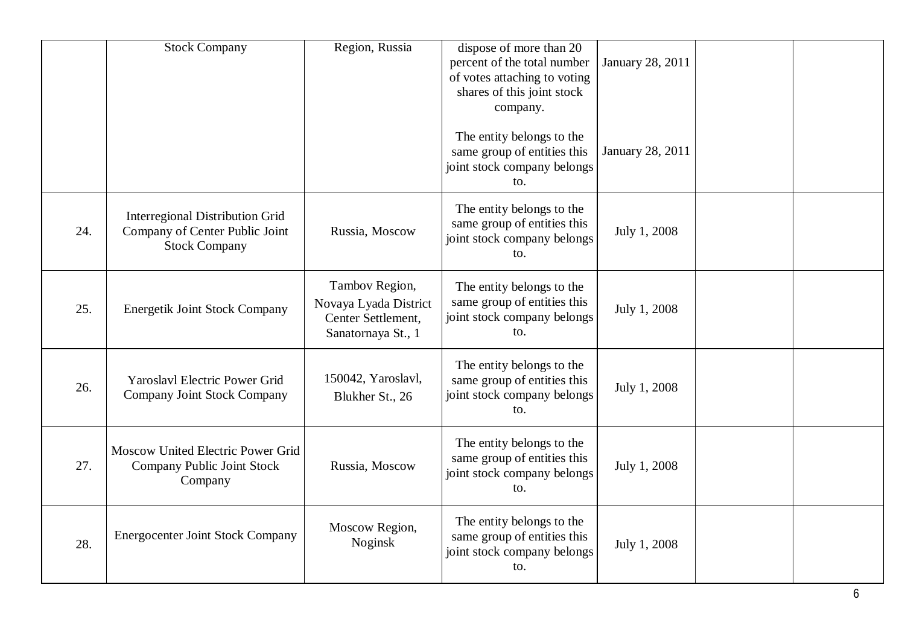| | | | | | | |
|---|---|---|---|---|---|---|
| | Stock Company | Region, Russia | dispose of more than 20 percent of the total number of votes attaching to voting shares of this joint stock company.<br><br>The entity belongs to the same group of entities this joint stock company belongs to. | January 28, 2011<br><br>January 28, 2011 | | |
| 24. | Interregional Distribution Grid Company of Center Public Joint Stock Company | Russia, Moscow | The entity belongs to the same group of entities this joint stock company belongs to. | July 1, 2008 | | |
| 25. | Energetik Joint Stock Company | Tambov Region, Novaya Lyada District Center Settlement, Sanatornaya St., 1 | The entity belongs to the same group of entities this joint stock company belongs to. | July 1, 2008 | | |
| 26. | Yaroslavl Electric Power Grid Company Joint Stock Company | 150042, Yaroslavl, Blukher St., 26 | The entity belongs to the same group of entities this joint stock company belongs to. | July 1, 2008 | | |
| 27. | Moscow United Electric Power Grid Company Public Joint Stock Company | Russia, Moscow | The entity belongs to the same group of entities this joint stock company belongs to. | July 1, 2008 | | |
| 28. | Energocenter Joint Stock Company | Moscow Region, Noginsk | The entity belongs to the same group of entities this joint stock company belongs to. | July 1, 2008 | | |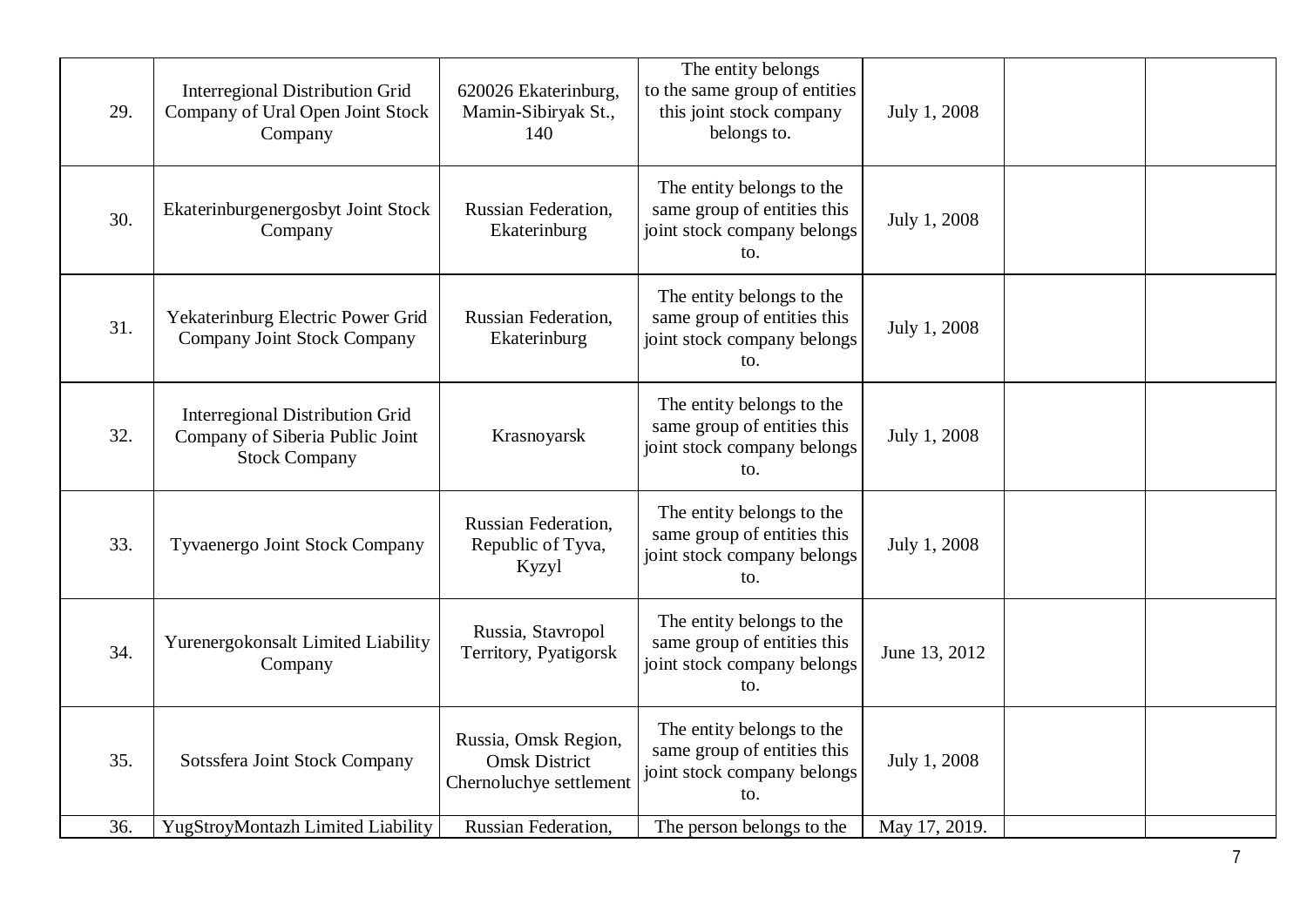| | | | | | | |
|---|---|---|---|---|---|---|
| 29. | Interregional Distribution Grid Company of Ural Open Joint Stock Company | 620026 Ekaterinburg, Mamin-Sibiryak St., 140 | The entity belongs to the same group of entities this joint stock company belongs to. | July 1, 2008 | | |
| 30. | Ekaterinburgenergosbyt Joint Stock Company | Russian Federation, Ekaterinburg | The entity belongs to the same group of entities this joint stock company belongs to. | July 1, 2008 | | |
| 31. | Yekaterinburg Electric Power Grid Company Joint Stock Company | Russian Federation, Ekaterinburg | The entity belongs to the same group of entities this joint stock company belongs to. | July 1, 2008 | | |
| 32. | Interregional Distribution Grid Company of Siberia Public Joint Stock Company | Krasnoyarsk | The entity belongs to the same group of entities this joint stock company belongs to. | July 1, 2008 | | |
| 33. | Tyvaenergo Joint Stock Company | Russian Federation, Republic of Tyva, Kyzyl | The entity belongs to the same group of entities this joint stock company belongs to. | July 1, 2008 | | |
| 34. | Yurenergokonsalt Limited Liability Company | Russia, Stavropol Territory, Pyatigorsk | The entity belongs to the same group of entities this joint stock company belongs to. | June 13, 2012 | | |
| 35. | Sotssfera Joint Stock Company | Russia, Omsk Region, Omsk District Chernoluchye settlement | The entity belongs to the same group of entities this joint stock company belongs to. | July 1, 2008 | | |
| 36. | YugStroyMontazh Limited Liability | Russian Federation, | The person belongs to the | May 17, 2019. | | |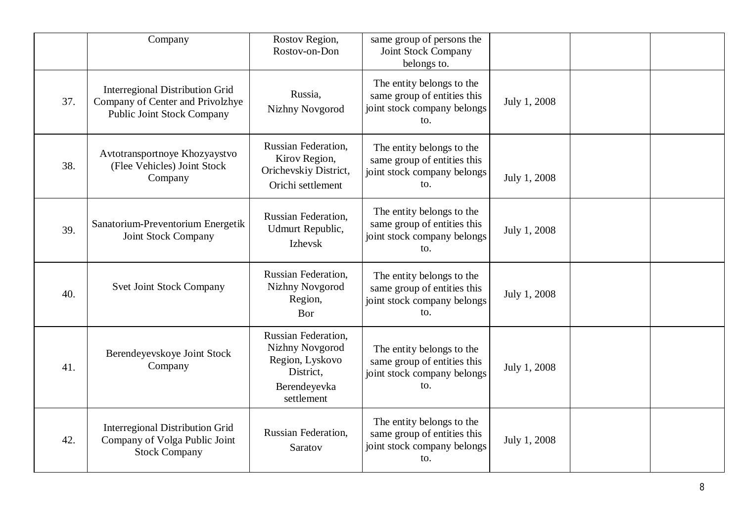| | | | | | | |
|---|---|---|---|---|---|---|
| | Company | Rostov Region, Rostov-on-Don | same group of persons the Joint Stock Company belongs to. | | | |
| 37. | Interregional Distribution Grid Company of Center and Privolzhye Public Joint Stock Company | Russia, Nizhny Novgorod | The entity belongs to the same group of entities this joint stock company belongs to. | July 1, 2008 | | |
| 38. | Avtotransportnoye Khozyaystvo (Flee Vehicles) Joint Stock Company | Russian Federation, Kirov Region, Orichevskiy District, Orichi settlement | The entity belongs to the same group of entities this joint stock company belongs to. | July 1, 2008 | | |
| 39. | Sanatorium-Preventorium Energetik Joint Stock Company | Russian Federation, Udmurt Republic, Izhevsk | The entity belongs to the same group of entities this joint stock company belongs to. | July 1, 2008 | | |
| 40. | Svet Joint Stock Company | Russian Federation, Nizhny Novgorod Region, Bor | The entity belongs to the same group of entities this joint stock company belongs to. | July 1, 2008 | | |
| 41. | Berendeyevskoye Joint Stock Company | Russian Federation, Nizhny Novgorod Region, Lyskovo District, Berendeyevka settlement | The entity belongs to the same group of entities this joint stock company belongs to. | July 1, 2008 | | |
| 42. | Interregional Distribution Grid Company of Volga Public Joint Stock Company | Russian Federation, Saratov | The entity belongs to the same group of entities this joint stock company belongs to. | July 1, 2008 | | |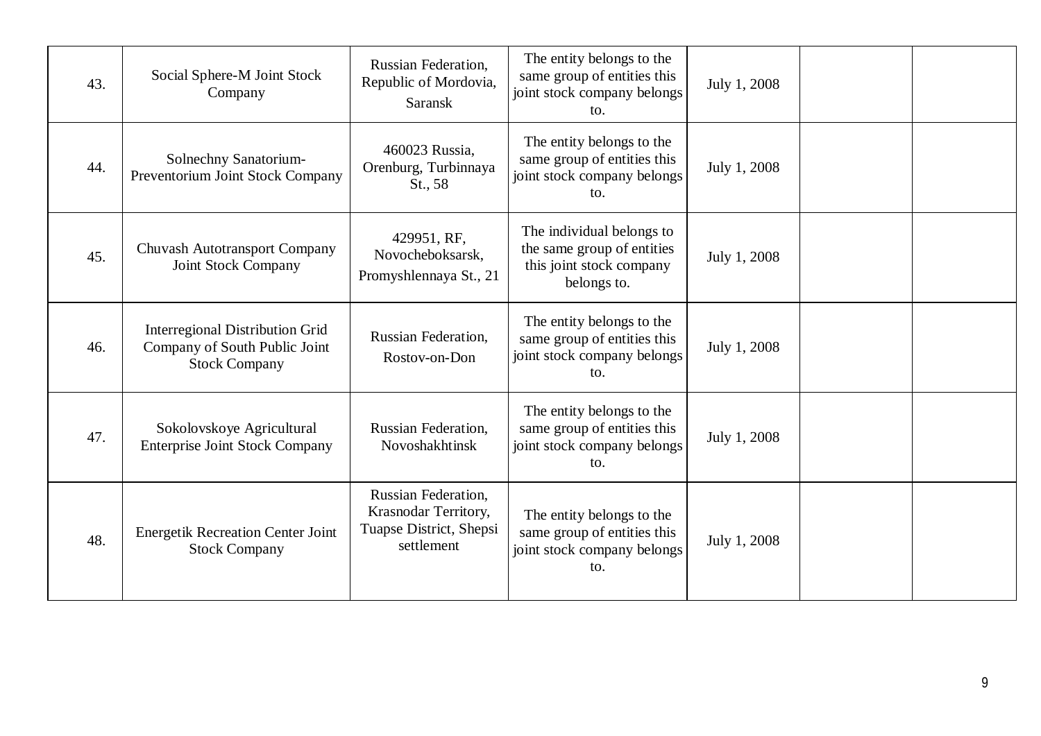| | | | | | | |
|---|---|---|---|---|---|---|
| 43. | Social Sphere-M Joint Stock Company | Russian Federation, Republic of Mordovia, Saransk | The entity belongs to the same group of entities this joint stock company belongs to. | July 1, 2008 | | |
| 44. | Solnechny Sanatorium-Preventorium Joint Stock Company | 460023 Russia, Orenburg, Turbinnaya St., 58 | The entity belongs to the same group of entities this joint stock company belongs to. | July 1, 2008 | | |
| 45. | Chuvash Autotransport Company Joint Stock Company | 429951, RF, Novocheboksarsk, Promyshlennaya St., 21 | The individual belongs to the same group of entities this joint stock company belongs to. | July 1, 2008 | | |
| 46. | Interregional Distribution Grid Company of South Public Joint Stock Company | Russian Federation, Rostov-on-Don | The entity belongs to the same group of entities this joint stock company belongs to. | July 1, 2008 | | |
| 47. | Sokolovskoye Agricultural Enterprise Joint Stock Company | Russian Federation, Novoshakhtinsk | The entity belongs to the same group of entities this joint stock company belongs to. | July 1, 2008 | | |
| 48. | Energetik Recreation Center Joint Stock Company | Russian Federation, Krasnodar Territory, Tuapse District, Shepsi settlement | The entity belongs to the same group of entities this joint stock company belongs to. | July 1, 2008 | | |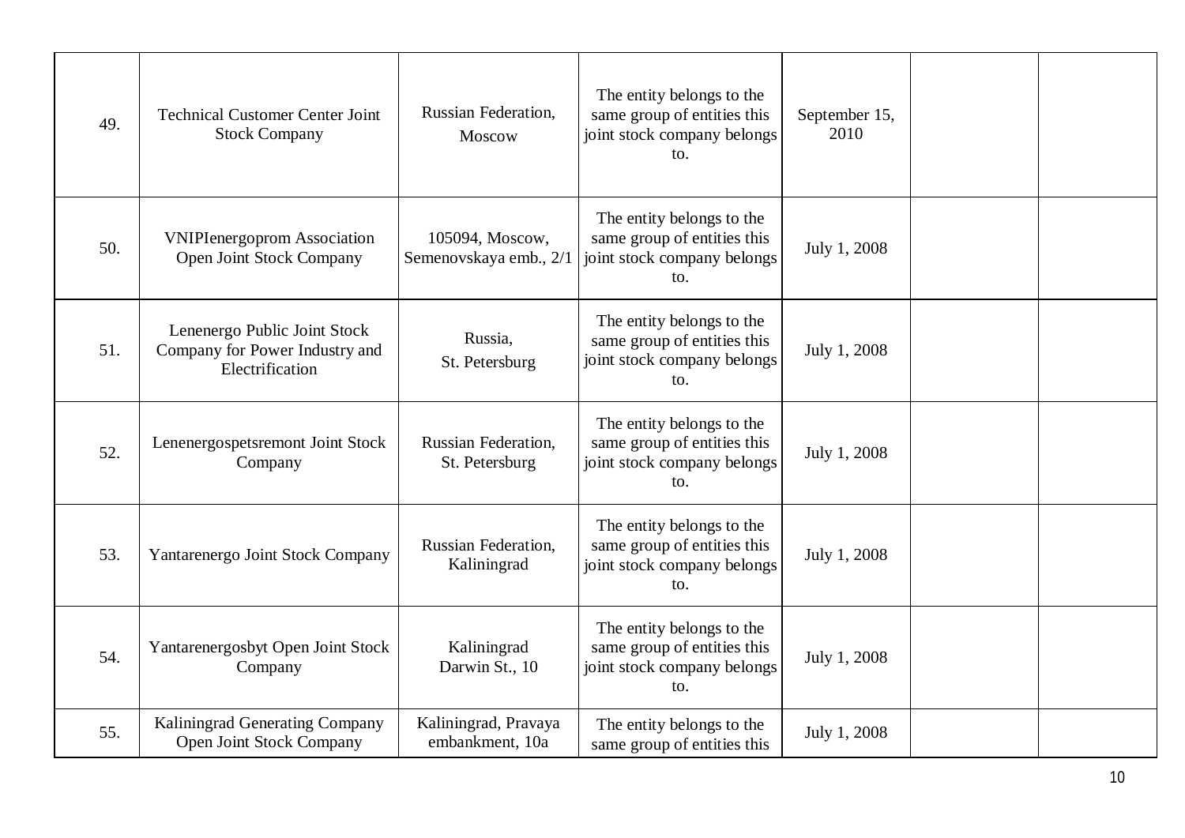| | | | | | | |
|---|---|---|---|---|---|---|
| 49. | Technical Customer Center Joint Stock Company | Russian Federation, Moscow | The entity belongs to the same group of entities this joint stock company belongs to. | September 15, 2010 | | |
| 50. | VNIPIenergoprom Association Open Joint Stock Company | 105094, Moscow, Semenovskaya emb., 2/1 | The entity belongs to the same group of entities this joint stock company belongs to. | July 1, 2008 | | |
| 51. | Lenenergo Public Joint Stock Company for Power Industry and Electrification | Russia, St. Petersburg | The entity belongs to the same group of entities this joint stock company belongs to. | July 1, 2008 | | |
| 52. | Lenenergospetsremont Joint Stock Company | Russian Federation, St. Petersburg | The entity belongs to the same group of entities this joint stock company belongs to. | July 1, 2008 | | |
| 53. | Yantarenergo Joint Stock Company | Russian Federation, Kaliningrad | The entity belongs to the same group of entities this joint stock company belongs to. | July 1, 2008 | | |
| 54. | Yantarenergosbyt Open Joint Stock Company | Kaliningrad Darwin St., 10 | The entity belongs to the same group of entities this joint stock company belongs to. | July 1, 2008 | | |
| 55. | Kaliningrad Generating Company Open Joint Stock Company | Kaliningrad, Pravaya embankment, 10a | The entity belongs to the same group of entities this | July 1, 2008 | | |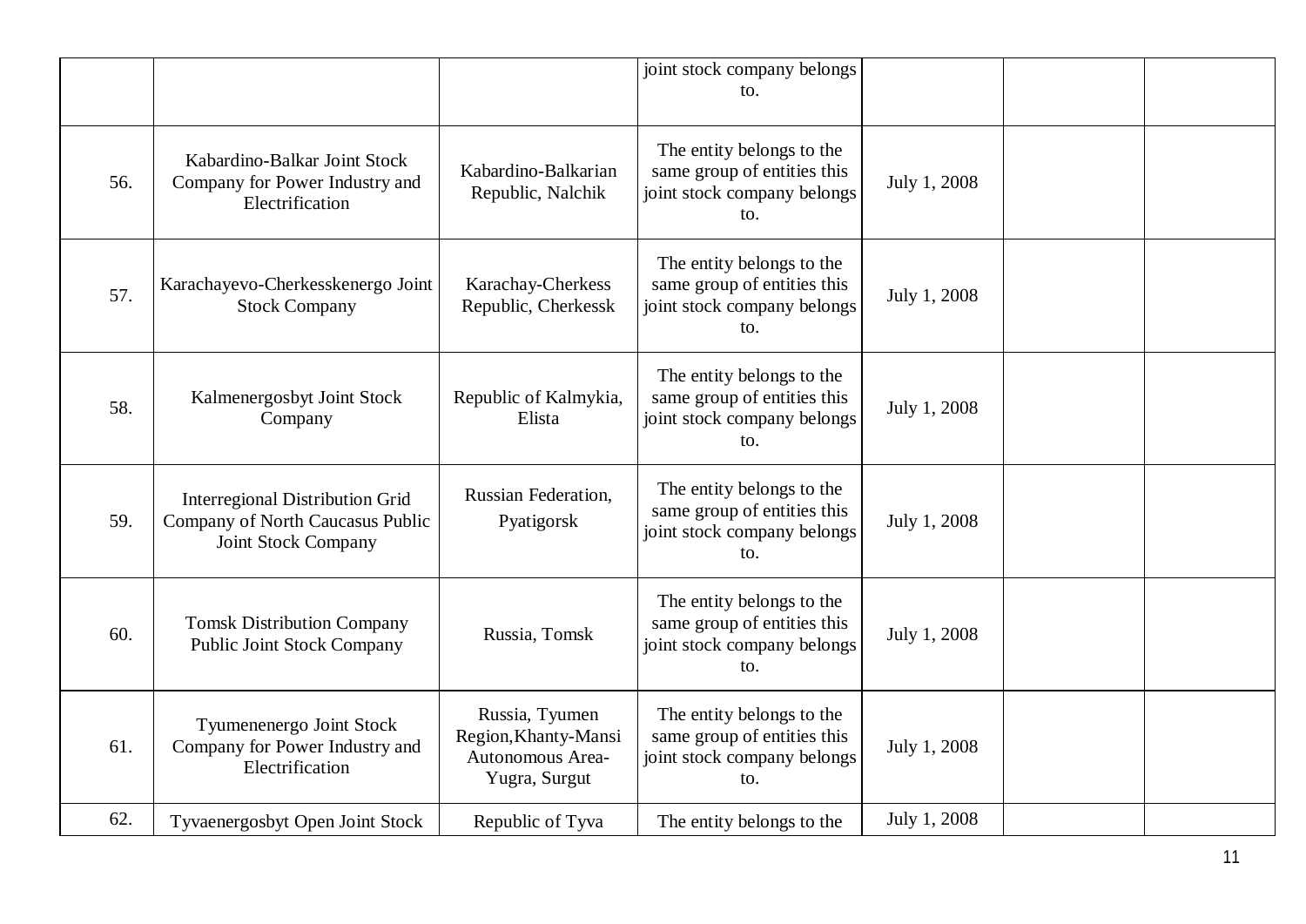| | | | | | | |
|---|---|---|---|---|---|---|
| | | | joint stock company belongs to. | | | |
| 56. | Kabardino-Balkar Joint Stock Company for Power Industry and Electrification | Kabardino-Balkarian Republic, Nalchik | The entity belongs to the same group of entities this joint stock company belongs to. | July 1, 2008 | | |
| 57. | Karachayevo-Cherkesskenergo Joint Stock Company | Karachay-Cherkess Republic, Cherkessk | The entity belongs to the same group of entities this joint stock company belongs to. | July 1, 2008 | | |
| 58. | Kalmenergosbyt Joint Stock Company | Republic of Kalmykia, Elista | The entity belongs to the same group of entities this joint stock company belongs to. | July 1, 2008 | | |
| 59. | Interregional Distribution Grid Company of North Caucasus Public Joint Stock Company | Russian Federation, Pyatigorsk | The entity belongs to the same group of entities this joint stock company belongs to. | July 1, 2008 | | |
| 60. | Tomsk Distribution Company Public Joint Stock Company | Russia, Tomsk | The entity belongs to the same group of entities this joint stock company belongs to. | July 1, 2008 | | |
| 61. | Tyumenenergo Joint Stock Company for Power Industry and Electrification | Russia, Tyumen Region,Khanty-Mansi Autonomous Area-Yugra, Surgut | The entity belongs to the same group of entities this joint stock company belongs to. | July 1, 2008 | | |
| 62. | Tyvaenergosbyt Open Joint Stock | Republic of Tyva | The entity belongs to the | July 1, 2008 | | |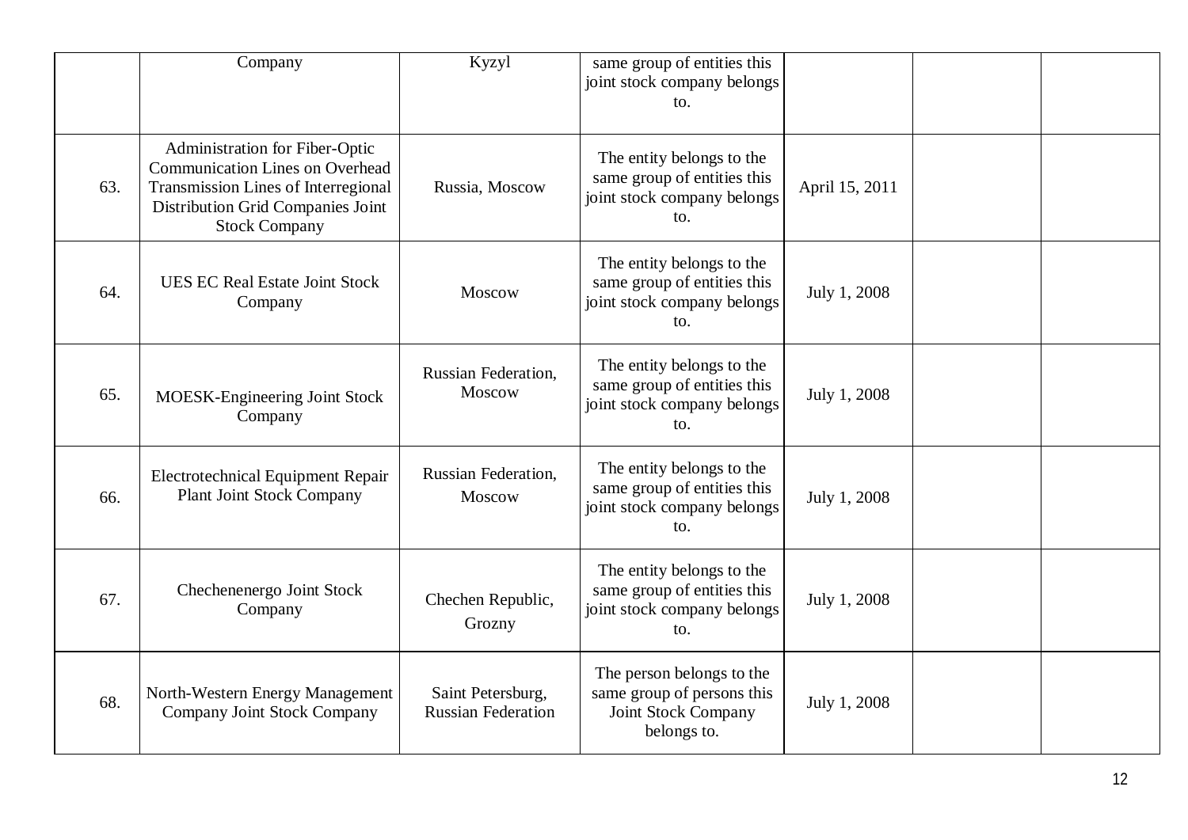| | | | | | | |
|---|---|---|---|---|---|---|
| | Company | Kyzyl | same group of entities this joint stock company belongs to. | | | |
| 63. | Administration for Fiber-Optic Communication Lines on Overhead Transmission Lines of Interregional Distribution Grid Companies Joint Stock Company | Russia, Moscow | The entity belongs to the same group of entities this joint stock company belongs to. | April 15, 2011 | | |
| 64. | UES EC Real Estate Joint Stock Company | Moscow | The entity belongs to the same group of entities this joint stock company belongs to. | July 1, 2008 | | |
| 65. | MOESK-Engineering Joint Stock Company | Russian Federation, Moscow | The entity belongs to the same group of entities this joint stock company belongs to. | July 1, 2008 | | |
| 66. | Electrotechnical Equipment Repair Plant Joint Stock Company | Russian Federation, Moscow | The entity belongs to the same group of entities this joint stock company belongs to. | July 1, 2008 | | |
| 67. | Chechenenergo Joint Stock Company | Chechen Republic, Grozny | The entity belongs to the same group of entities this joint stock company belongs to. | July 1, 2008 | | |
| 68. | North-Western Energy Management Company Joint Stock Company | Saint Petersburg, Russian Federation | The person belongs to the same group of persons this Joint Stock Company belongs to. | July 1, 2008 | | |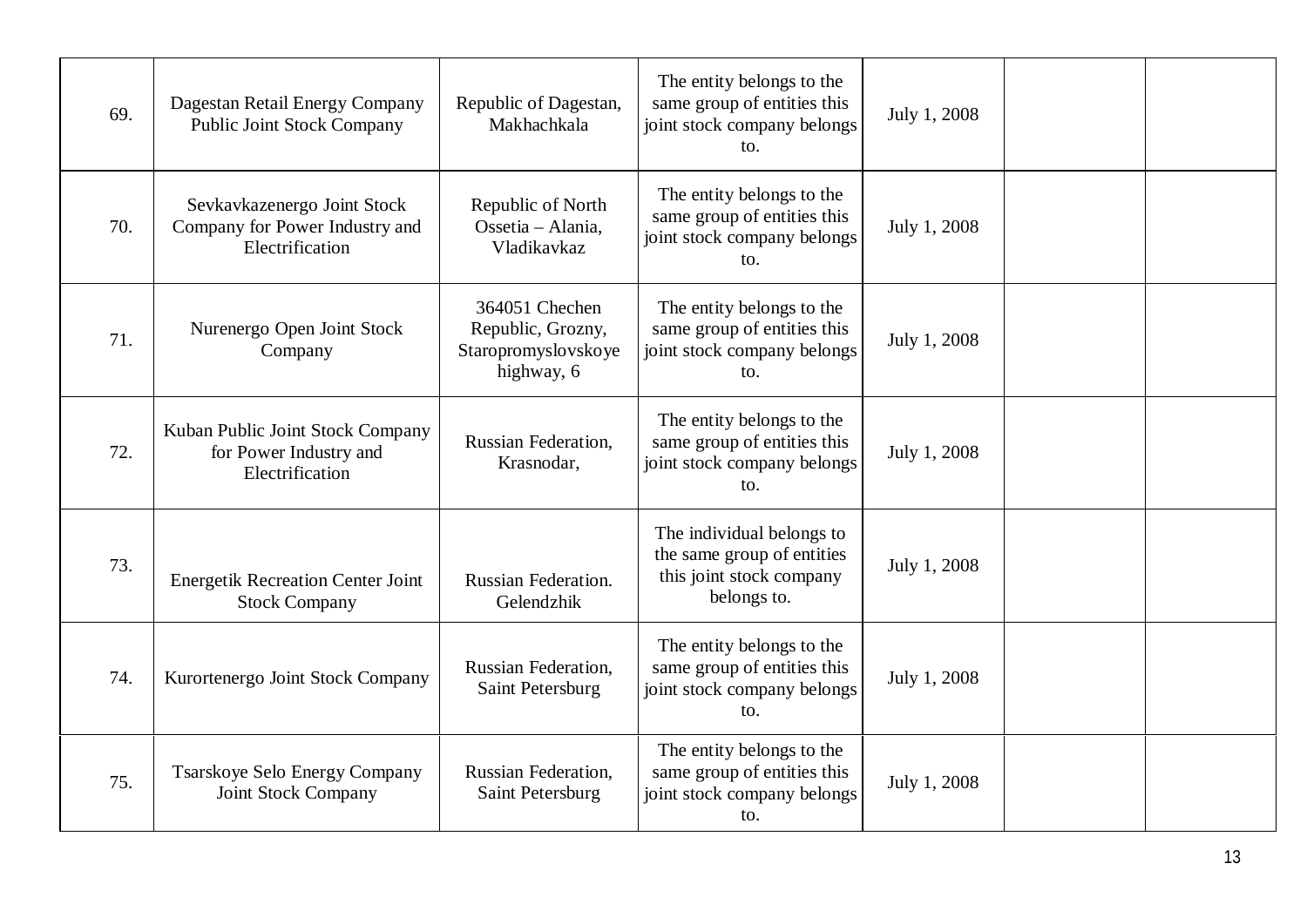| | | | | | | |
|---|---|---|---|---|---|---|
| 69. | Dagestan Retail Energy Company Public Joint Stock Company | Republic of Dagestan, Makhachkala | The entity belongs to the same group of entities this joint stock company belongs to. | July 1, 2008 | | |
| 70. | Sevkavkazenergo Joint Stock Company for Power Industry and Electrification | Republic of North Ossetia – Alania, Vladikavkaz | The entity belongs to the same group of entities this joint stock company belongs to. | July 1, 2008 | | |
| 71. | Nurenergo Open Joint Stock Company | 364051 Chechen Republic, Grozny, Staropromyslovskoye highway, 6 | The entity belongs to the same group of entities this joint stock company belongs to. | July 1, 2008 | | |
| 72. | Kuban Public Joint Stock Company for Power Industry and Electrification | Russian Federation, Krasnodar, | The entity belongs to the same group of entities this joint stock company belongs to. | July 1, 2008 | | |
| 73. | Energetik Recreation Center Joint Stock Company | Russian Federation. Gelendzhik | The individual belongs to the same group of entities this joint stock company belongs to. | July 1, 2008 | | |
| 74. | Kurortenergo Joint Stock Company | Russian Federation, Saint Petersburg | The entity belongs to the same group of entities this joint stock company belongs to. | July 1, 2008 | | |
| 75. | Tsarskoye Selo Energy Company Joint Stock Company | Russian Federation, Saint Petersburg | The entity belongs to the same group of entities this joint stock company belongs to. | July 1, 2008 | | |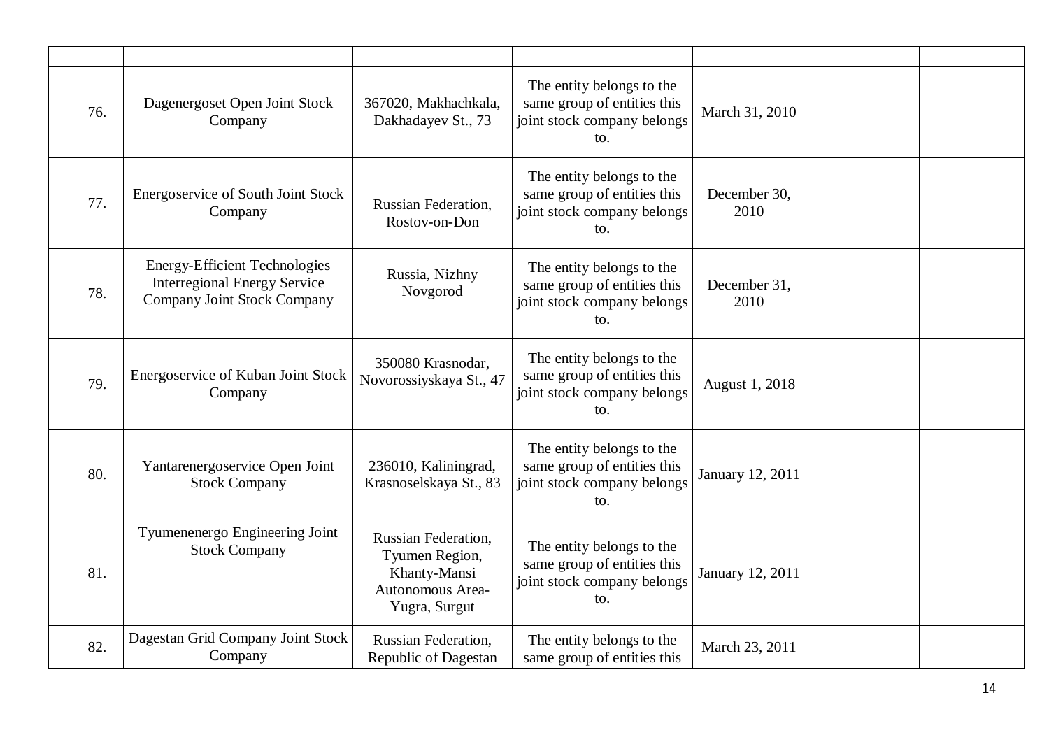| | | | | | | |
|---|---|---|---|---|---|---|
| 76. | Dagenergoset Open Joint Stock Company | 367020, Makhachkala, Dakhadayev St., 73 | The entity belongs to the same group of entities this joint stock company belongs to. | March 31, 2010 | | |
| 77. | Energoservice of South Joint Stock Company | Russian Federation, Rostov-on-Don | The entity belongs to the same group of entities this joint stock company belongs to. | December 30, 2010 | | |
| 78. | Energy-Efficient Technologies Interregional Energy Service Company Joint Stock Company | Russia, Nizhny Novgorod | The entity belongs to the same group of entities this joint stock company belongs to. | December 31, 2010 | | |
| 79. | Energoservice of Kuban Joint Stock Company | 350080 Krasnodar, Novorossiyskaya St., 47 | The entity belongs to the same group of entities this joint stock company belongs to. | August 1, 2018 | | |
| 80. | Yantarenergoservice Open Joint Stock Company | 236010, Kaliningrad, Krasnoselskaya St., 83 | The entity belongs to the same group of entities this joint stock company belongs to. | January 12, 2011 | | |
| 81. | Tyumenenergo Engineering Joint Stock Company | Russian Federation, Tyumen Region, Khanty-Mansi Autonomous Area-Yugra, Surgut | The entity belongs to the same group of entities this joint stock company belongs to. | January 12, 2011 | | |
| 82. | Dagestan Grid Company Joint Stock Company | Russian Federation, Republic of Dagestan | The entity belongs to the same group of entities this | March 23, 2011 | | |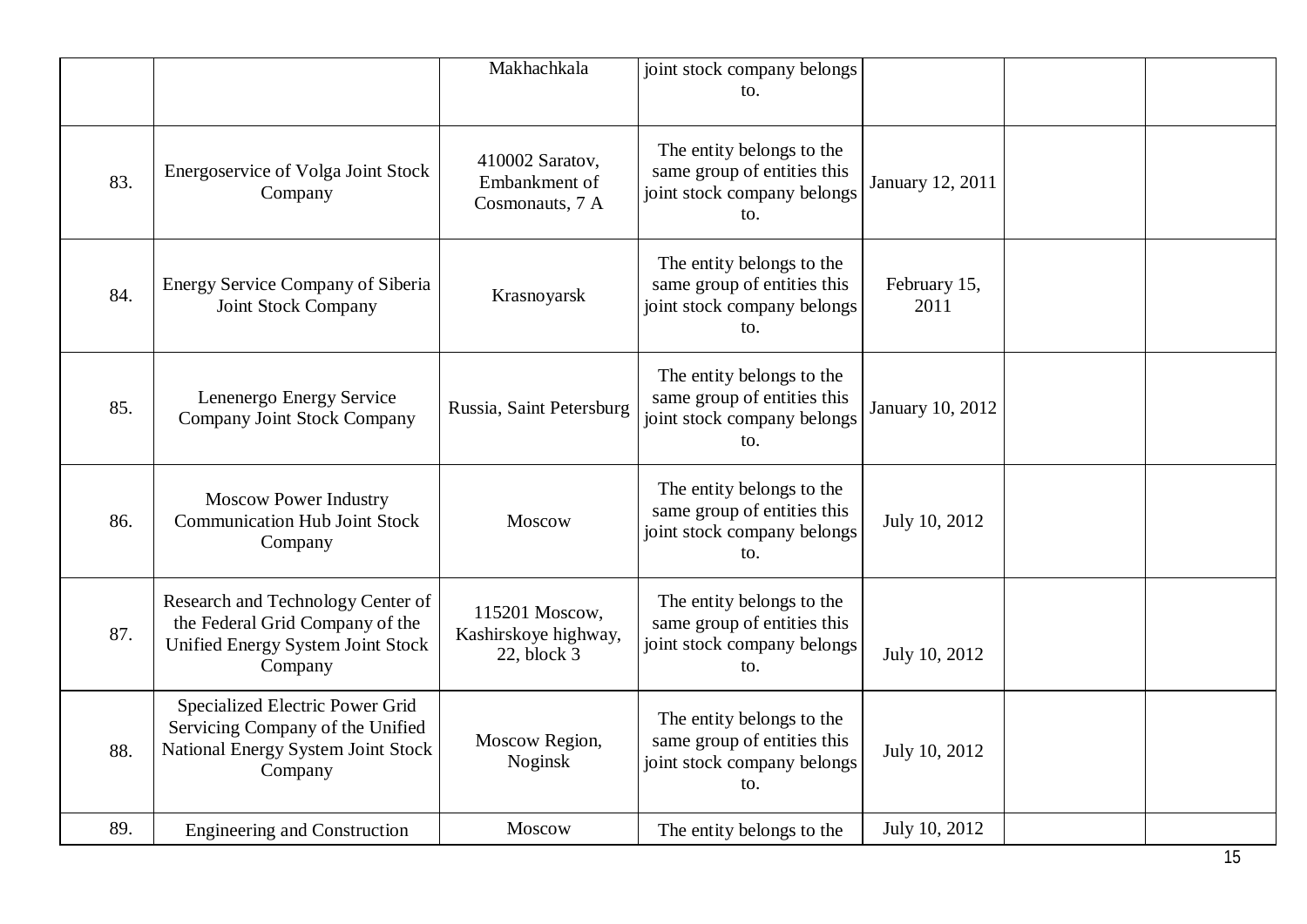|  |  |  |  |  |  |  |
|---|---|---|---|---|---|---|
|  |  | Makhachkala | joint stock company belongs to. |  |  |  |
| 83. | Energoservice of Volga Joint Stock Company | 410002 Saratov, Embankment of Cosmonauts, 7 A | The entity belongs to the same group of entities this joint stock company belongs to. | January 12, 2011 |  |  |
| 84. | Energy Service Company of Siberia Joint Stock Company | Krasnoyarsk | The entity belongs to the same group of entities this joint stock company belongs to. | February 15, 2011 |  |  |
| 85. | Lenenergo Energy Service Company Joint Stock Company | Russia, Saint Petersburg | The entity belongs to the same group of entities this joint stock company belongs to. | January 10, 2012 |  |  |
| 86. | Moscow Power Industry Communication Hub Joint Stock Company | Moscow | The entity belongs to the same group of entities this joint stock company belongs to. | July 10, 2012 |  |  |
| 87. | Research and Technology Center of the Federal Grid Company of the Unified Energy System Joint Stock Company | 115201 Moscow, Kashirskoye highway, 22, block 3 | The entity belongs to the same group of entities this joint stock company belongs to. | July 10, 2012 |  |  |
| 88. | Specialized Electric Power Grid Servicing Company of the Unified National Energy System Joint Stock Company | Moscow Region, Noginsk | The entity belongs to the same group of entities this joint stock company belongs to. | July 10, 2012 |  |  |
| 89. | Engineering and Construction | Moscow | The entity belongs to the | July 10, 2012 |  |  |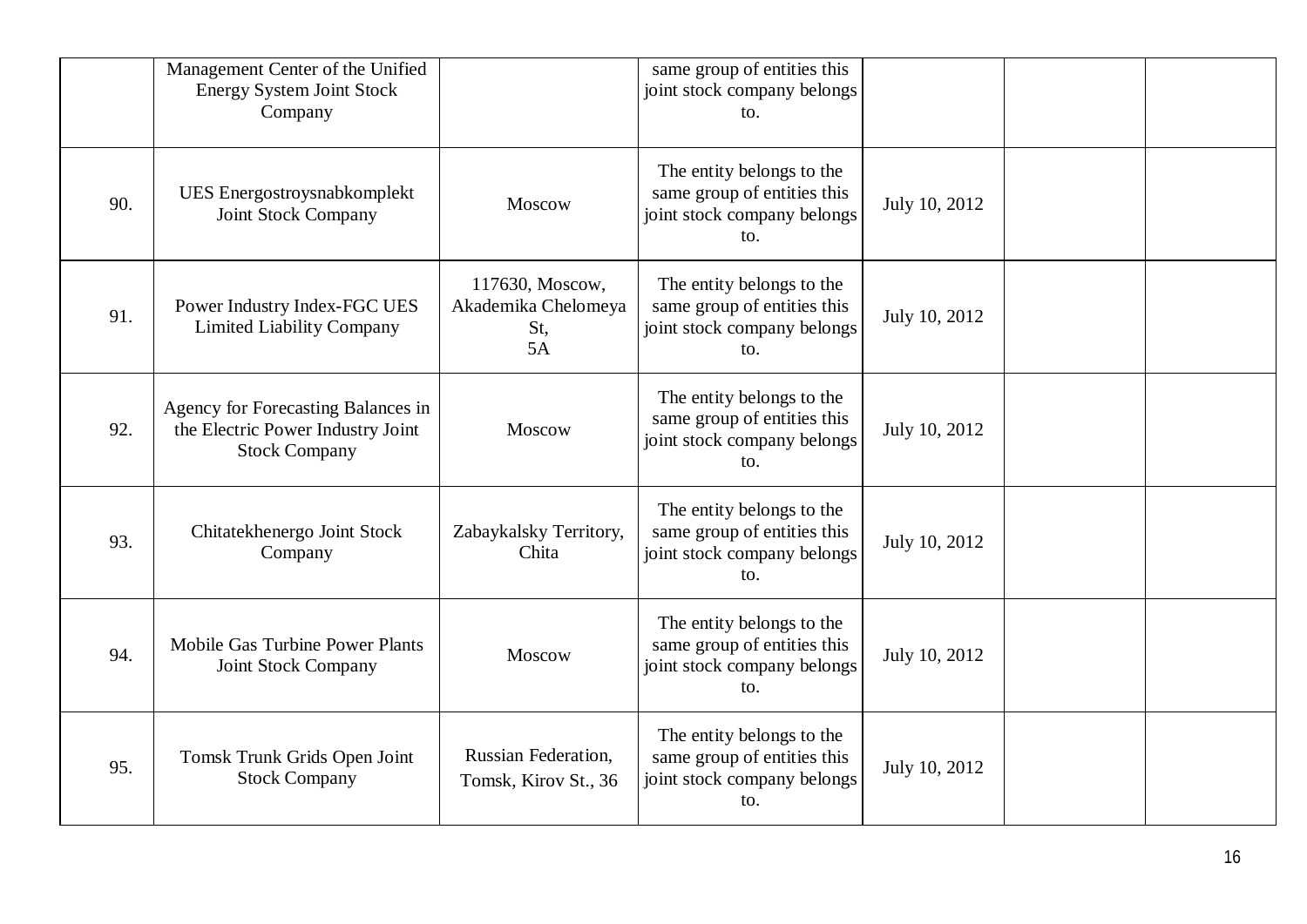| | | | | | | |
|---|---|---|---|---|---|---|
| | Management Center of the Unified Energy System Joint Stock Company | | same group of entities this joint stock company belongs to. | | | |
| 90. | UES Energostroysnabkomplekt Joint Stock Company | Moscow | The entity belongs to the same group of entities this joint stock company belongs to. | July 10, 2012 | | |
| 91. | Power Industry Index-FGC UES Limited Liability Company | 117630, Moscow, Akademika Chelomeya St, 5A | The entity belongs to the same group of entities this joint stock company belongs to. | July 10, 2012 | | |
| 92. | Agency for Forecasting Balances in the Electric Power Industry Joint Stock Company | Moscow | The entity belongs to the same group of entities this joint stock company belongs to. | July 10, 2012 | | |
| 93. | Chitatekhenergo Joint Stock Company | Zabaykalsky Territory, Chita | The entity belongs to the same group of entities this joint stock company belongs to. | July 10, 2012 | | |
| 94. | Mobile Gas Turbine Power Plants Joint Stock Company | Moscow | The entity belongs to the same group of entities this joint stock company belongs to. | July 10, 2012 | | |
| 95. | Tomsk Trunk Grids Open Joint Stock Company | Russian Federation, Tomsk, Kirov St., 36 | The entity belongs to the same group of entities this joint stock company belongs to. | July 10, 2012 | | |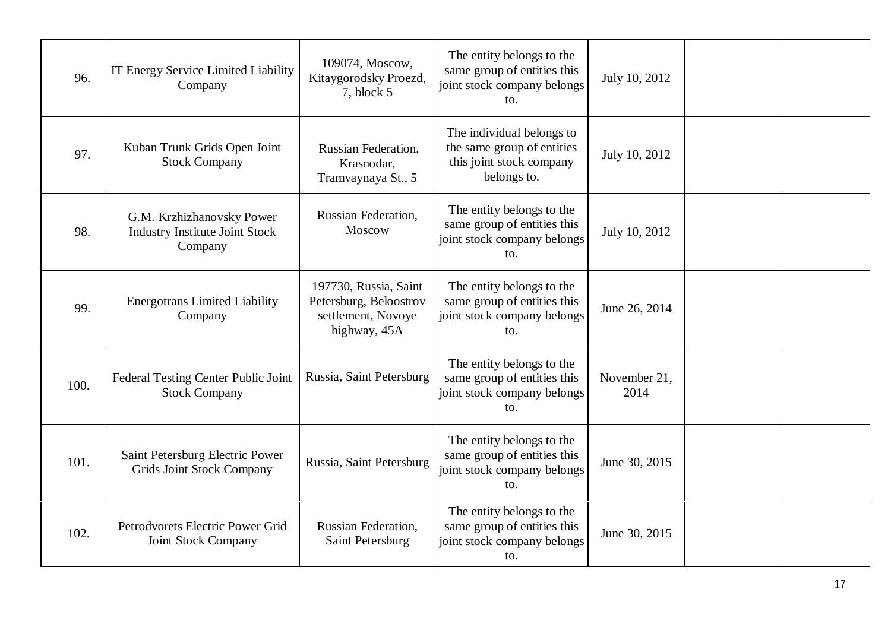| | | | | | | |
|---|---|---|---|---|---|---|
| 96. | IT Energy Service Limited Liability Company | 109074, Moscow, Kitaygorodsky Proezd, 7, block 5 | The entity belongs to the same group of entities this joint stock company belongs to. | July 10, 2012 | | |
| 97. | Kuban Trunk Grids Open Joint Stock Company | Russian Federation, Krasnodar, Tramvaynaya St., 5 | The individual belongs to the same group of entities this joint stock company belongs to. | July 10, 2012 | | |
| 98. | G.M. Krzhizhanovsky Power Industry Institute Joint Stock Company | Russian Federation, Moscow | The entity belongs to the same group of entities this joint stock company belongs to. | July 10, 2012 | | |
| 99. | Energotrans Limited Liability Company | 197730, Russia, Saint Petersburg, Beloostrov settlement, Novoye highway, 45A | The entity belongs to the same group of entities this joint stock company belongs to. | June 26, 2014 | | |
| 100. | Federal Testing Center Public Joint Stock Company | Russia, Saint Petersburg | The entity belongs to the same group of entities this joint stock company belongs to. | November 21, 2014 | | |
| 101. | Saint Petersburg Electric Power Grids Joint Stock Company | Russia, Saint Petersburg | The entity belongs to the same group of entities this joint stock company belongs to. | June 30, 2015 | | |
| 102. | Petrodvorets Electric Power Grid Joint Stock Company | Russian Federation, Saint Petersburg | The entity belongs to the same group of entities this joint stock company belongs to. | June 30, 2015 | | |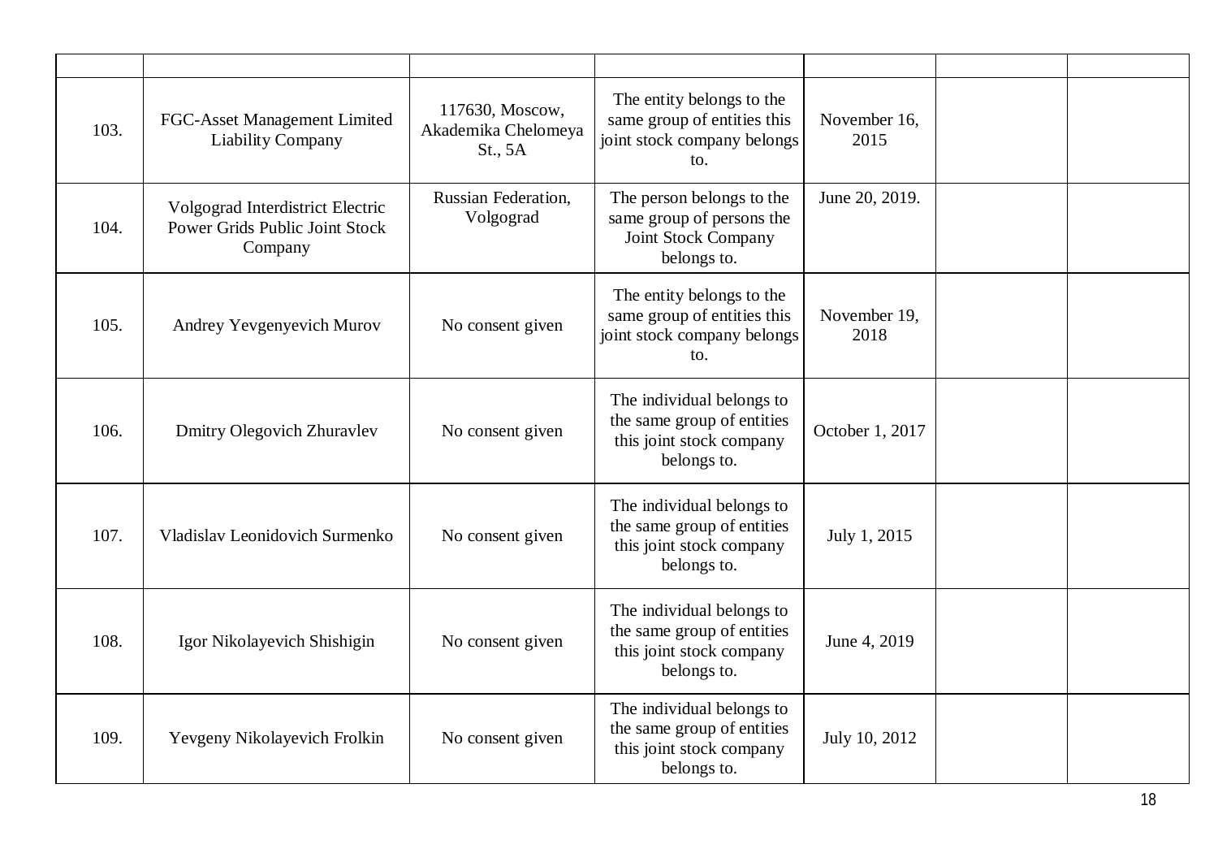| | | | | | | |
|---|---|---|---|---|---|---|
| 103. | FGC-Asset Management Limited Liability Company | 117630, Moscow, Akademika Chelomeya St., 5A | The entity belongs to the same group of entities this joint stock company belongs to. | November 16, 2015 | | |
| 104. | Volgograd Interdistrict Electric Power Grids Public Joint Stock Company | Russian Federation, Volgograd | The person belongs to the same group of persons the Joint Stock Company belongs to. | June 20, 2019. | | |
| 105. | Andrey Yevgenyevich Murov | No consent given | The entity belongs to the same group of entities this joint stock company belongs to. | November 19, 2018 | | |
| 106. | Dmitry Olegovich Zhuravlev | No consent given | The individual belongs to the same group of entities this joint stock company belongs to. | October 1, 2017 | | |
| 107. | Vladislav Leonidovich Surmenko | No consent given | The individual belongs to the same group of entities this joint stock company belongs to. | July 1, 2015 | | |
| 108. | Igor Nikolayevich Shishigin | No consent given | The individual belongs to the same group of entities this joint stock company belongs to. | June 4, 2019 | | |
| 109. | Yevgeny Nikolayevich Frolkin | No consent given | The individual belongs to the same group of entities this joint stock company belongs to. | July 10, 2012 | | |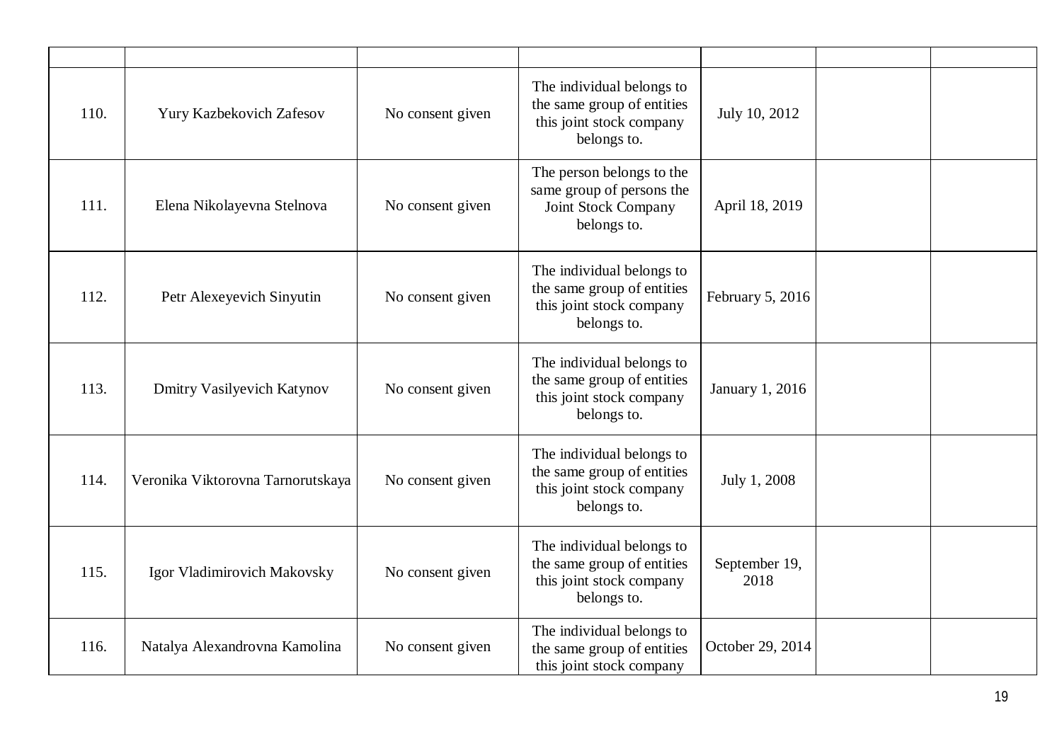| | | | | | | |
|---|---|---|---|---|---|---|
| 110. | Yury Kazbekovich Zafesov | No consent given | The individual belongs to the same group of entities this joint stock company belongs to. | July 10, 2012 | | |
| 111. | Elena Nikolayevna Stelnova | No consent given | The person belongs to the same group of persons the Joint Stock Company belongs to. | April 18, 2019 | | |
| 112. | Petr Alexeyevich Sinyutin | No consent given | The individual belongs to the same group of entities this joint stock company belongs to. | February 5, 2016 | | |
| 113. | Dmitry Vasilyevich Katynov | No consent given | The individual belongs to the same group of entities this joint stock company belongs to. | January 1, 2016 | | |
| 114. | Veronika Viktorovna Tarnorutskaya | No consent given | The individual belongs to the same group of entities this joint stock company belongs to. | July 1, 2008 | | |
| 115. | Igor Vladimirovich Makovsky | No consent given | The individual belongs to the same group of entities this joint stock company belongs to. | September 19, 2018 | | |
| 116. | Natalya Alexandrovna Kamolina | No consent given | The individual belongs to the same group of entities this joint stock company | October 29, 2014 | | |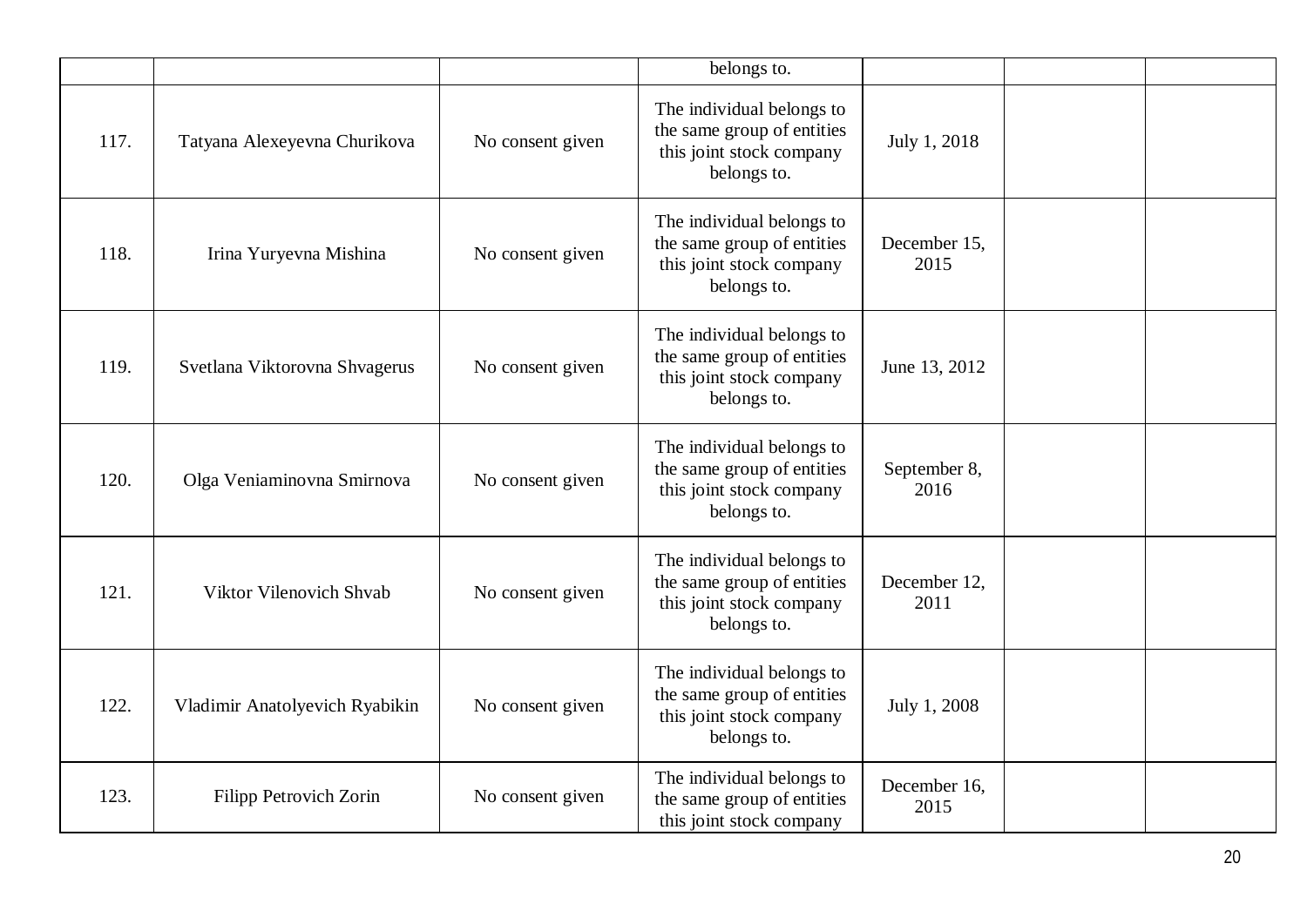| | | | | | | |
|---|---|---|---|---|---|---|
| | | | belongs to. | | | |
| 117. | Tatyana Alexeyevna Churikova | No consent given | The individual belongs to the same group of entities this joint stock company belongs to. | July 1, 2018 | | |
| 118. | Irina Yuryevna Mishina | No consent given | The individual belongs to the same group of entities this joint stock company belongs to. | December 15, 2015 | | |
| 119. | Svetlana Viktorovna Shvagerus | No consent given | The individual belongs to the same group of entities this joint stock company belongs to. | June 13, 2012 | | |
| 120. | Olga Veniaminovna Smirnova | No consent given | The individual belongs to the same group of entities this joint stock company belongs to. | September 8, 2016 | | |
| 121. | Viktor Vilenovich Shvab | No consent given | The individual belongs to the same group of entities this joint stock company belongs to. | December 12, 2011 | | |
| 122. | Vladimir Anatolyevich Ryabikin | No consent given | The individual belongs to the same group of entities this joint stock company belongs to. | July 1, 2008 | | |
| 123. | Filipp Petrovich Zorin | No consent given | The individual belongs to the same group of entities this joint stock company | December 16, 2015 | | |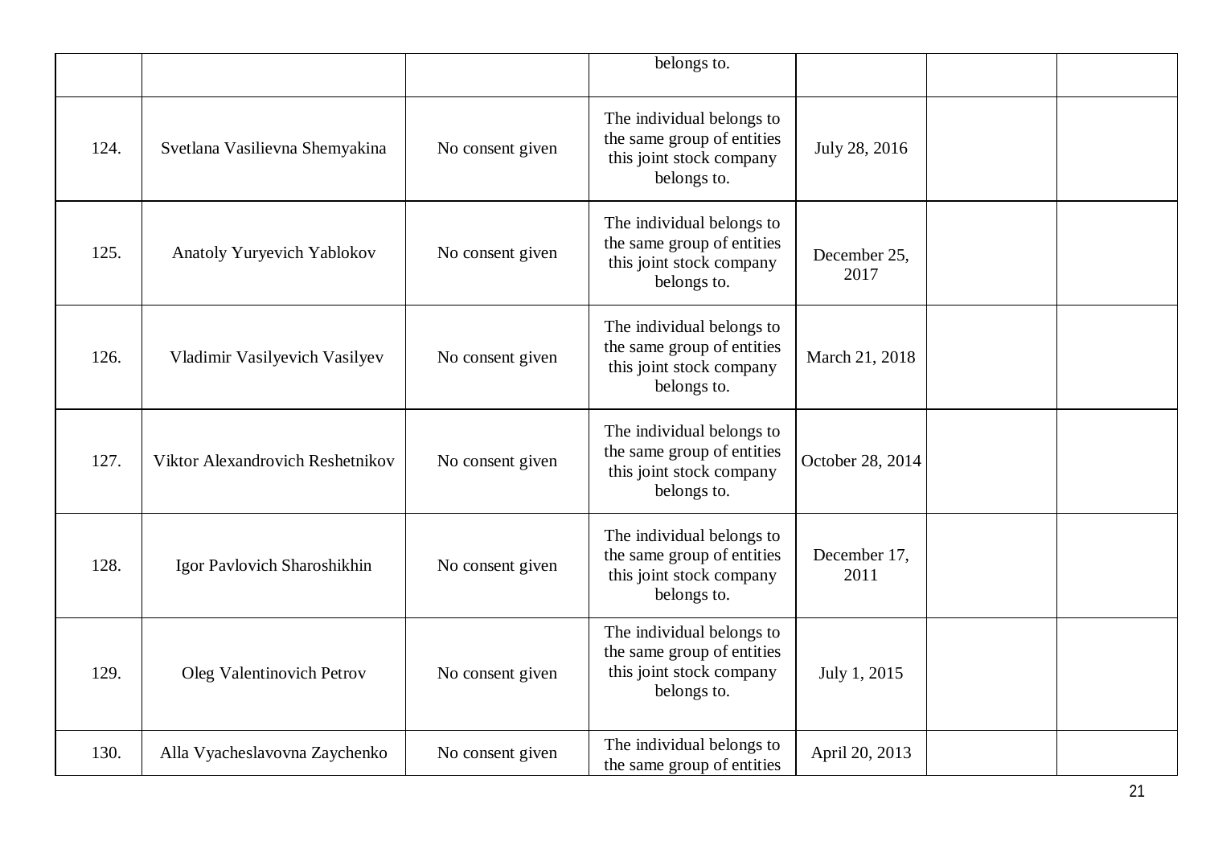| | | | | | | |
|---|---|---|---|---|---|---|
| | | | belongs to. | | | |
| 124. | Svetlana Vasilievna Shemyakina | No consent given | The individual belongs to the same group of entities this joint stock company belongs to. | July 28, 2016 | | |
| 125. | Anatoly Yuryevich Yablokov | No consent given | The individual belongs to the same group of entities this joint stock company belongs to. | December 25, 2017 | | |
| 126. | Vladimir Vasilyevich Vasilyev | No consent given | The individual belongs to the same group of entities this joint stock company belongs to. | March 21, 2018 | | |
| 127. | Viktor Alexandrovich Reshetnikov | No consent given | The individual belongs to the same group of entities this joint stock company belongs to. | October 28, 2014 | | |
| 128. | Igor Pavlovich Sharoshikhin | No consent given | The individual belongs to the same group of entities this joint stock company belongs to. | December 17, 2011 | | |
| 129. | Oleg Valentinovich Petrov | No consent given | The individual belongs to the same group of entities this joint stock company belongs to. | July 1, 2015 | | |
| 130. | Alla Vyacheslavovna Zaychenko | No consent given | The individual belongs to the same group of entities | April 20, 2013 | | |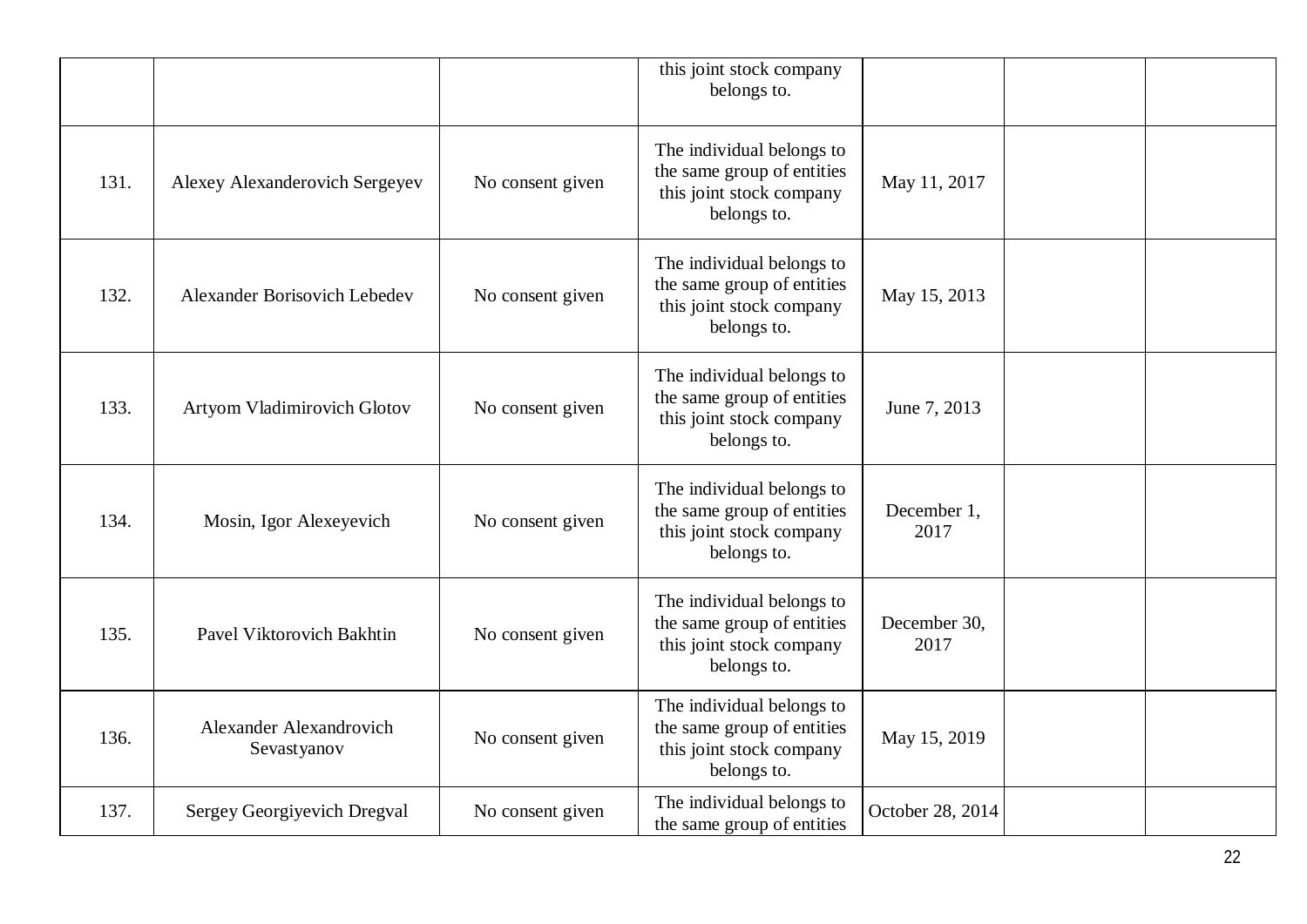| | | | | | | |
|---|---|---|---|---|---|---|
| | | | this joint stock company belongs to. | | | |
| 131. | Alexey Alexanderovich Sergeyev | No consent given | The individual belongs to the same group of entities this joint stock company belongs to. | May 11, 2017 | | |
| 132. | Alexander Borisovich Lebedev | No consent given | The individual belongs to the same group of entities this joint stock company belongs to. | May 15, 2013 | | |
| 133. | Artyom Vladimirovich Glotov | No consent given | The individual belongs to the same group of entities this joint stock company belongs to. | June 7, 2013 | | |
| 134. | Mosin, Igor Alexeyevich | No consent given | The individual belongs to the same group of entities this joint stock company belongs to. | December 1, 2017 | | |
| 135. | Pavel Viktorovich Bakhtin | No consent given | The individual belongs to the same group of entities this joint stock company belongs to. | December 30, 2017 | | |
| 136. | Alexander Alexandrovich Sevastyanov | No consent given | The individual belongs to the same group of entities this joint stock company belongs to. | May 15, 2019 | | |
| 137. | Sergey Georgiyevich Dregval | No consent given | The individual belongs to the same group of entities | October 28, 2014 | | |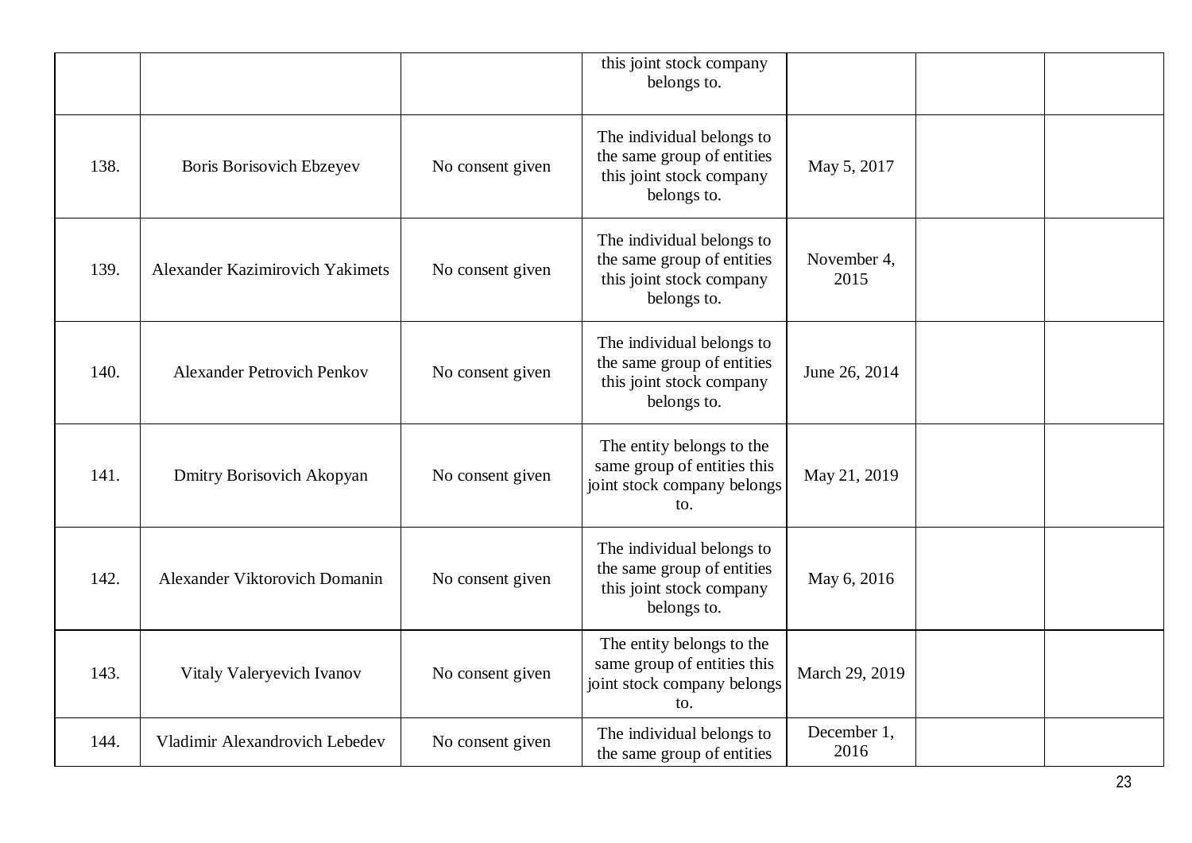| | | | | | | |
|---|---|---|---|---|---|---|
| | | | this joint stock company belongs to. | | | |
| 138. | Boris Borisovich Ebzeyev | No consent given | The individual belongs to the same group of entities this joint stock company belongs to. | May 5, 2017 | | |
| 139. | Alexander Kazimirovich Yakimets | No consent given | The individual belongs to the same group of entities this joint stock company belongs to. | November 4, 2015 | | |
| 140. | Alexander Petrovich Penkov | No consent given | The individual belongs to the same group of entities this joint stock company belongs to. | June 26, 2014 | | |
| 141. | Dmitry Borisovich Akopyan | No consent given | The entity belongs to the same group of entities this joint stock company belongs to. | May 21, 2019 | | |
| 142. | Alexander Viktorovich Domanin | No consent given | The individual belongs to the same group of entities this joint stock company belongs to. | May 6, 2016 | | |
| 143. | Vitaly Valeryevich Ivanov | No consent given | The entity belongs to the same group of entities this joint stock company belongs to. | March 29, 2019 | | |
| 144. | Vladimir Alexandrovich Lebedev | No consent given | The individual belongs to the same group of entities | December 1, 2016 | | |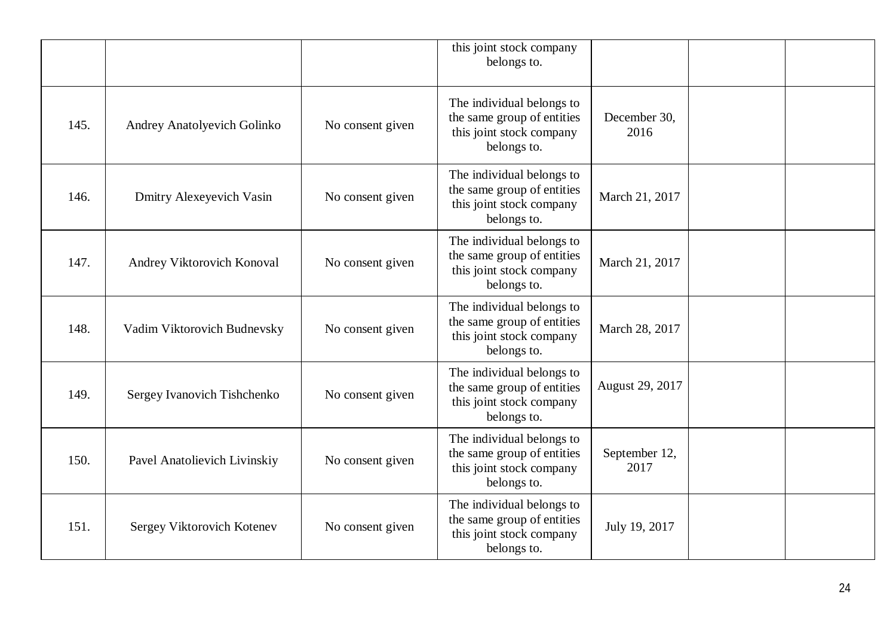| | | | | | | |
|---|---|---|---|---|---|---|
| | | | this joint stock company belongs to. | | | |
| 145. | Andrey Anatolyevich Golinko | No consent given | The individual belongs to the same group of entities this joint stock company belongs to. | December 30, 2016 | | |
| 146. | Dmitry Alexeyevich Vasin | No consent given | The individual belongs to the same group of entities this joint stock company belongs to. | March 21, 2017 | | |
| 147. | Andrey Viktorovich Konoval | No consent given | The individual belongs to the same group of entities this joint stock company belongs to. | March 21, 2017 | | |
| 148. | Vadim Viktorovich Budnevsky | No consent given | The individual belongs to the same group of entities this joint stock company belongs to. | March 28, 2017 | | |
| 149. | Sergey Ivanovich Tishchenko | No consent given | The individual belongs to the same group of entities this joint stock company belongs to. | August 29, 2017 | | |
| 150. | Pavel Anatolievich Livinskiy | No consent given | The individual belongs to the same group of entities this joint stock company belongs to. | September 12, 2017 | | |
| 151. | Sergey Viktorovich Kotenev | No consent given | The individual belongs to the same group of entities this joint stock company belongs to. | July 19, 2017 | | |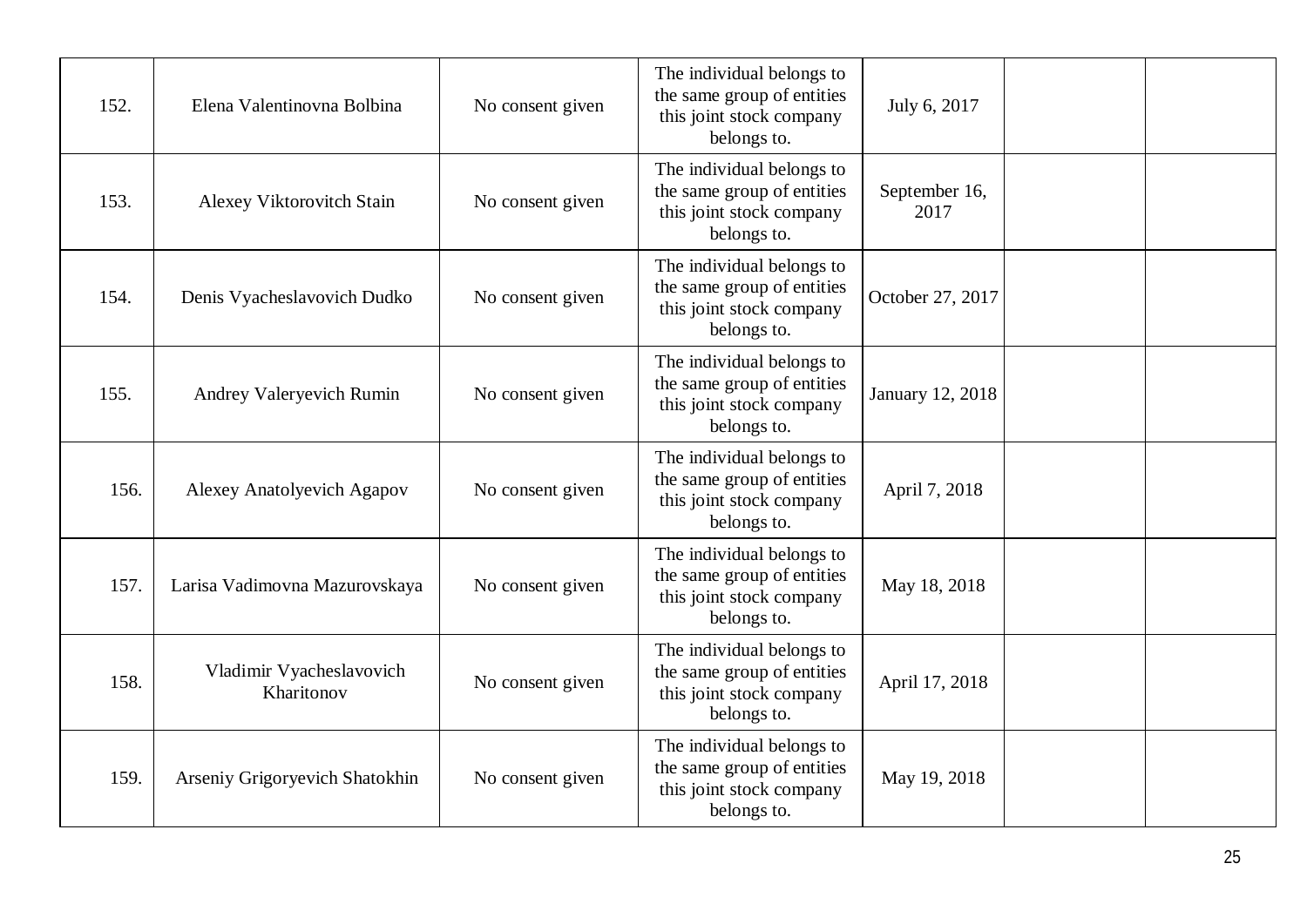| | | | | | | |
|---|---|---|---|---|---|---|
| 152. | Elena Valentinovna Bolbina | No consent given | The individual belongs to the same group of entities this joint stock company belongs to. | July 6, 2017 | | |
| 153. | Alexey Viktorovitch Stain | No consent given | The individual belongs to the same group of entities this joint stock company belongs to. | September 16, 2017 | | |
| 154. | Denis Vyacheslavovich Dudko | No consent given | The individual belongs to the same group of entities this joint stock company belongs to. | October 27, 2017 | | |
| 155. | Andrey Valeryevich Rumin | No consent given | The individual belongs to the same group of entities this joint stock company belongs to. | January 12, 2018 | | |
| 156. | Alexey Anatolyevich Agapov | No consent given | The individual belongs to the same group of entities this joint stock company belongs to. | April 7, 2018 | | |
| 157. | Larisa Vadimovna Mazurovskaya | No consent given | The individual belongs to the same group of entities this joint stock company belongs to. | May 18, 2018 | | |
| 158. | Vladimir Vyacheslavovich Kharitonov | No consent given | The individual belongs to the same group of entities this joint stock company belongs to. | April 17, 2018 | | |
| 159. | Arseniy Grigoryevich Shatokhin | No consent given | The individual belongs to the same group of entities this joint stock company belongs to. | May 19, 2018 | | |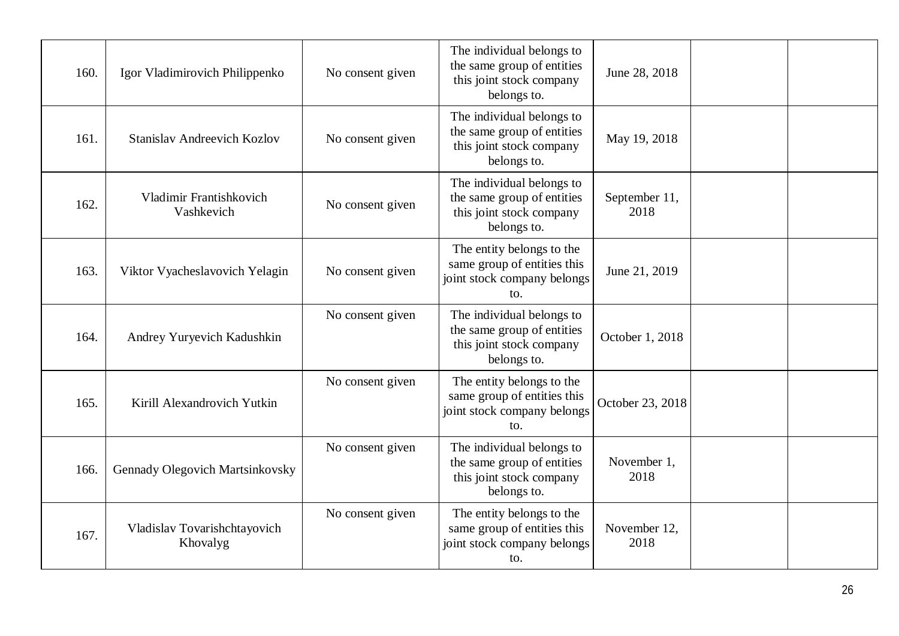| | | | | | | |
|---|---|---|---|---|---|---|
| 160. | Igor Vladimirovich Philippenko | No consent given | The individual belongs to the same group of entities this joint stock company belongs to. | June 28, 2018 | | |
| 161. | Stanislav Andreevich Kozlov | No consent given | The individual belongs to the same group of entities this joint stock company belongs to. | May 19, 2018 | | |
| 162. | Vladimir Frantishkovich Vashkevich | No consent given | The individual belongs to the same group of entities this joint stock company belongs to. | September 11, 2018 | | |
| 163. | Viktor Vyacheslavovich Yelagin | No consent given | The entity belongs to the same group of entities this joint stock company belongs to. | June 21, 2019 | | |
| 164. | Andrey Yuryevich Kadushkin | No consent given | The individual belongs to the same group of entities this joint stock company belongs to. | October 1, 2018 | | |
| 165. | Kirill Alexandrovich Yutkin | No consent given | The entity belongs to the same group of entities this joint stock company belongs to. | October 23, 2018 | | |
| 166. | Gennady Olegovich Martsinkovsky | No consent given | The individual belongs to the same group of entities this joint stock company belongs to. | November 1, 2018 | | |
| 167. | Vladislav Tovarishchtayovich Khovalyg | No consent given | The entity belongs to the same group of entities this joint stock company belongs to. | November 12, 2018 | | |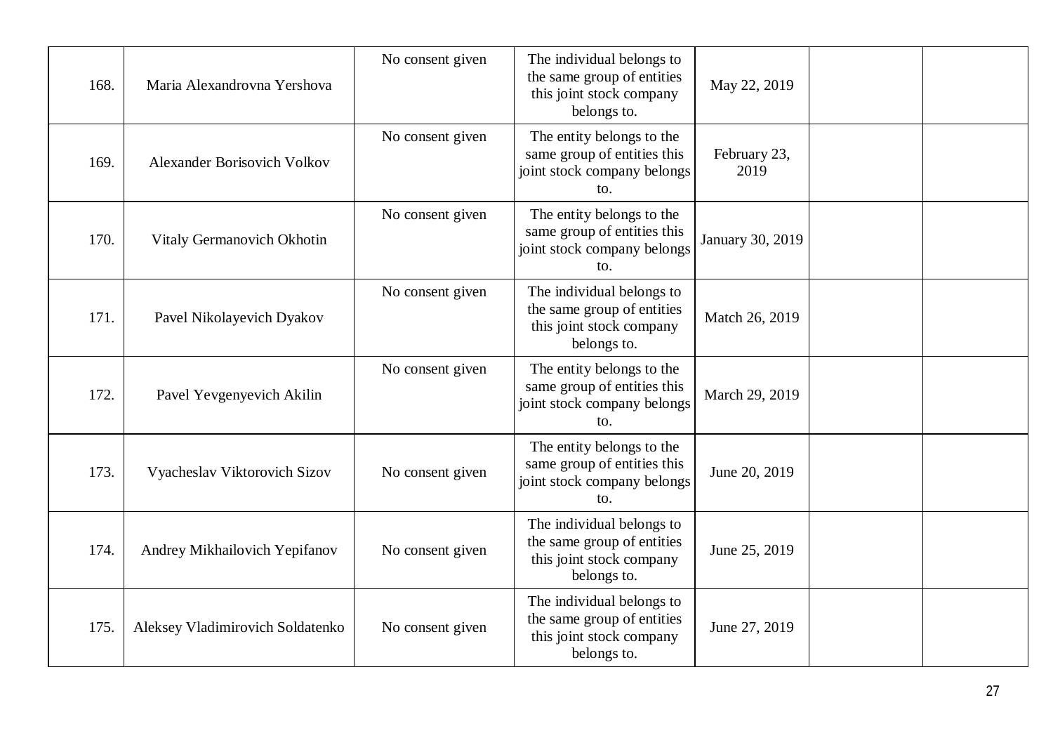| | | | | | | |
|---|---|---|---|---|---|---|
| 168. | Maria Alexandrovna Yershova | No consent given | The individual belongs to the same group of entities this joint stock company belongs to. | May 22, 2019 | | |
| 169. | Alexander Borisovich Volkov | No consent given | The entity belongs to the same group of entities this joint stock company belongs to. | February 23, 2019 | | |
| 170. | Vitaly Germanovich Okhotin | No consent given | The entity belongs to the same group of entities this joint stock company belongs to. | January 30, 2019 | | |
| 171. | Pavel Nikolayevich Dyakov | No consent given | The individual belongs to the same group of entities this joint stock company belongs to. | Match 26, 2019 | | |
| 172. | Pavel Yevgenyevich Akilin | No consent given | The entity belongs to the same group of entities this joint stock company belongs to. | March 29, 2019 | | |
| 173. | Vyacheslav Viktorovich Sizov | No consent given | The entity belongs to the same group of entities this joint stock company belongs to. | June 20, 2019 | | |
| 174. | Andrey Mikhailovich Yepifanov | No consent given | The individual belongs to the same group of entities this joint stock company belongs to. | June 25, 2019 | | |
| 175. | Aleksey Vladimirovich Soldatenko | No consent given | The individual belongs to the same group of entities this joint stock company belongs to. | June 27, 2019 | | |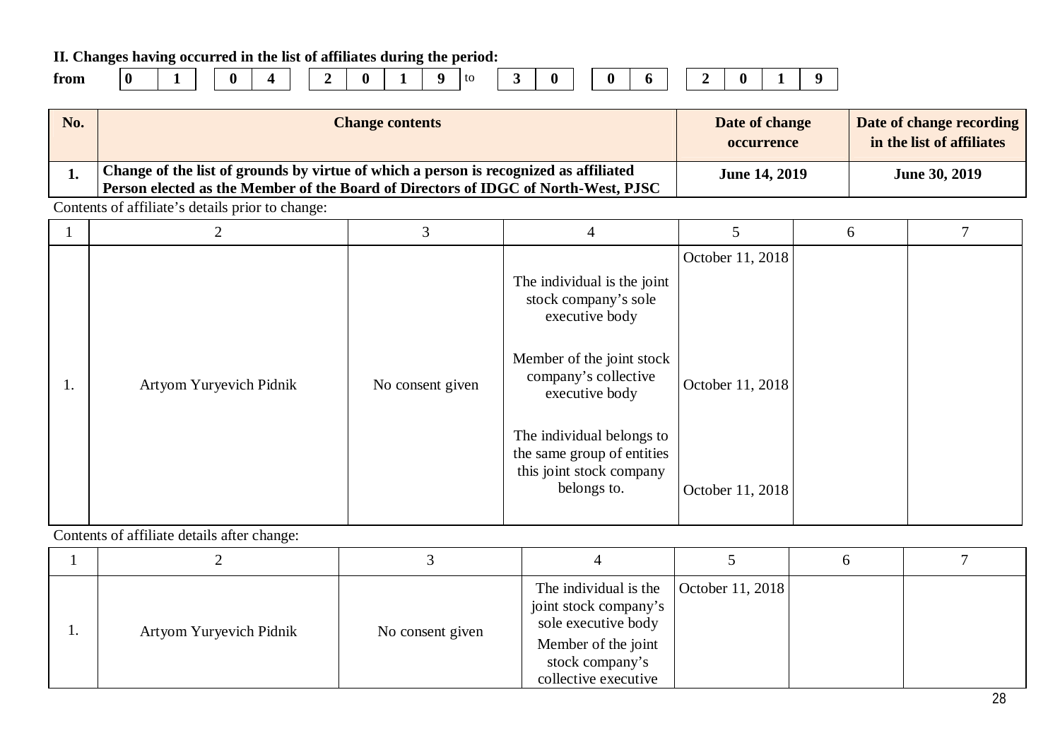**II. Changes having occurred in the list of affiliates during the period:**

**from** | 0 | 1 | | 0 | 4 | | 2 | 0 | 1 | 9 | to | 3 | 0 | | 0 | 6 | | 2 | 0 | 1 | 9 |

| No. | Change contents | Date of change occurrence | Date of change recording in the list of affiliates |
|---|---|---|---|
| **1.** | **Change of the list of grounds by virtue of which a person is recognized as affiliated Person elected as the Member of the Board of Directors of IDGC of North-West, PJSC** | **June 14, 2019** | **June 30, 2019** |

Contents of affiliate's details prior to change:

| 1 | 2 | 3 | 4 | 5 | 6 | 7 |
|---|---|---|---|---|---|---|
| 1. | Artyom Yuryevich Pidnik | No consent given | The individual is the joint stock company's sole executive body<br><br>Member of the joint stock company's collective executive body<br><br>The individual belongs to the same group of entities this joint stock company belongs to. | October 11, 2018<br><br>October 11, 2018<br><br>October 11, 2018 | | |

Contents of affiliate details after change:

| 1 | 2 | 3 | 4 | 5 | 6 | 7 |
|---|---|---|---|---|---|---|
| 1. | Artyom Yuryevich Pidnik | No consent given | The individual is the joint stock company's sole executive body<br>Member of the joint stock company's collective executive | October 11, 2018 | | |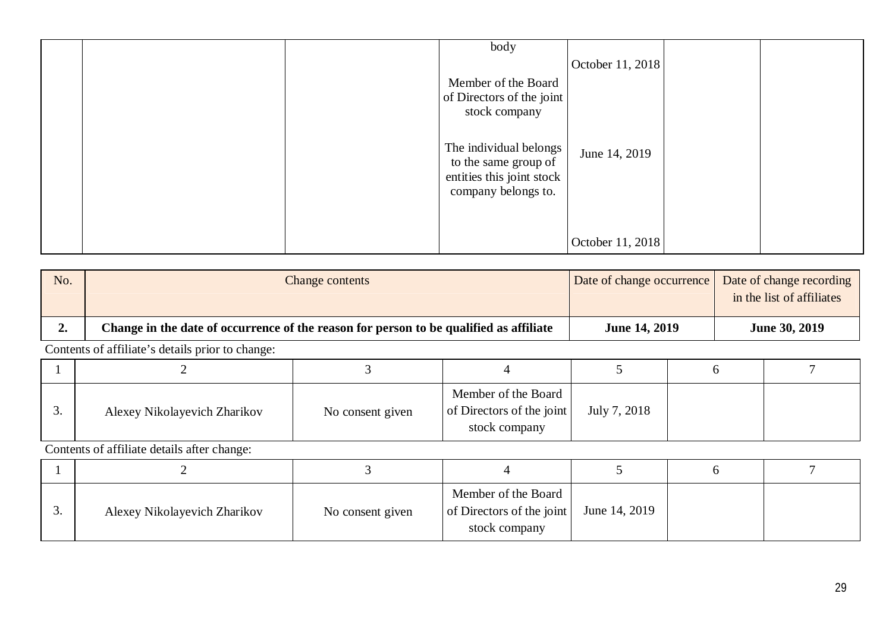| | | | | | | |
|---|---|---|---|---|---|---|
| | | | body<br><br>Member of the Board of Directors of the joint stock company<br><br>The individual belongs to the same group of entities this joint stock company belongs to. | October 11, 2018<br><br>June 14, 2019<br><br>October 11, 2018 | | |

| No. | Change contents | Date of change occurrence | Date of change recording in the list of affiliates |
|---|---|---|---|
| **2.** | **Change in the date of occurrence of the reason for person to be qualified as affiliate** | **June 14, 2019** | **June 30, 2019** |

Contents of affiliate's details prior to change:

| 1 | 2 | 3 | 4 | 5 | 6 | 7 |
|---|---|---|---|---|---|---|
| 3. | Alexey Nikolayevich Zharikov | No consent given | Member of the Board of Directors of the joint stock company | July 7, 2018 | | |

Contents of affiliate details after change:

| 1 | 2 | 3 | 4 | 5 | 6 | 7 |
|---|---|---|---|---|---|---|
| 3. | Alexey Nikolayevich Zharikov | No consent given | Member of the Board of Directors of the joint stock company | June 14, 2019 | | |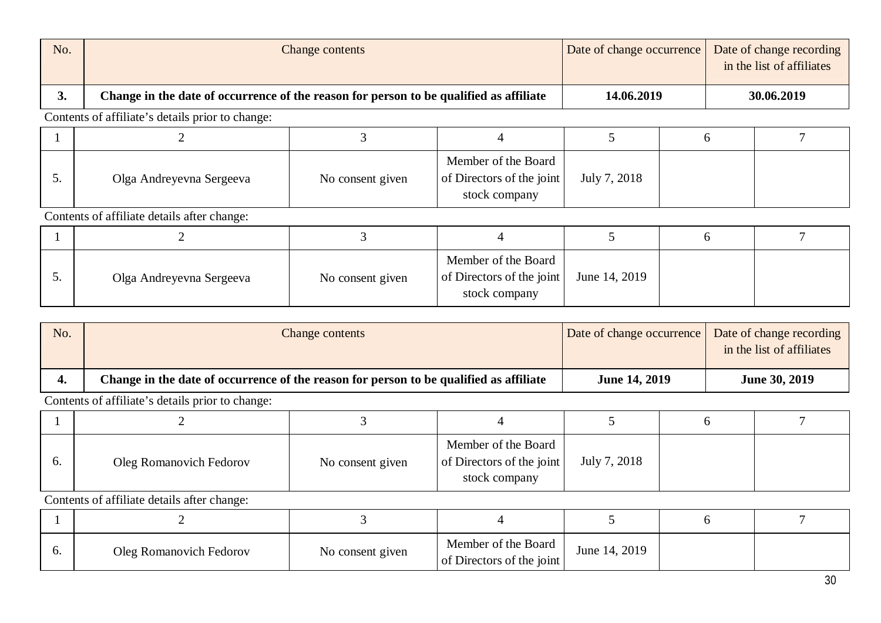| No. | Change contents | Date of change occurrence | Date of change recording in the list of affiliates |
|---|---|---|---|
| **3.** | **Change in the date of occurrence of the reason for person to be qualified as affiliate** | **14.06.2019** | **30.06.2019** |

Contents of affiliate's details prior to change:

| 1 | 2 | 3 | 4 | 5 | 6 | 7 |
|---|---|---|---|---|---|---|
| 5. | Olga Andreyevna Sergeeva | No consent given | Member of the Board of Directors of the joint stock company | July 7, 2018 | | |

Contents of affiliate details after change:

| 1 | 2 | 3 | 4 | 5 | 6 | 7 |
|---|---|---|---|---|---|---|
| 5. | Olga Andreyevna Sergeeva | No consent given | Member of the Board of Directors of the joint stock company | June 14, 2019 | | |

| No. | Change contents | Date of change occurrence | Date of change recording in the list of affiliates |
|---|---|---|---|
| **4.** | **Change in the date of occurrence of the reason for person to be qualified as affiliate** | **June 14, 2019** | **June 30, 2019** |

Contents of affiliate's details prior to change:

| 1 | 2 | 3 | 4 | 5 | 6 | 7 |
|---|---|---|---|---|---|---|
| 6. | Oleg Romanovich Fedorov | No consent given | Member of the Board of Directors of the joint stock company | July 7, 2018 | | |

Contents of affiliate details after change:

| 1 | 2 | 3 | 4 | 5 | 6 | 7 |
|---|---|---|---|---|---|---|
| 6. | Oleg Romanovich Fedorov | No consent given | Member of the Board of Directors of the joint | June 14, 2019 | | |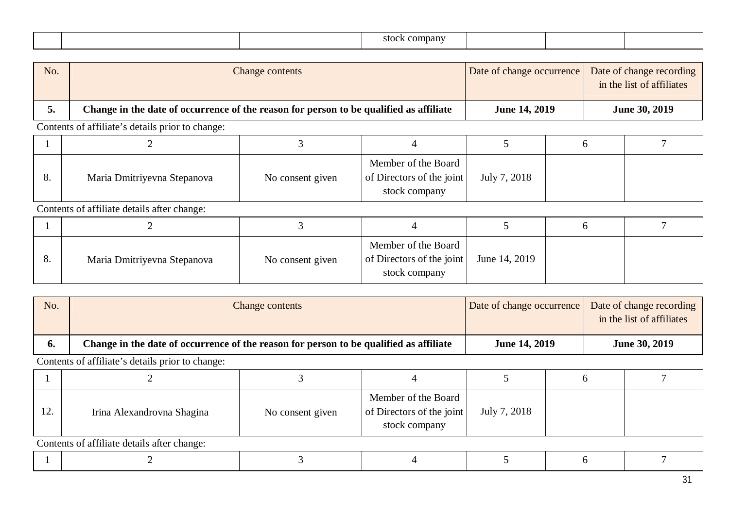| | | | stock company | | | |
|---|---|---|---|---|---|---|

| No. | Change contents | Date of change occurrence | Date of change recording in the list of affiliates |
|---|---|---|---|
| **5.** | **Change in the date of occurrence of the reason for person to be qualified as affiliate** | **June 14, 2019** | **June 30, 2019** |

Contents of affiliate's details prior to change:

| 1 | 2 | 3 | 4 | 5 | 6 | 7 |
|---|---|---|---|---|---|---|
| 8. | Maria Dmitriyevna Stepanova | No consent given | Member of the Board of Directors of the joint stock company | July 7, 2018 | | |

Contents of affiliate details after change:

| 1 | 2 | 3 | 4 | 5 | 6 | 7 |
|---|---|---|---|---|---|---|
| 8. | Maria Dmitriyevna Stepanova | No consent given | Member of the Board of Directors of the joint stock company | June 14, 2019 | | |

| No. | Change contents | Date of change occurrence | Date of change recording in the list of affiliates |
|---|---|---|---|
| **6.** | **Change in the date of occurrence of the reason for person to be qualified as affiliate** | **June 14, 2019** | **June 30, 2019** |

Contents of affiliate's details prior to change:

| 1 | 2 | 3 | 4 | 5 | 6 | 7 |
|---|---|---|---|---|---|---|
| 12. | Irina Alexandrovna Shagina | No consent given | Member of the Board of Directors of the joint stock company | July 7, 2018 | | |

Contents of affiliate details after change:

| 1 | 2 | 3 | 4 | 5 | 6 | 7 |
|---|---|---|---|---|---|---|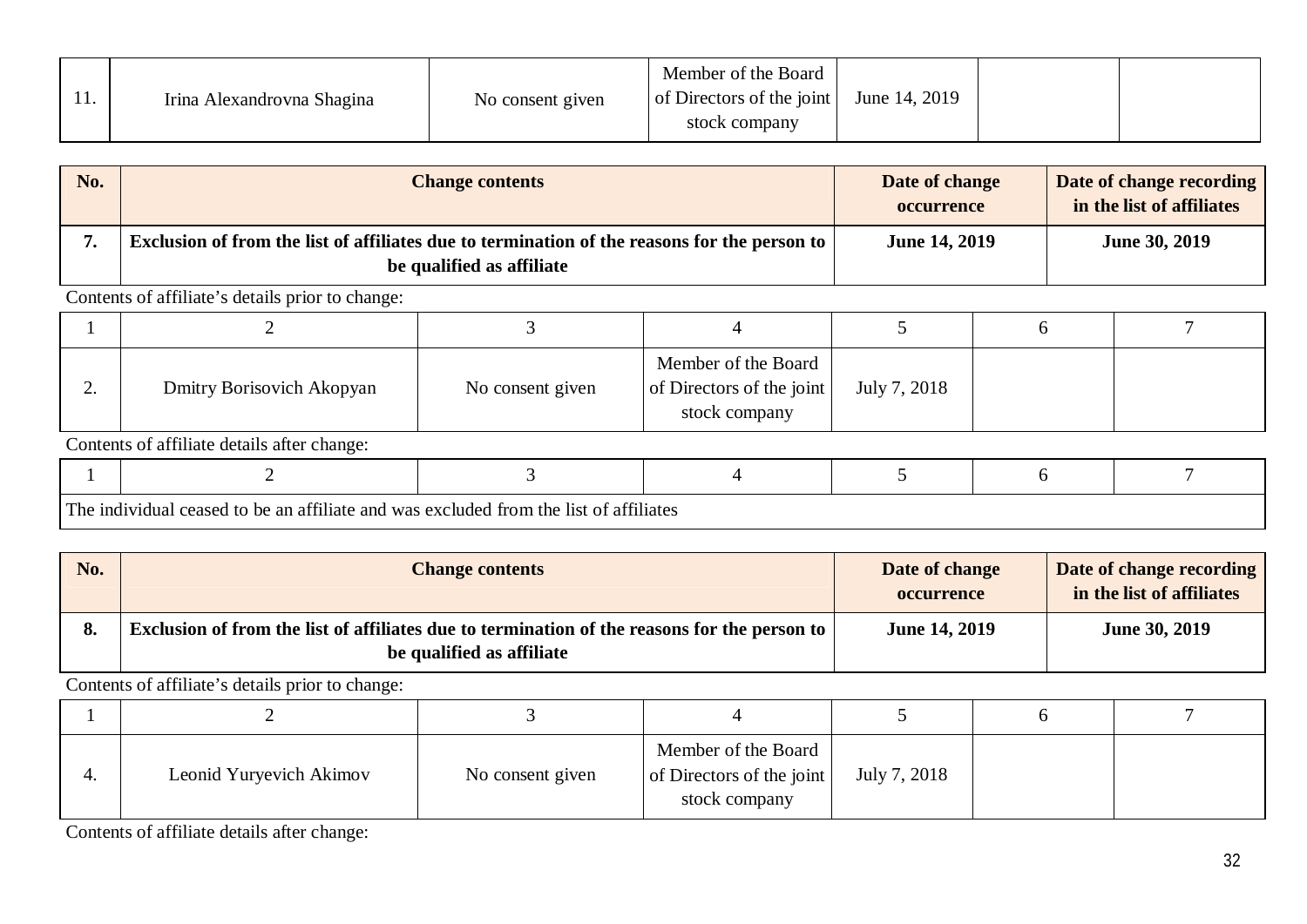| | | | | | | |
|---|---|---|---|---|---|---|
| 11. | Irina Alexandrovna Shagina | No consent given | Member of the Board of Directors of the joint stock company | June 14, 2019 | | |

| No. | Change contents | Date of change occurrence | Date of change recording in the list of affiliates |
|---|---|---|---|
| **7.** | **Exclusion of from the list of affiliates due to termination of the reasons for the person to be qualified as affiliate** | **June 14, 2019** | **June 30, 2019** |

Contents of affiliate's details prior to change:

| 1 | 2 | 3 | 4 | 5 | 6 | 7 |
|---|---|---|---|---|---|---|
| 2. | Dmitry Borisovich Akopyan | No consent given | Member of the Board of Directors of the joint stock company | July 7, 2018 | | |

Contents of affiliate details after change:

| 1 | 2 | 3 | 4 | 5 | 6 | 7 |
|---|---|---|---|---|---|---|
| The individual ceased to be an affiliate and was excluded from the list of affiliates | | | | | | |

| No. | Change contents | Date of change occurrence | Date of change recording in the list of affiliates |
|---|---|---|---|
| **8.** | **Exclusion of from the list of affiliates due to termination of the reasons for the person to be qualified as affiliate** | **June 14, 2019** | **June 30, 2019** |

Contents of affiliate's details prior to change:

| 1 | 2 | 3 | 4 | 5 | 6 | 7 |
|---|---|---|---|---|---|---|
| 4. | Leonid Yuryevich Akimov | No consent given | Member of the Board of Directors of the joint stock company | July 7, 2018 | | |

Contents of affiliate details after change: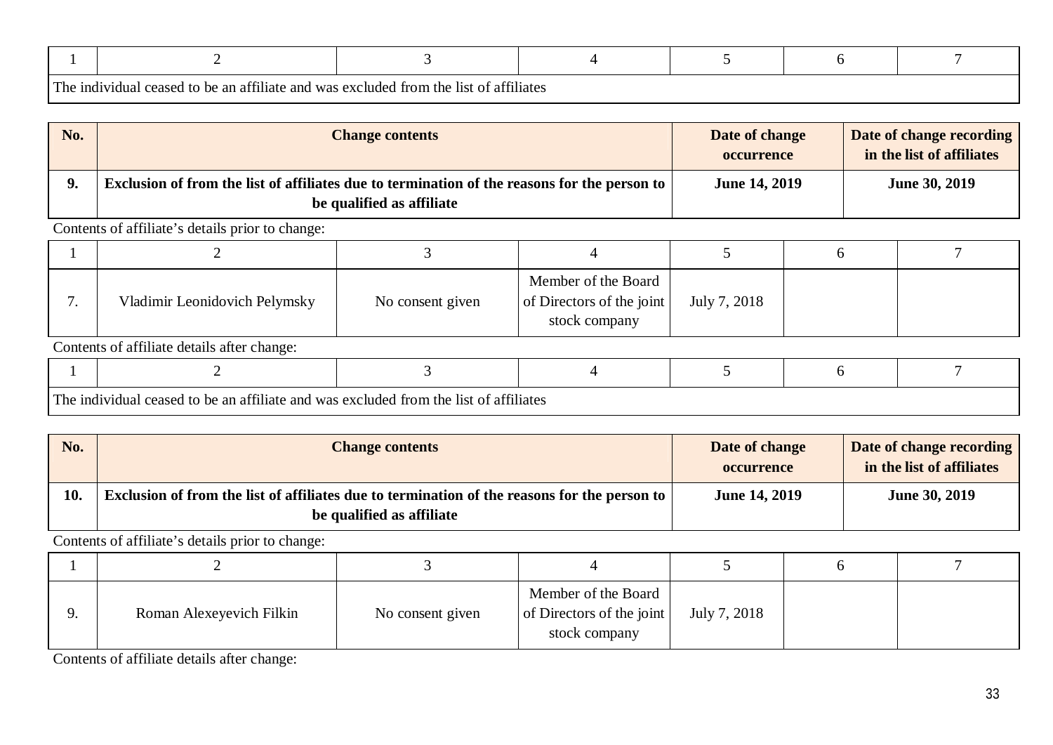| 1 | 2 | 3 | 4 | 5 | 6 | 7 |
|---|---|---|---|---|---|---|
| The individual ceased to be an affiliate and was excluded from the list of affiliates | | | | | | |

| No. | Change contents | Date of change occurrence | Date of change recording in the list of affiliates |
|---|---|---|---|
| **9.** | **Exclusion of from the list of affiliates due to termination of the reasons for the person to be qualified as affiliate** | **June 14, 2019** | **June 30, 2019** |

Contents of affiliate's details prior to change:

| 1 | 2 | 3 | 4 | 5 | 6 | 7 |
|---|---|---|---|---|---|---|
| 7. | Vladimir Leonidovich Pelymsky | No consent given | Member of the Board of Directors of the joint stock company | July 7, 2018 | | |

Contents of affiliate details after change:

| 1 | 2 | 3 | 4 | 5 | 6 | 7 |
|---|---|---|---|---|---|---|
| The individual ceased to be an affiliate and was excluded from the list of affiliates | | | | | | |

| No. | Change contents | Date of change occurrence | Date of change recording in the list of affiliates |
|---|---|---|---|
| **10.** | **Exclusion of from the list of affiliates due to termination of the reasons for the person to be qualified as affiliate** | **June 14, 2019** | **June 30, 2019** |

Contents of affiliate's details prior to change:

| 1 | 2 | 3 | 4 | 5 | 6 | 7 |
|---|---|---|---|---|---|---|
| 9. | Roman Alexeyevich Filkin | No consent given | Member of the Board of Directors of the joint stock company | July 7, 2018 | | |

Contents of affiliate details after change: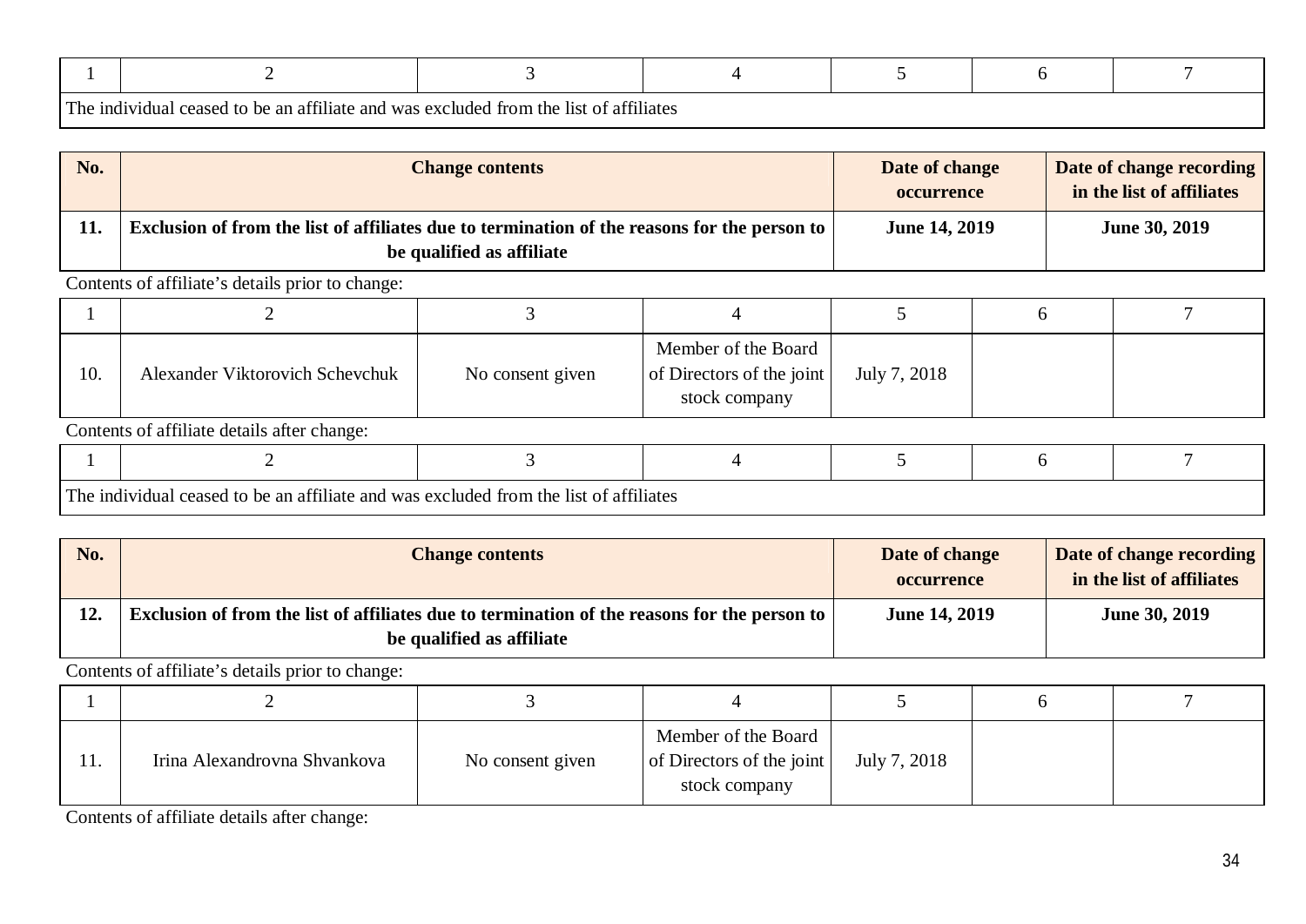| 1 | 2 | 3 | 4 | 5 | 6 | 7 |
|---|---|---|---|---|---|---|
| The individual ceased to be an affiliate and was excluded from the list of affiliates | | | | | | |

| No. | Change contents | Date of change occurrence | Date of change recording in the list of affiliates |
|---|---|---|---|
| **11.** | **Exclusion of from the list of affiliates due to termination of the reasons for the person to be qualified as affiliate** | **June 14, 2019** | **June 30, 2019** |

Contents of affiliate's details prior to change:

| 1 | 2 | 3 | 4 | 5 | 6 | 7 |
|---|---|---|---|---|---|---|
| 10. | Alexander Viktorovich Schevchuk | No consent given | Member of the Board of Directors of the joint stock company | July 7, 2018 | | |

Contents of affiliate details after change:

| 1 | 2 | 3 | 4 | 5 | 6 | 7 |
|---|---|---|---|---|---|---|
| The individual ceased to be an affiliate and was excluded from the list of affiliates | | | | | | |

| No. | Change contents | Date of change occurrence | Date of change recording in the list of affiliates |
|---|---|---|---|
| **12.** | **Exclusion of from the list of affiliates due to termination of the reasons for the person to be qualified as affiliate** | **June 14, 2019** | **June 30, 2019** |

Contents of affiliate's details prior to change:

| 1 | 2 | 3 | 4 | 5 | 6 | 7 |
|---|---|---|---|---|---|---|
| 11. | Irina Alexandrovna Shvankova | No consent given | Member of the Board of Directors of the joint stock company | July 7, 2018 | | |

Contents of affiliate details after change: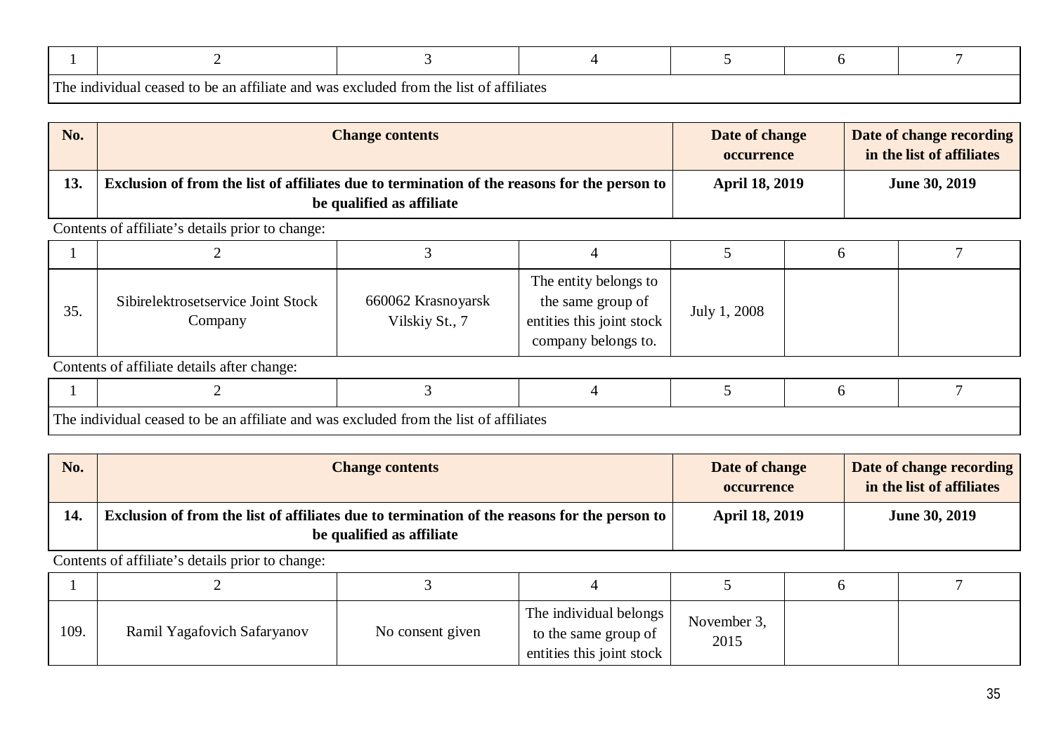| 1 | 2 | 3 | 4 | 5 | 6 | 7 |
|---|---|---|---|---|---|---|
| The individual ceased to be an affiliate and was excluded from the list of affiliates | | | | | | |

| No. | Change contents | Date of change occurrence | Date of change recording in the list of affiliates |
|---|---|---|---|
| **13.** | **Exclusion of from the list of affiliates due to termination of the reasons for the person to be qualified as affiliate** | **April 18, 2019** | **June 30, 2019** |

Contents of affiliate’s details prior to change:

| 1 | 2 | 3 | 4 | 5 | 6 | 7 |
|---|---|---|---|---|---|---|
| 35. | Sibirelektrosetservice Joint Stock Company | 660062 Krasnoyarsk Vilskiy St., 7 | The entity belongs to the same group of entities this joint stock company belongs to. | July 1, 2008 | | |

Contents of affiliate details after change:

| 1 | 2 | 3 | 4 | 5 | 6 | 7 |
|---|---|---|---|---|---|---|
| The individual ceased to be an affiliate and was excluded from the list of affiliates | | | | | | |

| No. | Change contents | Date of change occurrence | Date of change recording in the list of affiliates |
|---|---|---|---|
| **14.** | **Exclusion of from the list of affiliates due to termination of the reasons for the person to be qualified as affiliate** | **April 18, 2019** | **June 30, 2019** |

Contents of affiliate’s details prior to change:

| 1 | 2 | 3 | 4 | 5 | 6 | 7 |
|---|---|---|---|---|---|---|
| 109. | Ramil Yagafovich Safaryanov | No consent given | The individual belongs to the same group of entities this joint stock | November 3, 2015 | | |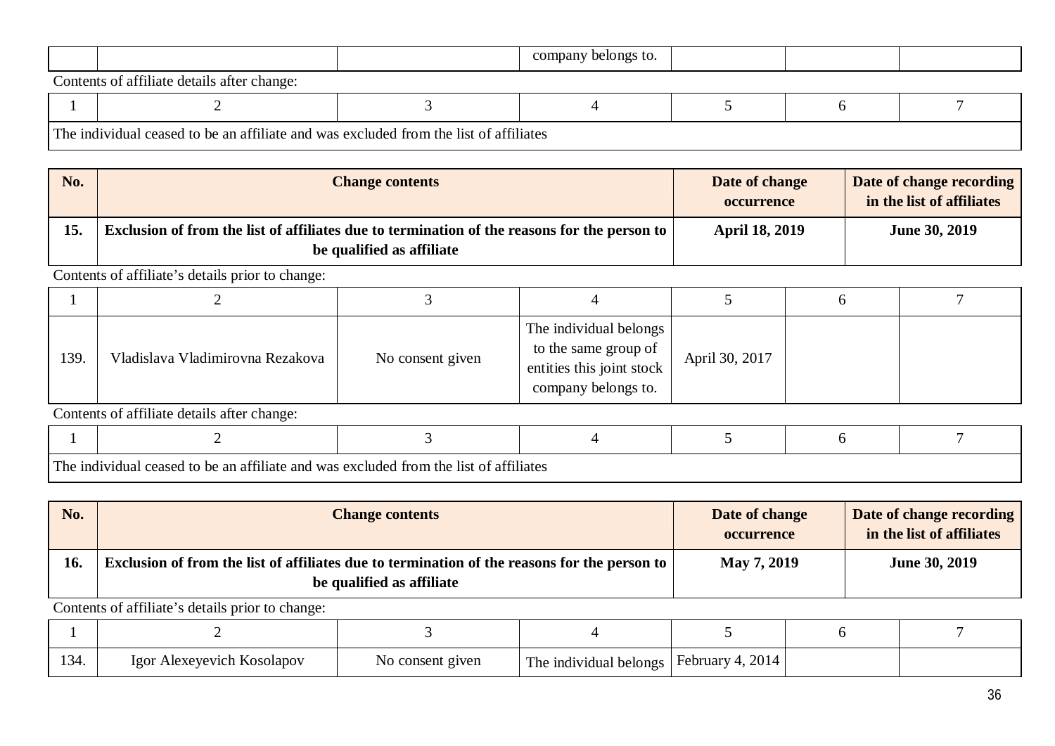| | | | | | | |
|---|---|---|---|---|---|---|
| | | | company belongs to. | | | |

Contents of affiliate details after change:

| 1 | 2 | 3 | 4 | 5 | 6 | 7 |
|---|---|---|---|---|---|---|
| The individual ceased to be an affiliate and was excluded from the list of affiliates | | | | | | |

| No. | Change contents | Date of change occurrence | Date of change recording in the list of affiliates |
|---|---|---|---|
| **15.** | **Exclusion of from the list of affiliates due to termination of the reasons for the person to be qualified as affiliate** | **April 18, 2019** | **June 30, 2019** |

Contents of affiliate's details prior to change:

| 1 | 2 | 3 | 4 | 5 | 6 | 7 |
|---|---|---|---|---|---|---|
| 139. | Vladislava Vladimirovna Rezakova | No consent given | The individual belongs to the same group of entities this joint stock company belongs to. | April 30, 2017 | | |

Contents of affiliate details after change:

| 1 | 2 | 3 | 4 | 5 | 6 | 7 |
|---|---|---|---|---|---|---|
| The individual ceased to be an affiliate and was excluded from the list of affiliates | | | | | | |

| No. | Change contents | Date of change occurrence | Date of change recording in the list of affiliates |
|---|---|---|---|
| **16.** | **Exclusion of from the list of affiliates due to termination of the reasons for the person to be qualified as affiliate** | **May 7, 2019** | **June 30, 2019** |

Contents of affiliate's details prior to change:

| 1 | 2 | 3 | 4 | 5 | 6 | 7 |
|---|---|---|---|---|---|---|
| 134. | Igor Alexeyevich Kosolapov | No consent given | The individual belongs | February 4, 2014 | | |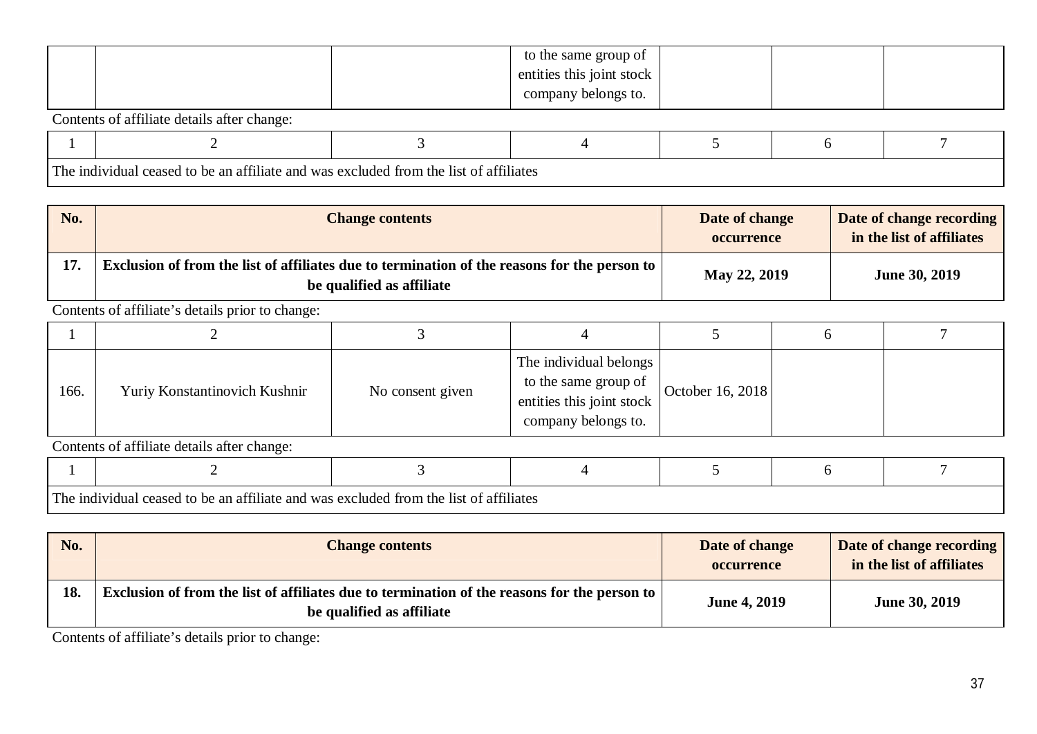| | | | | | | |
|---|---|---|---|---|---|---|
| | | | to the same group of entities this joint stock company belongs to. | | | |

Contents of affiliate details after change:

| 1 | 2 | 3 | 4 | 5 | 6 | 7 |
|---|---|---|---|---|---|---|
| The individual ceased to be an affiliate and was excluded from the list of affiliates | | | | | | |

| No. | Change contents | Date of change occurrence | Date of change recording in the list of affiliates |
|---|---|---|---|
| **17.** | **Exclusion of from the list of affiliates due to termination of the reasons for the person to be qualified as affiliate** | **May 22, 2019** | **June 30, 2019** |

Contents of affiliate's details prior to change:

| 1 | 2 | 3 | 4 | 5 | 6 | 7 |
|---|---|---|---|---|---|---|
| 166. | Yuriy Konstantinovich Kushnir | No consent given | The individual belongs to the same group of entities this joint stock company belongs to. | October 16, 2018 | | |

Contents of affiliate details after change:

| 1 | 2 | 3 | 4 | 5 | 6 | 7 |
|---|---|---|---|---|---|---|
| The individual ceased to be an affiliate and was excluded from the list of affiliates | | | | | | |

| No. | Change contents | Date of change occurrence | Date of change recording in the list of affiliates |
|---|---|---|---|
| **18.** | **Exclusion of from the list of affiliates due to termination of the reasons for the person to be qualified as affiliate** | **June 4, 2019** | **June 30, 2019** |

Contents of affiliate's details prior to change: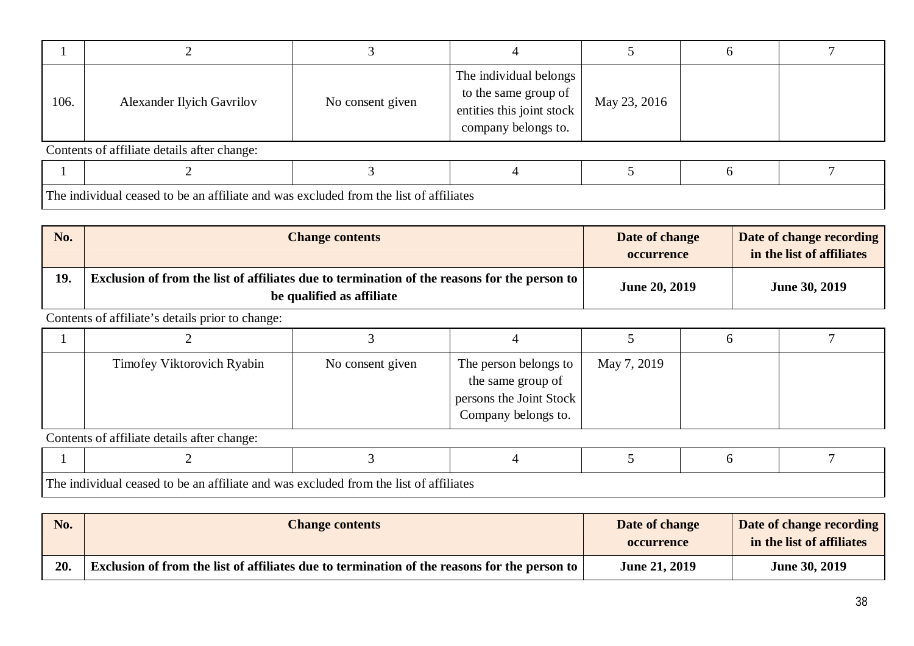| 1 | 2 | 3 | 4 | 5 | 6 | 7 |
|---|---|---|---|---|---|---|
| 106. | Alexander Ilyich Gavrilov | No consent given | The individual belongs to the same group of entities this joint stock company belongs to. | May 23, 2016 | | |

Contents of affiliate details after change:

| 1 | 2 | 3 | 4 | 5 | 6 | 7 |
|---|---|---|---|---|---|---|
| The individual ceased to be an affiliate and was excluded from the list of affiliates | | | | | | |

| No. | Change contents | Date of change occurrence | Date of change recording in the list of affiliates |
|---|---|---|---|
| 19. | **Exclusion of from the list of affiliates due to termination of the reasons for the person to be qualified as affiliate** | **June 20, 2019** | **June 30, 2019** |

Contents of affiliate's details prior to change:

| 1 | 2 | 3 | 4 | 5 | 6 | 7 |
|---|---|---|---|---|---|---|
| | Timofey Viktorovich Ryabin | No consent given | The person belongs to the same group of persons the Joint Stock Company belongs to. | May 7, 2019 | | |

Contents of affiliate details after change:

| 1 | 2 | 3 | 4 | 5 | 6 | 7 |
|---|---|---|---|---|---|---|
| The individual ceased to be an affiliate and was excluded from the list of affiliates | | | | | | |

| No. | Change contents | Date of change occurrence | Date of change recording in the list of affiliates |
|---|---|---|---|
| 20. | **Exclusion of from the list of affiliates due to termination of the reasons for the person to** | **June 21, 2019** | **June 30, 2019** |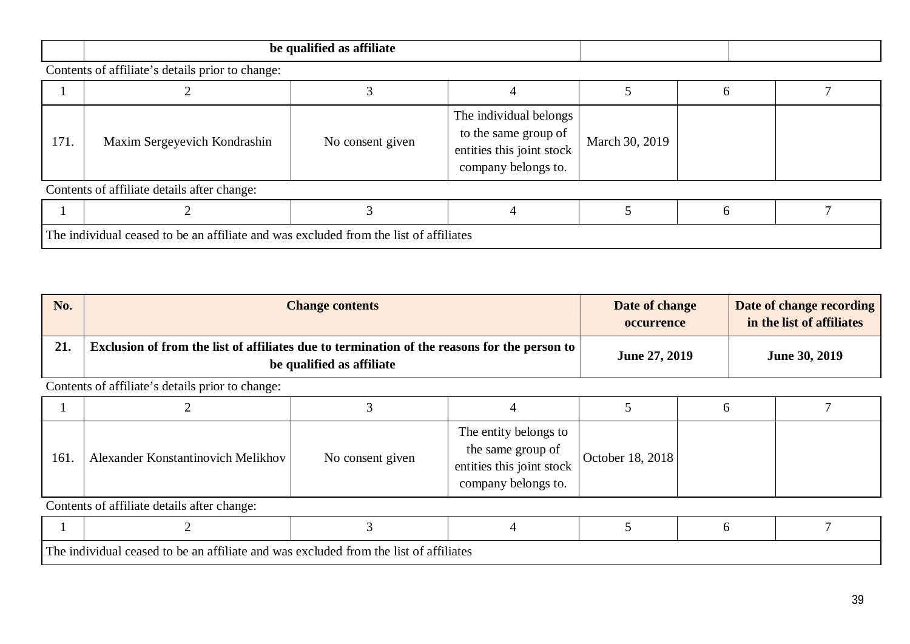| | | | |
|---|---|---|---|
| | be qualified as affiliate | | |

Contents of affiliate's details prior to change:

| 1 | 2 | 3 | 4 | 5 | 6 | 7 |
|---|---|---|---|---|---|---|
| 171. | Maxim Sergeyevich Kondrashin | No consent given | The individual belongs to the same group of entities this joint stock company belongs to. | March 30, 2019 | | |

Contents of affiliate details after change:

| 1 | 2 | 3 | 4 | 5 | 6 | 7 |
|---|---|---|---|---|---|---|
| The individual ceased to be an affiliate and was excluded from the list of affiliates | | | | | | |

| No. | Change contents | Date of change occurrence | Date of change recording in the list of affiliates |
|---|---|---|---|
| **21.** | **Exclusion of from the list of affiliates due to termination of the reasons for the person to be qualified as affiliate** | **June 27, 2019** | **June 30, 2019** |

Contents of affiliate's details prior to change:

| 1 | 2 | 3 | 4 | 5 | 6 | 7 |
|---|---|---|---|---|---|---|
| 161. | Alexander Konstantinovich Melikhov | No consent given | The entity belongs to the same group of entities this joint stock company belongs to. | October 18, 2018 | | |

Contents of affiliate details after change:

| 1 | 2 | 3 | 4 | 5 | 6 | 7 |
|---|---|---|---|---|---|---|
| The individual ceased to be an affiliate and was excluded from the list of affiliates | | | | | | |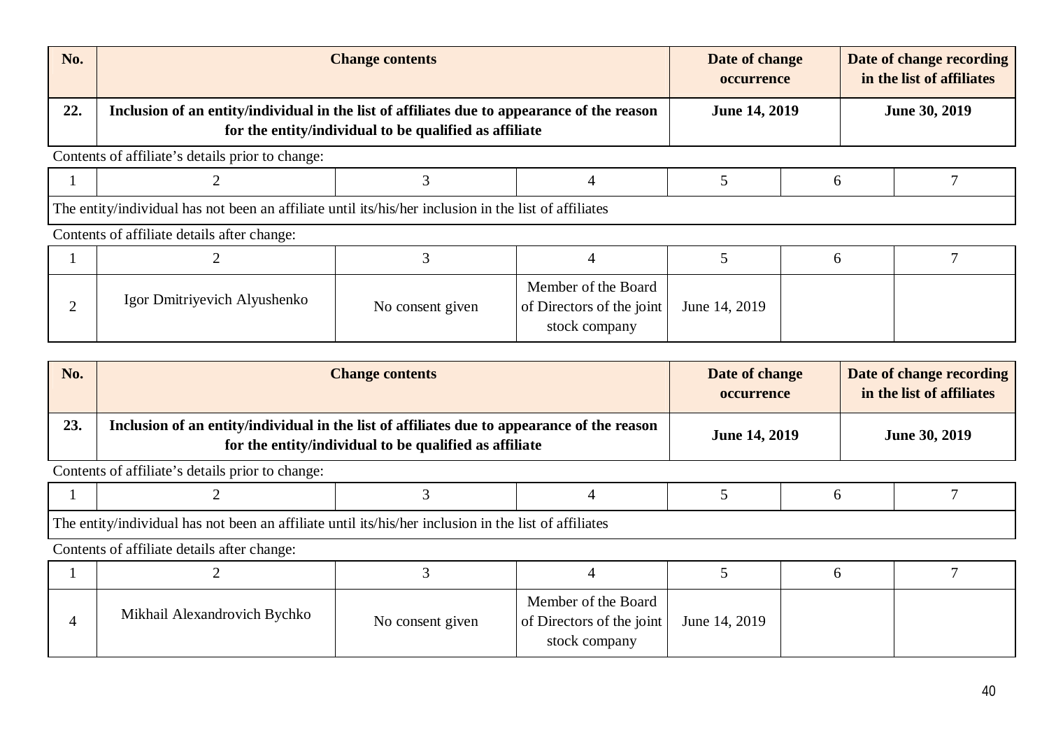| No. | Change contents | Date of change occurrence | Date of change recording in the list of affiliates |
|---|---|---|---|
| 22. | **Inclusion of an entity/individual in the list of affiliates due to appearance of the reason for the entity/individual to be qualified as affiliate** | **June 14, 2019** | **June 30, 2019** |

Contents of affiliate's details prior to change:

| 1 | 2 | 3 | 4 | 5 | 6 | 7 |
|---|---|---|---|---|---|---|
| The entity/individual has not been an affiliate until its/his/her inclusion in the list of affiliates | | | | | | |

Contents of affiliate details after change:

| 1 | 2 | 3 | 4 | 5 | 6 | 7 |
|---|---|---|---|---|---|---|
| 2 | Igor Dmitriyevich Alyushenko | No consent given | Member of the Board of Directors of the joint stock company | June 14, 2019 | | |

| No. | Change contents | Date of change occurrence | Date of change recording in the list of affiliates |
|---|---|---|---|
| 23. | **Inclusion of an entity/individual in the list of affiliates due to appearance of the reason for the entity/individual to be qualified as affiliate** | **June 14, 2019** | **June 30, 2019** |

Contents of affiliate's details prior to change:

| 1 | 2 | 3 | 4 | 5 | 6 | 7 |
|---|---|---|---|---|---|---|
| The entity/individual has not been an affiliate until its/his/her inclusion in the list of affiliates | | | | | | |

Contents of affiliate details after change:

| 1 | 2 | 3 | 4 | 5 | 6 | 7 |
|---|---|---|---|---|---|---|
| 4 | Mikhail Alexandrovich Bychko | No consent given | Member of the Board of Directors of the joint stock company | June 14, 2019 | | |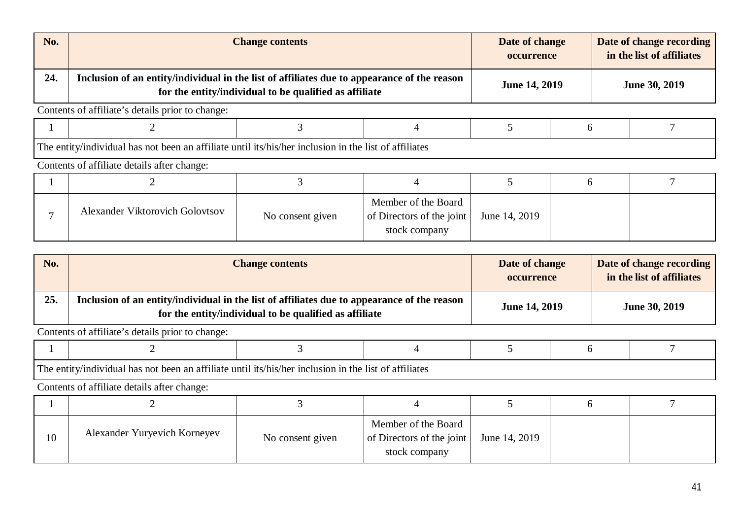| No. | Change contents | Date of change occurrence | Date of change recording in the list of affiliates |
|---|---|---|---|
| 24. | **Inclusion of an entity/individual in the list of affiliates due to appearance of the reason for the entity/individual to be qualified as affiliate** | **June 14, 2019** | **June 30, 2019** |

Contents of affiliate's details prior to change:

| 1 | 2 | 3 | 4 | 5 | 6 | 7 |
|---|---|---|---|---|---|---|
| The entity/individual has not been an affiliate until its/his/her inclusion in the list of affiliates | | | | | | |

Contents of affiliate details after change:

| 1 | 2 | 3 | 4 | 5 | 6 | 7 |
|---|---|---|---|---|---|---|
| 7 | Alexander Viktorovich Golovtsov | No consent given | Member of the Board of Directors of the joint stock company | June 14, 2019 | | |

| No. | Change contents | Date of change occurrence | Date of change recording in the list of affiliates |
|---|---|---|---|
| 25. | **Inclusion of an entity/individual in the list of affiliates due to appearance of the reason for the entity/individual to be qualified as affiliate** | **June 14, 2019** | **June 30, 2019** |

Contents of affiliate's details prior to change:

| 1 | 2 | 3 | 4 | 5 | 6 | 7 |
|---|---|---|---|---|---|---|
| The entity/individual has not been an affiliate until its/his/her inclusion in the list of affiliates | | | | | | |

Contents of affiliate details after change:

| 1 | 2 | 3 | 4 | 5 | 6 | 7 |
|---|---|---|---|---|---|---|
| 10 | Alexander Yuryevich Korneyev | No consent given | Member of the Board of Directors of the joint stock company | June 14, 2019 | | |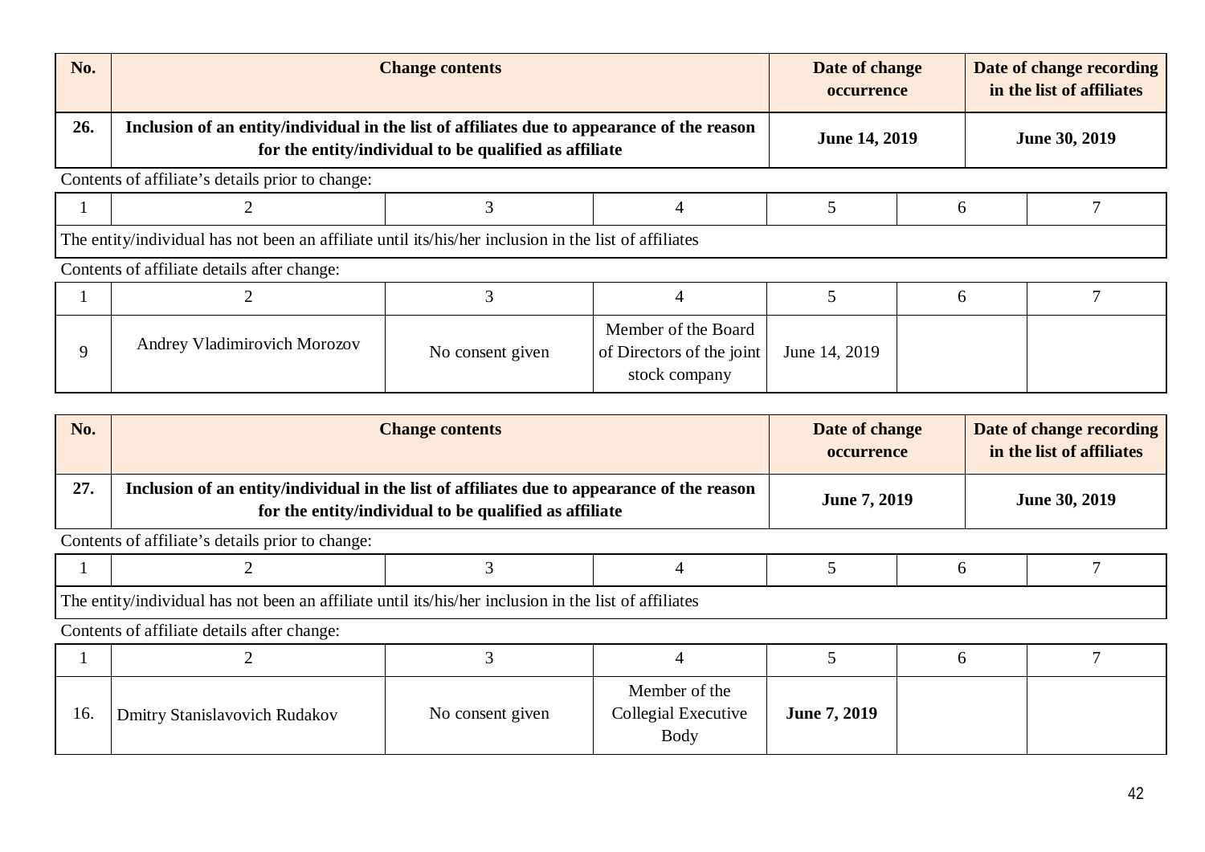| No. | Change contents | Date of change occurrence | Date of change recording in the list of affiliates |
|---|---|---|---|
| **26.** | **Inclusion of an entity/individual in the list of affiliates due to appearance of the reason for the entity/individual to be qualified as affiliate** | **June 14, 2019** | **June 30, 2019** |

Contents of affiliate's details prior to change:

| 1 | 2 | 3 | 4 | 5 | 6 | 7 |
|---|---|---|---|---|---|---|
| The entity/individual has not been an affiliate until its/his/her inclusion in the list of affiliates | | | | | | |

Contents of affiliate details after change:

| 1 | 2 | 3 | 4 | 5 | 6 | 7 |
|---|---|---|---|---|---|---|
| 9 | Andrey Vladimirovich Morozov | No consent given | Member of the Board of Directors of the joint stock company | June 14, 2019 | | |

| No. | Change contents | Date of change occurrence | Date of change recording in the list of affiliates |
|---|---|---|---|
| **27.** | **Inclusion of an entity/individual in the list of affiliates due to appearance of the reason for the entity/individual to be qualified as affiliate** | **June 7, 2019** | **June 30, 2019** |

Contents of affiliate's details prior to change:

| 1 | 2 | 3 | 4 | 5 | 6 | 7 |
|---|---|---|---|---|---|---|
| The entity/individual has not been an affiliate until its/his/her inclusion in the list of affiliates | | | | | | |

Contents of affiliate details after change:

| 1 | 2 | 3 | 4 | 5 | 6 | 7 |
|---|---|---|---|---|---|---|
| 16. | Dmitry Stanislavovich Rudakov | No consent given | Member of the Collegial Executive Body | **June 7, 2019** | | |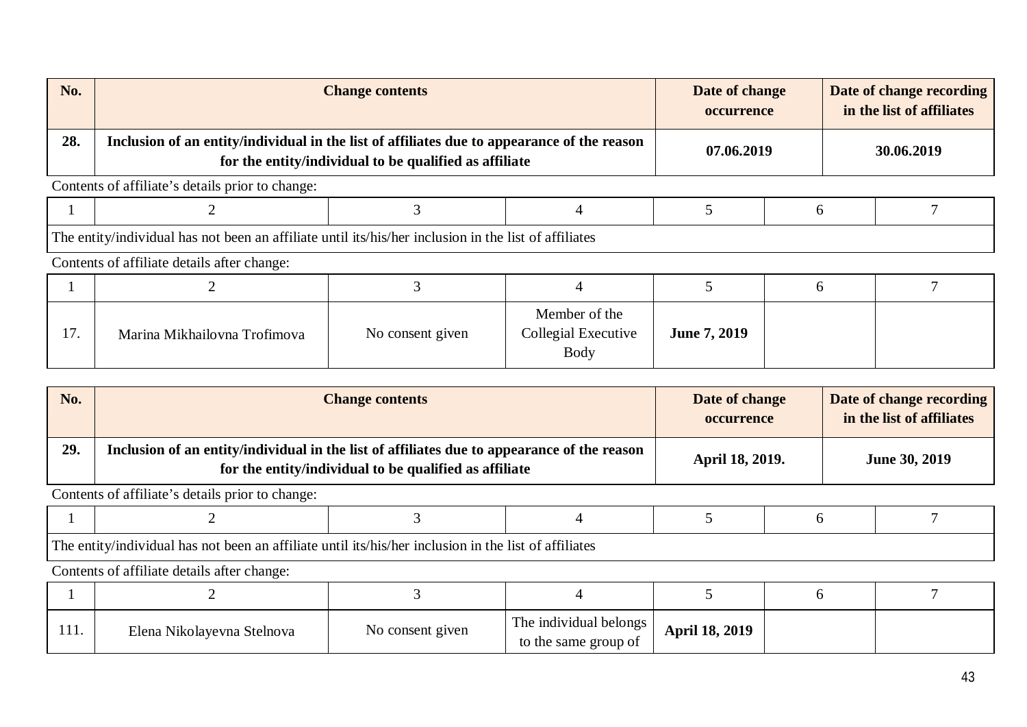| No. | Change contents | Date of change occurrence | Date of change recording in the list of affiliates |
|---|---|---|---|
| **28.** | **Inclusion of an entity/individual in the list of affiliates due to appearance of the reason for the entity/individual to be qualified as affiliate** | **07.06.2019** | **30.06.2019** |

Contents of affiliate's details prior to change:

| 1 | 2 | 3 | 4 | 5 | 6 | 7 |
|---|---|---|---|---|---|---|
| The entity/individual has not been an affiliate until its/his/her inclusion in the list of affiliates | | | | | | |

Contents of affiliate details after change:

| 1 | 2 | 3 | 4 | 5 | 6 | 7 |
|---|---|---|---|---|---|---|
| 17. | Marina Mikhailovna Trofimova | No consent given | Member of the Collegial Executive Body | **June 7, 2019** | | |

| No. | Change contents | Date of change occurrence | Date of change recording in the list of affiliates |
|---|---|---|---|
| **29.** | **Inclusion of an entity/individual in the list of affiliates due to appearance of the reason for the entity/individual to be qualified as affiliate** | **April 18, 2019.** | **June 30, 2019** |

Contents of affiliate's details prior to change:

| 1 | 2 | 3 | 4 | 5 | 6 | 7 |
|---|---|---|---|---|---|---|
| The entity/individual has not been an affiliate until its/his/her inclusion in the list of affiliates | | | | | | |

Contents of affiliate details after change:

| 1 | 2 | 3 | 4 | 5 | 6 | 7 |
|---|---|---|---|---|---|---|
| 111. | Elena Nikolayevna Stelnova | No consent given | The individual belongs to the same group of | **April 18, 2019** | | |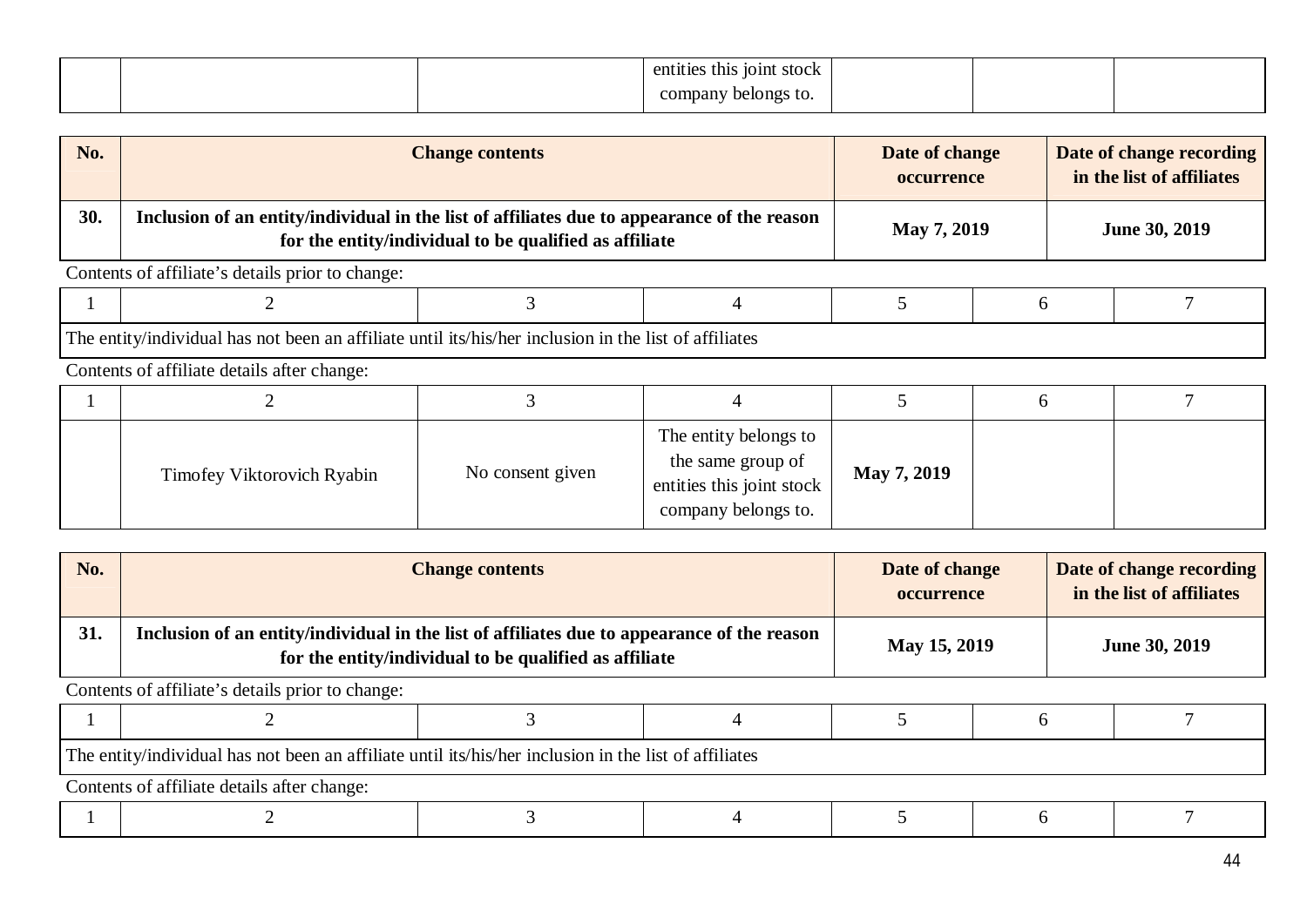| | | | | | | |
|---|---|---|---|---|---|---|
| | | | entities this joint stock company belongs to. | | | |

| No. | Change contents | Date of change occurrence | Date of change recording in the list of affiliates |
|---|---|---|---|
| **30.** | **Inclusion of an entity/individual in the list of affiliates due to appearance of the reason for the entity/individual to be qualified as affiliate** | **May 7, 2019** | **June 30, 2019** |

Contents of affiliate's details prior to change:

| 1 | 2 | 3 | 4 | 5 | 6 | 7 |
|---|---|---|---|---|---|---|
| The entity/individual has not been an affiliate until its/his/her inclusion in the list of affiliates | | | | | | |

Contents of affiliate details after change:

| 1 | 2 | 3 | 4 | 5 | 6 | 7 |
|---|---|---|---|---|---|---|
| | Timofey Viktorovich Ryabin | No consent given | The entity belongs to the same group of entities this joint stock company belongs to. | **May 7, 2019** | | |

| No. | Change contents | Date of change occurrence | Date of change recording in the list of affiliates |
|---|---|---|---|
| **31.** | **Inclusion of an entity/individual in the list of affiliates due to appearance of the reason for the entity/individual to be qualified as affiliate** | **May 15, 2019** | **June 30, 2019** |

Contents of affiliate's details prior to change:

| 1 | 2 | 3 | 4 | 5 | 6 | 7 |
|---|---|---|---|---|---|---|
| The entity/individual has not been an affiliate until its/his/her inclusion in the list of affiliates | | | | | | |

Contents of affiliate details after change:

| 1 | 2 | 3 | 4 | 5 | 6 | 7 |
|---|---|---|---|---|---|---|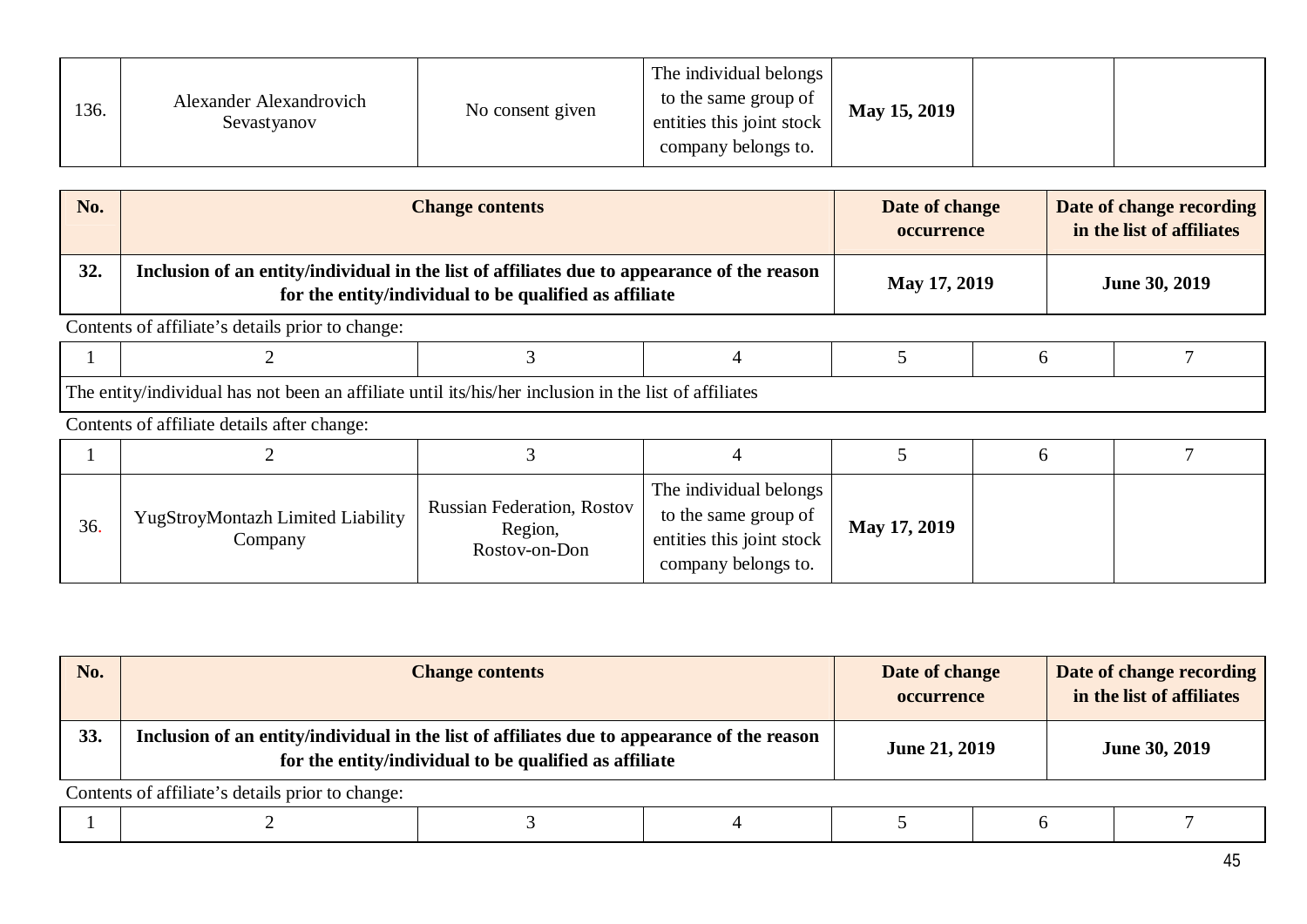| | | | | | | |
|---|---|---|---|---|---|---|
| 136. | Alexander Alexandrovich Sevastyanov | No consent given | The individual belongs to the same group of entities this joint stock company belongs to. | **May 15, 2019** | | |

| No. | Change contents | Date of change occurrence | Date of change recording in the list of affiliates |
|---|---|---|---|
| **32.** | **Inclusion of an entity/individual in the list of affiliates due to appearance of the reason for the entity/individual to be qualified as affiliate** | **May 17, 2019** | **June 30, 2019** |

Contents of affiliate's details prior to change:

| 1 | 2 | 3 | 4 | 5 | 6 | 7 |
|---|---|---|---|---|---|---|
| The entity/individual has not been an affiliate until its/his/her inclusion in the list of affiliates | | | | | | |

Contents of affiliate details after change:

| 1 | 2 | 3 | 4 | 5 | 6 | 7 |
|---|---|---|---|---|---|---|
| 36. | YugStroyMontazh Limited Liability Company | Russian Federation, Rostov Region, Rostov-on-Don | The individual belongs to the same group of entities this joint stock company belongs to. | **May 17, 2019** | | |

| No. | Change contents | Date of change occurrence | Date of change recording in the list of affiliates |
|---|---|---|---|
| **33.** | **Inclusion of an entity/individual in the list of affiliates due to appearance of the reason for the entity/individual to be qualified as affiliate** | **June 21, 2019** | **June 30, 2019** |

Contents of affiliate's details prior to change:

| 1 | 2 | 3 | 4 | 5 | 6 | 7 |
|---|---|---|---|---|---|---|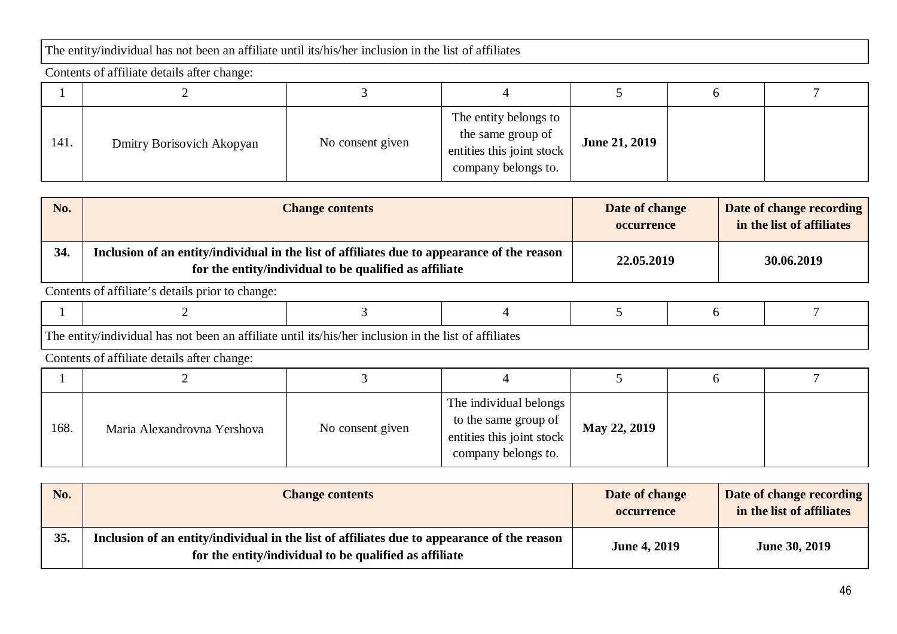| 1 | 2 | 3 | 4 | 5 | 6 | 7 |
|---|---|---|---|---|---|---|
| The entity/individual has not been an affiliate until its/his/her inclusion in the list of affiliates | | | | | | |

Contents of affiliate details after change:

| 1 | 2 | 3 | 4 | 5 | 6 | 7 |
|---|---|---|---|---|---|---|
| 141. | Dmitry Borisovich Akopyan | No consent given | The entity belongs to the same group of entities this joint stock company belongs to. | **June 21, 2019** | | |

| No. | Change contents | Date of change occurrence | Date of change recording in the list of affiliates |
|---|---|---|---|
| **34.** | **Inclusion of an entity/individual in the list of affiliates due to appearance of the reason for the entity/individual to be qualified as affiliate** | **22.05.2019** | **30.06.2019** |

Contents of affiliate's details prior to change:

| 1 | 2 | 3 | 4 | 5 | 6 | 7 |
|---|---|---|---|---|---|---|
| The entity/individual has not been an affiliate until its/his/her inclusion in the list of affiliates | | | | | | |

Contents of affiliate details after change:

| 1 | 2 | 3 | 4 | 5 | 6 | 7 |
|---|---|---|---|---|---|---|
| 168. | Maria Alexandrovna Yershova | No consent given | The individual belongs to the same group of entities this joint stock company belongs to. | **May 22, 2019** | | |

| No. | Change contents | Date of change occurrence | Date of change recording in the list of affiliates |
|---|---|---|---|
| **35.** | **Inclusion of an entity/individual in the list of affiliates due to appearance of the reason for the entity/individual to be qualified as affiliate** | **June 4, 2019** | **June 30, 2019** |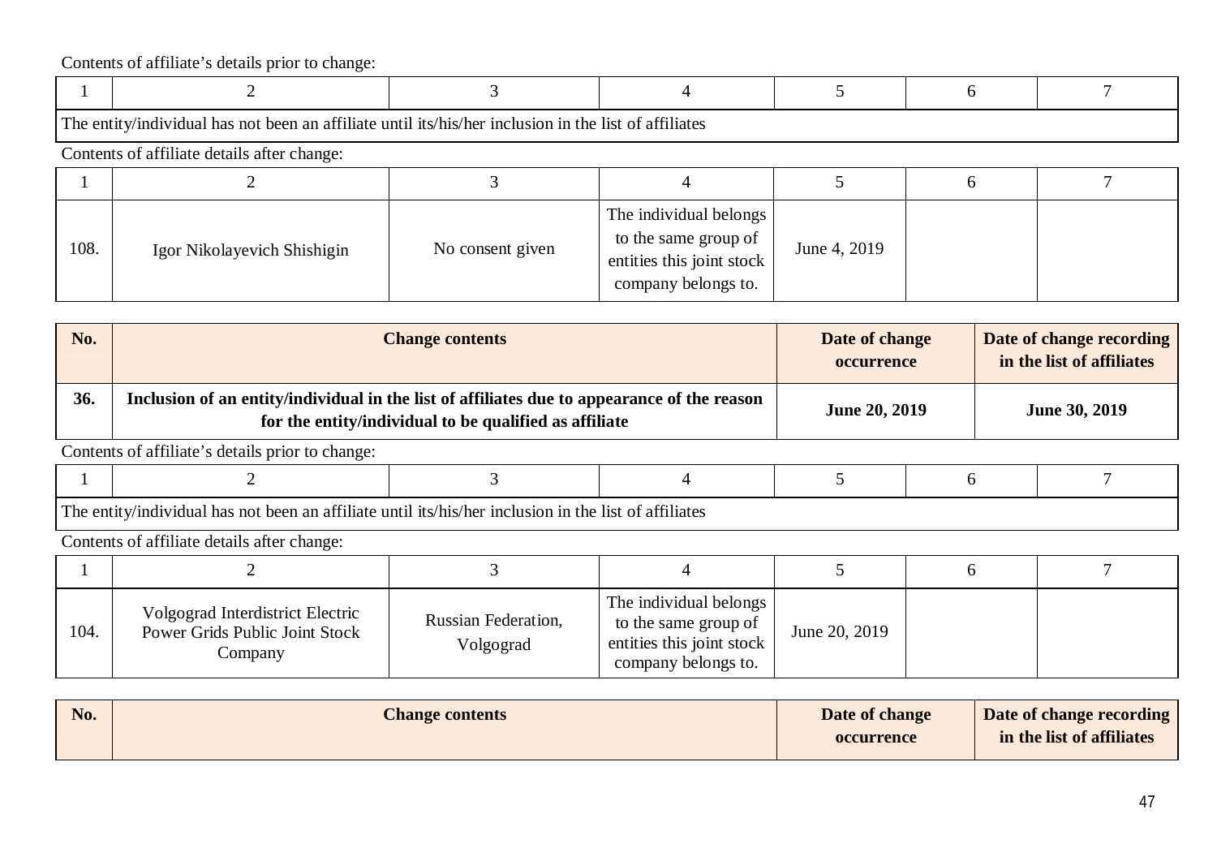Contents of affiliate's details prior to change:

| 1 | 2 | 3 | 4 | 5 | 6 | 7 |
|---|---|---|---|---|---|---|
| The entity/individual has not been an affiliate until its/his/her inclusion in the list of affiliates | | | | | | |

Contents of affiliate details after change:

| 1 | 2 | 3 | 4 | 5 | 6 | 7 |
|---|---|---|---|---|---|---|
| 108. | Igor Nikolayevich Shishigin | No consent given | The individual belongs to the same group of entities this joint stock company belongs to. | June 4, 2019 | | |

| No. | Change contents | Date of change occurrence | Date of change recording in the list of affiliates |
|---|---|---|---|
| **36.** | **Inclusion of an entity/individual in the list of affiliates due to appearance of the reason for the entity/individual to be qualified as affiliate** | **June 20, 2019** | **June 30, 2019** |

Contents of affiliate's details prior to change:

| 1 | 2 | 3 | 4 | 5 | 6 | 7 |
|---|---|---|---|---|---|---|
| The entity/individual has not been an affiliate until its/his/her inclusion in the list of affiliates | | | | | | |

Contents of affiliate details after change:

| 1 | 2 | 3 | 4 | 5 | 6 | 7 |
|---|---|---|---|---|---|---|
| 104. | Volgograd Interdistrict Electric Power Grids Public Joint Stock Company | Russian Federation, Volgograd | The individual belongs to the same group of entities this joint stock company belongs to. | June 20, 2019 | | |

| No. | Change contents | Date of change occurrence | Date of change recording in the list of affiliates |
|---|---|---|---|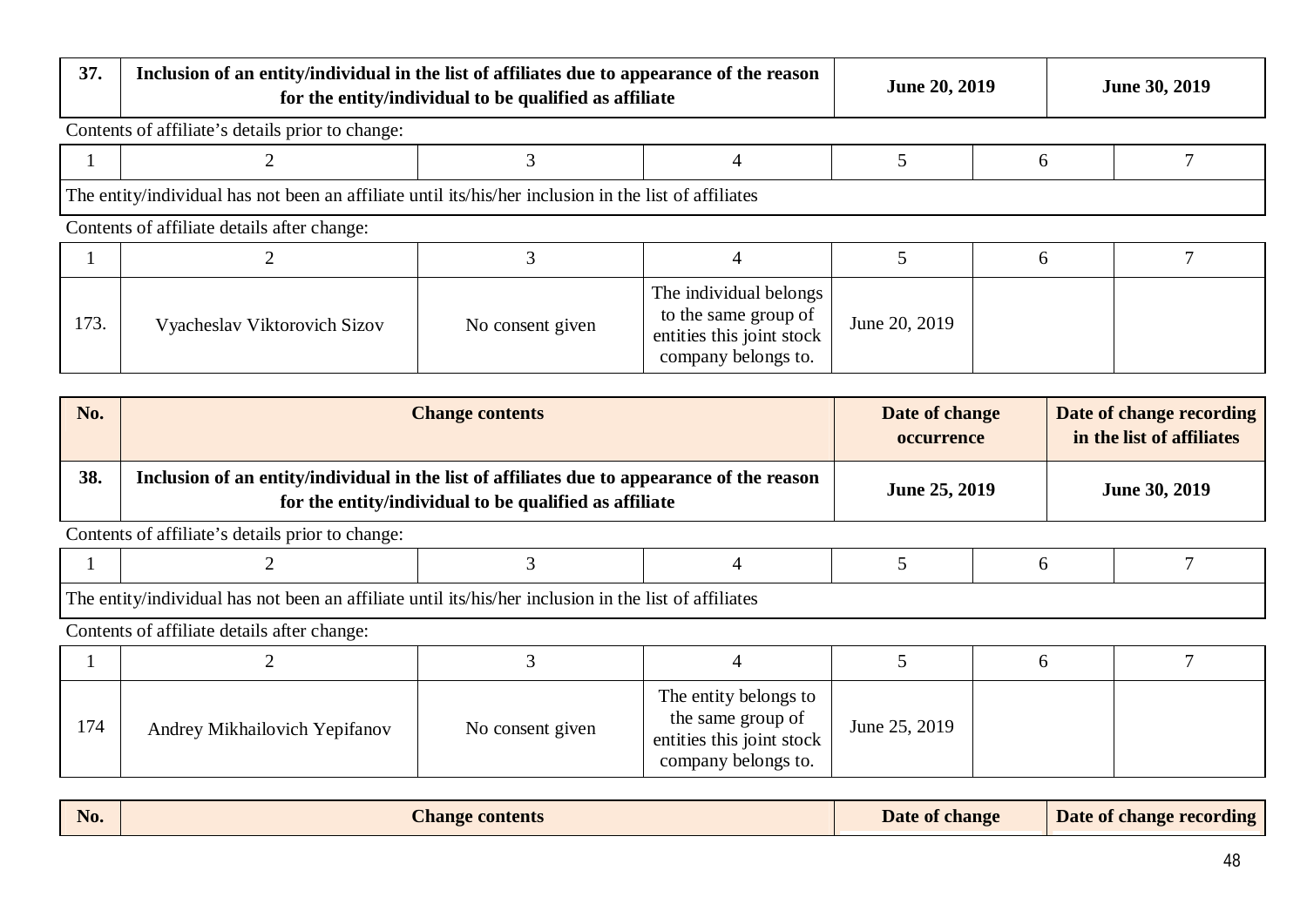| 37. | Inclusion of an entity/individual in the list of affiliates due to appearance of the reason for the entity/individual to be qualified as affiliate | June 20, 2019 | June 30, 2019 |
|---|---|---|---|

Contents of affiliate's details prior to change:

| 1 | 2 | 3 | 4 | 5 | 6 | 7 |
|---|---|---|---|---|---|---|
| The entity/individual has not been an affiliate until its/his/her inclusion in the list of affiliates | | | | | | |

Contents of affiliate details after change:

| 1 | 2 | 3 | 4 | 5 | 6 | 7 |
|---|---|---|---|---|---|---|
| 173. | Vyacheslav Viktorovich Sizov | No consent given | The individual belongs to the same group of entities this joint stock company belongs to. | June 20, 2019 | | |

| No. | Change contents | Date of change occurrence | Date of change recording in the list of affiliates |
|---|---|---|---|
| 38. | Inclusion of an entity/individual in the list of affiliates due to appearance of the reason for the entity/individual to be qualified as affiliate | June 25, 2019 | June 30, 2019 |

Contents of affiliate's details prior to change:

| 1 | 2 | 3 | 4 | 5 | 6 | 7 |
|---|---|---|---|---|---|---|
| The entity/individual has not been an affiliate until its/his/her inclusion in the list of affiliates | | | | | | |

Contents of affiliate details after change:

| 1 | 2 | 3 | 4 | 5 | 6 | 7 |
|---|---|---|---|---|---|---|
| 174 | Andrey Mikhailovich Yepifanov | No consent given | The entity belongs to the same group of entities this joint stock company belongs to. | June 25, 2019 | | |

| No. | Change contents | Date of change | Date of change recording |
|---|---|---|---|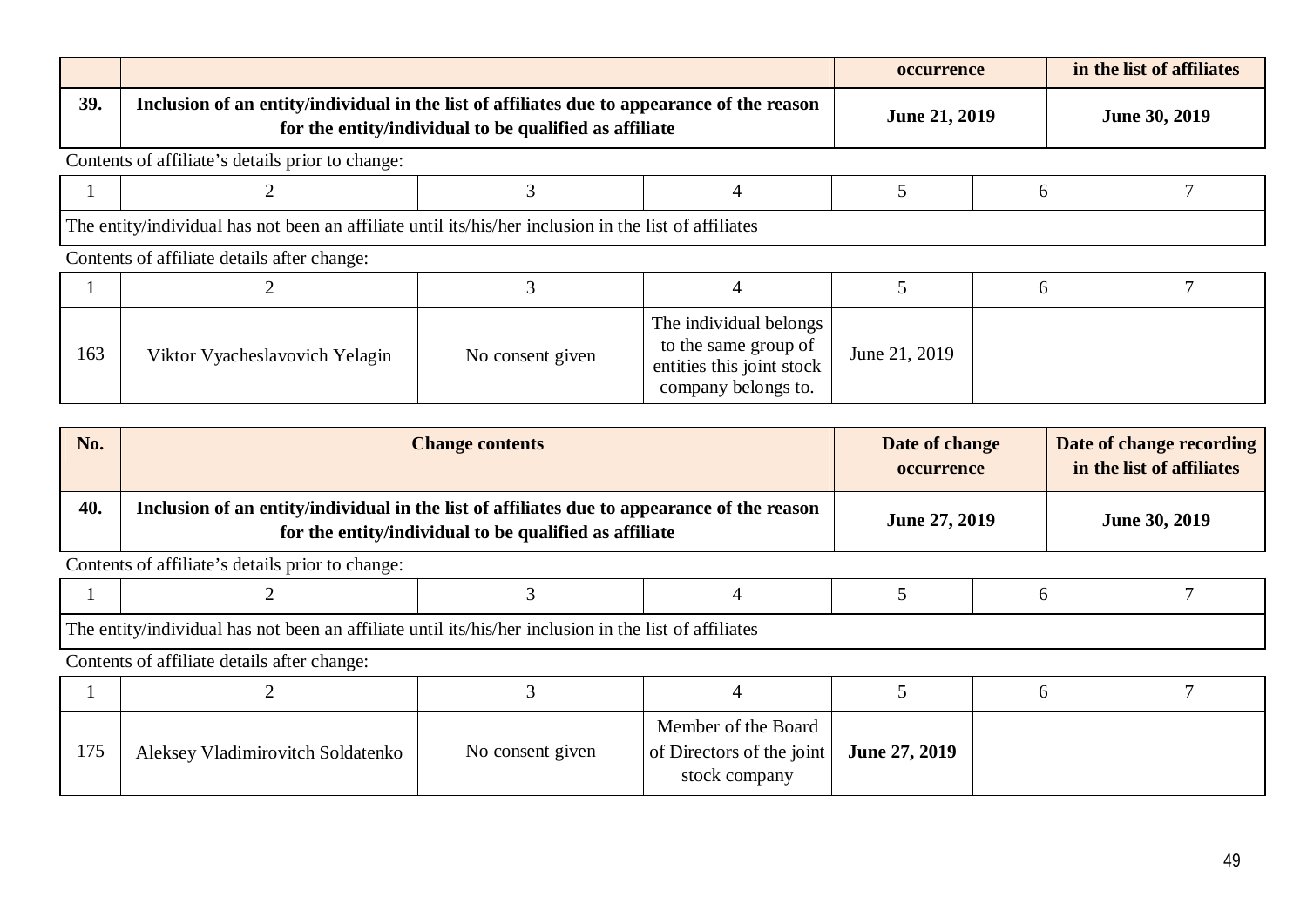| | | occurrence | in the list of affiliates |
|---|---|---|---|
| **39.** | **Inclusion of an entity/individual in the list of affiliates due to appearance of the reason for the entity/individual to be qualified as affiliate** | **June 21, 2019** | **June 30, 2019** |

Contents of affiliate's details prior to change:

| 1 | 2 | 3 | 4 | 5 | 6 | 7 |
|---|---|---|---|---|---|---|
| The entity/individual has not been an affiliate until its/his/her inclusion in the list of affiliates | | | | | | |

Contents of affiliate details after change:

| 1 | 2 | 3 | 4 | 5 | 6 | 7 |
|---|---|---|---|---|---|---|
| 163 | Viktor Vyacheslavovich Yelagin | No consent given | The individual belongs to the same group of entities this joint stock company belongs to. | June 21, 2019 | | |

| No. | Change contents | Date of change occurrence | Date of change recording in the list of affiliates |
|---|---|---|---|
| **40.** | **Inclusion of an entity/individual in the list of affiliates due to appearance of the reason for the entity/individual to be qualified as affiliate** | **June 27, 2019** | **June 30, 2019** |

Contents of affiliate's details prior to change:

| 1 | 2 | 3 | 4 | 5 | 6 | 7 |
|---|---|---|---|---|---|---|
| The entity/individual has not been an affiliate until its/his/her inclusion in the list of affiliates | | | | | | |

Contents of affiliate details after change:

| 1 | 2 | 3 | 4 | 5 | 6 | 7 |
|---|---|---|---|---|---|---|
| 175 | Aleksey Vladimirovitch Soldatenko | No consent given | Member of the Board of Directors of the joint stock company | **June 27, 2019** | | |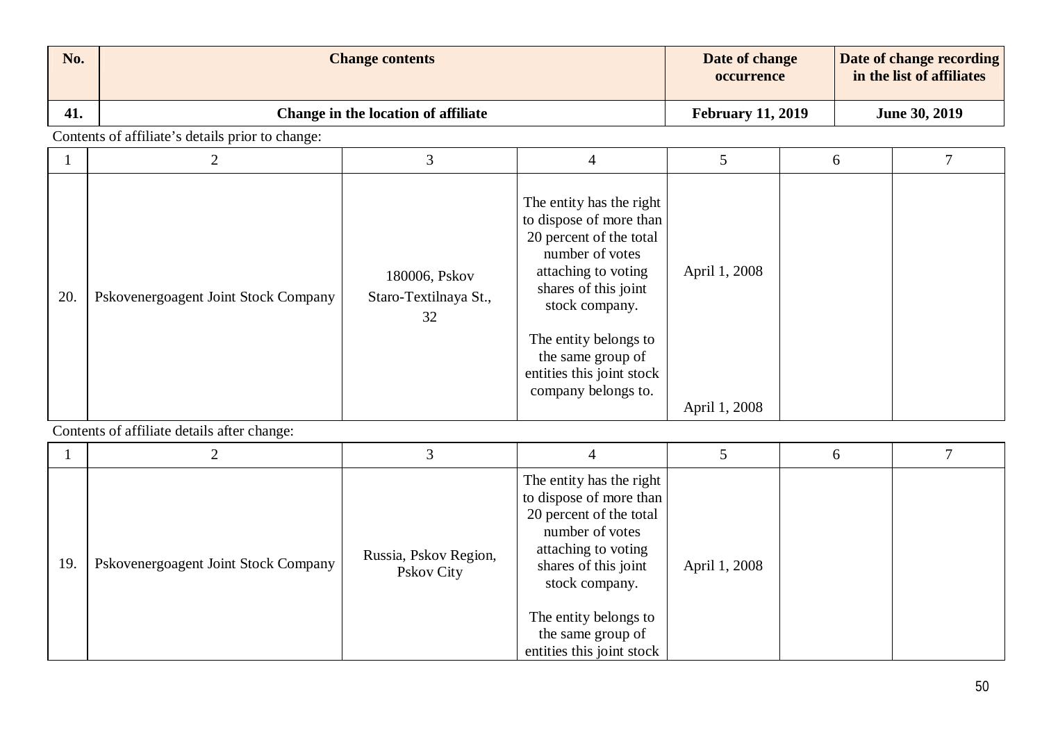| No. | Change contents | Date of change occurrence | Date of change recording in the list of affiliates |
|---|---|---|---|
| 41. | Change in the location of affiliate | February 11, 2019 | June 30, 2019 |

Contents of affiliate's details prior to change:

| 1 | 2 | 3 | 4 | 5 | 6 | 7 |
|---|---|---|---|---|---|---|
| 20. | Pskovenergoagent Joint Stock Company | 180006, Pskov Staro-Textilnaya St., 32 | The entity has the right to dispose of more than 20 percent of the total number of votes attaching to voting shares of this joint stock company.<br><br>The entity belongs to the same group of entities this joint stock company belongs to. | April 1, 2008<br><br>April 1, 2008 | | |

Contents of affiliate details after change:

| 1 | 2 | 3 | 4 | 5 | 6 | 7 |
|---|---|---|---|---|---|---|
| 19. | Pskovenergoagent Joint Stock Company | Russia, Pskov Region, Pskov City | The entity has the right to dispose of more than 20 percent of the total number of votes attaching to voting shares of this joint stock company.<br><br>The entity belongs to the same group of entities this joint stock | April 1, 2008 | | |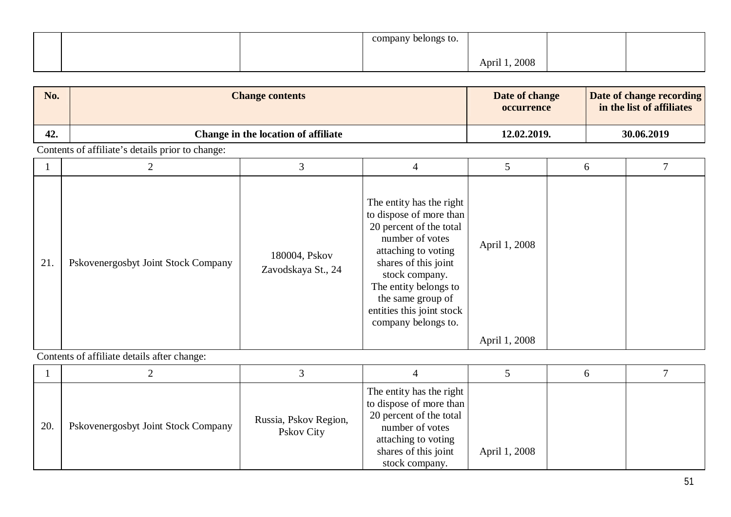| | | | | | | |
|---|---|---|---|---|---|---|
| | | | company belongs to. | April 1, 2008 | | |

| No. | Change contents | Date of change occurrence | Date of change recording in the list of affiliates |
|---|---|---|---|
| 42. | Change in the location of affiliate | 12.02.2019. | 30.06.2019 |

Contents of affiliate's details prior to change:

| 1 | 2 | 3 | 4 | 5 | 6 | 7 |
|---|---|---|---|---|---|---|
| 21. | Pskovenergosbyt Joint Stock Company | 180004, Pskov Zavodskaya St., 24 | The entity has the right to dispose of more than 20 percent of the total number of votes attaching to voting shares of this joint stock company.<br>The entity belongs to the same group of entities this joint stock company belongs to. | April 1, 2008<br><br>April 1, 2008 | | |

Contents of affiliate details after change:

| 1 | 2 | 3 | 4 | 5 | 6 | 7 |
|---|---|---|---|---|---|---|
| 20. | Pskovenergosbyt Joint Stock Company | Russia, Pskov Region, Pskov City | The entity has the right to dispose of more than 20 percent of the total number of votes attaching to voting shares of this joint stock company. | April 1, 2008 | | |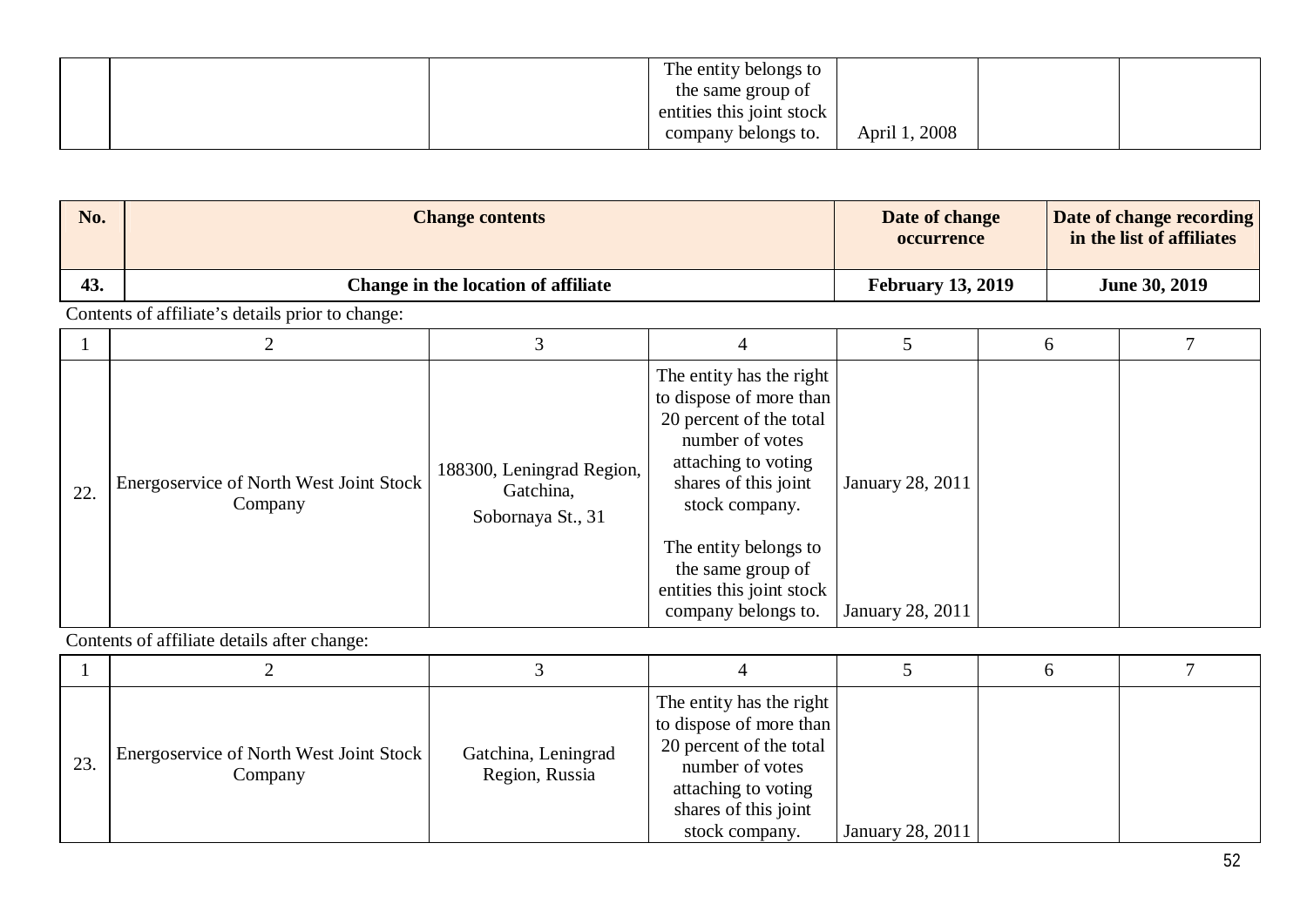| | | | | | | |
|---|---|---|---|---|---|---|
| | | | The entity belongs to the same group of entities this joint stock company belongs to. | April 1, 2008 | | |

| No. | Change contents | Date of change occurrence | Date of change recording in the list of affiliates |
|---|---|---|---|
| 43. | Change in the location of affiliate | February 13, 2019 | June 30, 2019 |

Contents of affiliate's details prior to change:

| 1 | 2 | 3 | 4 | 5 | 6 | 7 |
|---|---|---|---|---|---|---|
| 22. | Energoservice of North West Joint Stock Company | 188300, Leningrad Region, Gatchina, Sobornaya St., 31 | The entity has the right to dispose of more than 20 percent of the total number of votes attaching to voting shares of this joint stock company. | January 28, 2011 | | |
| | | | The entity belongs to the same group of entities this joint stock company belongs to. | January 28, 2011 | | |

Contents of affiliate details after change:

| 1 | 2 | 3 | 4 | 5 | 6 | 7 |
|---|---|---|---|---|---|---|
| 23. | Energoservice of North West Joint Stock Company | Gatchina, Leningrad Region, Russia | The entity has the right to dispose of more than 20 percent of the total number of votes attaching to voting shares of this joint stock company. | January 28, 2011 | | |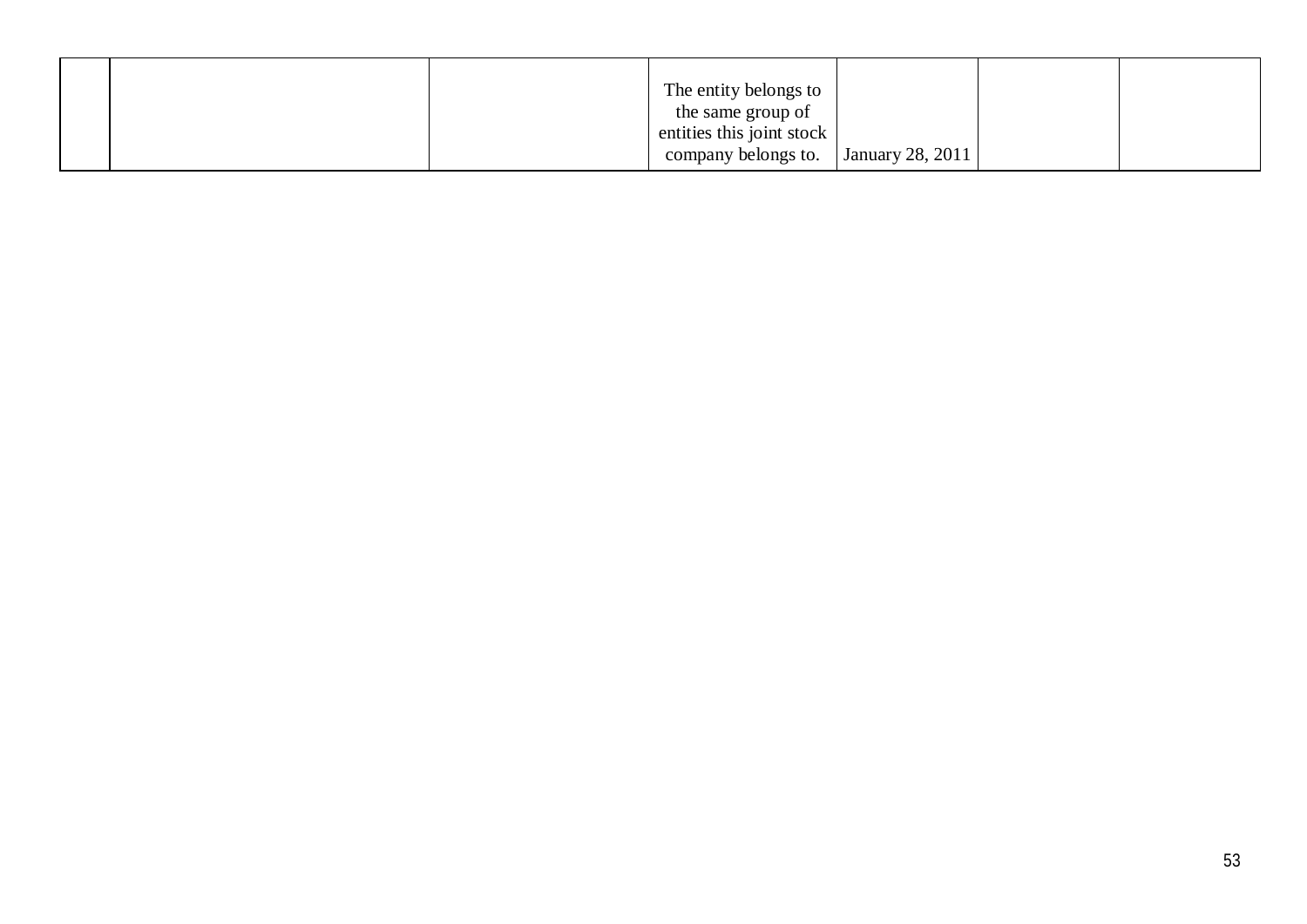| | | | | | | |
|---|---|---|---|---|---|---|
| | | | The entity belongs to the same group of entities this joint stock company belongs to. | January 28, 2011 | | |